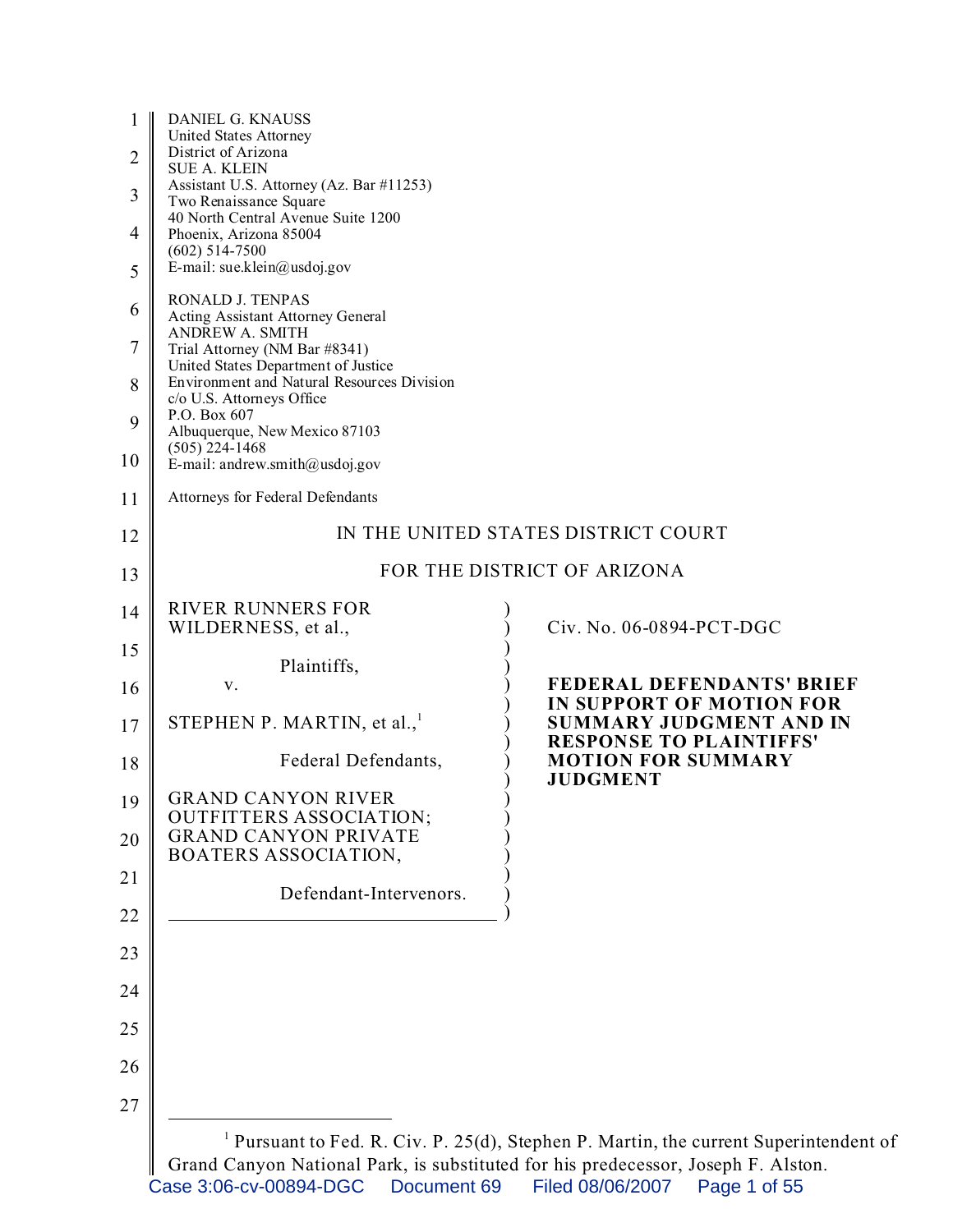DANIEL G. KNAUSS
United States Attorney
District of Arizona
SUE A. KLEIN
Assistant U.S. Attorney (Az. Bar #11253)
Two Renaissance Square
40 North Central Avenue Suite 1200
Phoenix, Arizona 85004
(602) 514-7500
E-mail: sue.klein@usdoj.gov

RONALD J. TENPAS
Acting Assistant Attorney General
ANDREW A. SMITH
Trial Attorney (NM Bar #8341)
United States Department of Justice
Environment and Natural Resources Division
c/o U.S. Attorneys Office
P.O. Box 607
Albuquerque, New Mexico 87103
(505) 224-1468
E-mail: andrew.smith@usdoj.gov

Attorneys for Federal Defendants

IN THE UNITED STATES DISTRICT COURT

FOR THE DISTRICT OF ARIZONA

RIVER RUNNERS FOR WILDERNESS, et al.,

Plaintiffs,

v.

STEPHEN P. MARTIN, et al.,[1]

Federal Defendants,

GRAND CANYON RIVER OUTFITTERS ASSOCIATION; GRAND CANYON PRIVATE BOATERS ASSOCIATION,

Defendant-Intervenors.

Civ. No. 06-0894-PCT-DGC

**FEDERAL DEFENDANTS' BRIEF IN SUPPORT OF MOTION FOR SUMMARY JUDGMENT AND IN RESPONSE TO PLAINTIFFS' MOTION FOR SUMMARY JUDGMENT**

---

[1] Pursuant to Fed. R. Civ. P. 25(d), Stephen P. Martin, the current Superintendent of Grand Canyon National Park, is substituted for his predecessor, Joseph F. Alston.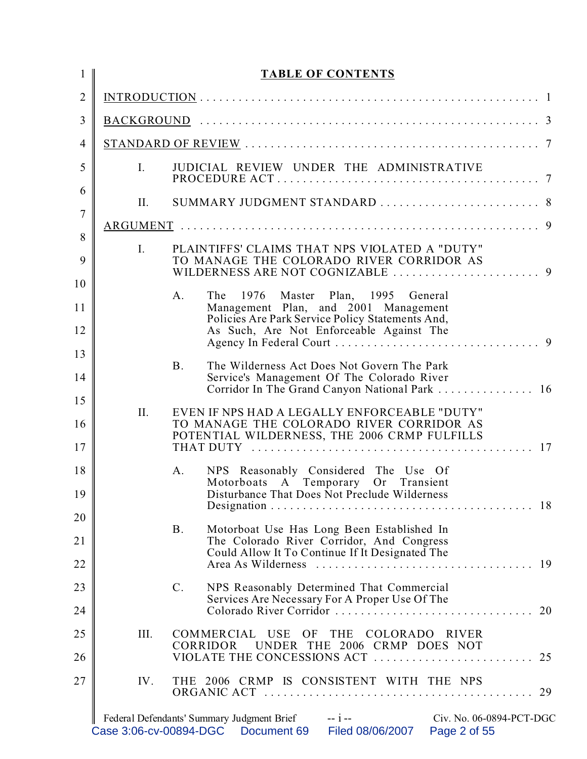# TABLE OF CONTENTS

INTRODUCTION . . . . . . . . . . . . . . . . . . . . . . . . . . . . . . . . . . . . . . . . . . . . . . . . . . . . . 1

BACKGROUND . . . . . . . . . . . . . . . . . . . . . . . . . . . . . . . . . . . . . . . . . . . . . . . . . . . . . 3

STANDARD OF REVIEW . . . . . . . . . . . . . . . . . . . . . . . . . . . . . . . . . . . . . . . . . . . . . . 7

- I. JUDICIAL REVIEW UNDER THE ADMINISTRATIVE PROCEDURE ACT . . . . . . . . . . . . . . . . . . . . . . . . . . . . . . . . . . . . . . . 7
- II. SUMMARY JUDGMENT STANDARD . . . . . . . . . . . . . . . . . . . . . . . . . . 8

ARGUMENT . . . . . . . . . . . . . . . . . . . . . . . . . . . . . . . . . . . . . . . . . . . . . . . . . . . . . . . 9

- I. PLAINTIFFS' CLAIMS THAT NPS VIOLATED A "DUTY" TO MANAGE THE COLORADO RIVER CORRIDOR AS WILDERNESS ARE NOT COGNIZABLE . . . . . . . . . . . . . . . . . . . . . . . 9
  - A. The 1976 Master Plan, 1995 General Management Plan, and 2001 Management Policies Are Park Service Policy Statements And, As Such, Are Not Enforceable Against The Agency In Federal Court . . . . . . . . . . . . . . . . . . . . . . . . . . . . . . . 9
  - B. The Wilderness Act Does Not Govern The Park Service's Management Of The Colorado River Corridor In The Grand Canyon National Park . . . . . . . . . . . . . . . 16
- II. EVEN IF NPS HAD A LEGALLY ENFORCEABLE "DUTY" TO MANAGE THE COLORADO RIVER CORRIDOR AS POTENTIAL WILDERNESS, THE 2006 CRMP FULFILLS THAT DUTY . . . . . . . . . . . . . . . . . . . . . . . . . . . . . . . . . . . . . . . . . . . 17
  - A. NPS Reasonably Considered The Use Of Motorboats A Temporary Or Transient Disturbance That Does Not Preclude Wilderness Designation . . . . . . . . . . . . . . . . . . . . . . . . . . . . . . . . . . . . . . . . 18
  - B. Motorboat Use Has Long Been Established In The Colorado River Corridor, And Congress Could Allow It To Continue If It Designated The Area As Wilderness . . . . . . . . . . . . . . . . . . . . . . . . . . . . . . . . . 19
  - C. NPS Reasonably Determined That Commercial Services Are Necessary For A Proper Use Of The Colorado River Corridor . . . . . . . . . . . . . . . . . . . . . . . . . . . . . . 20
- III. COMMERCIAL USE OF THE COLORADO RIVER CORRIDOR UNDER THE 2006 CRMP DOES NOT VIOLATE THE CONCESSIONS ACT . . . . . . . . . . . . . . . . . . . . . . . . . 25
- IV. THE 2006 CRMP IS CONSISTENT WITH THE NPS ORGANIC ACT . . . . . . . . . . . . . . . . . . . . . . . . . . . . . . . . . . . . . . . . . . 29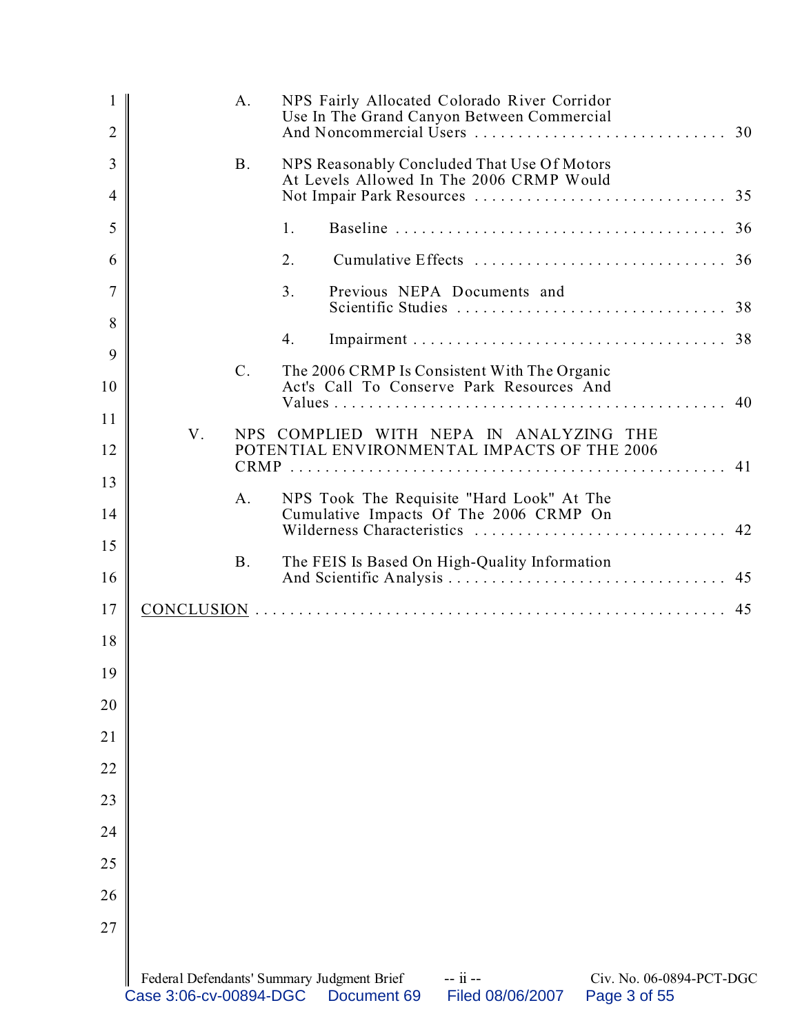A. NPS Fairly Allocated Colorado River Corridor Use In The Grand Canyon Between Commercial And Noncommercial Users . . . . . . . . . . . . . . . . . . . . . . . . . . . . . 30

B. NPS Reasonably Concluded That Use Of Motors At Levels Allowed In The 2006 CRMP Would Not Impair Park Resources . . . . . . . . . . . . . . . . . . . . . . . . . . . . . 35

1. Baseline . . . . . . . . . . . . . . . . . . . . . . . . . . . . . . . . . . . . . . 36

2. Cumulative Effects . . . . . . . . . . . . . . . . . . . . . . . . . . . . . 36

3. Previous NEPA Documents and Scientific Studies . . . . . . . . . . . . . . . . . . . . . . . . . . . . . . . 38

4. Impairment . . . . . . . . . . . . . . . . . . . . . . . . . . . . . . . . . . . 38

C. The 2006 CRMP Is Consistent With The Organic Act's Call To Conserve Park Resources And Values . . . . . . . . . . . . . . . . . . . . . . . . . . . . . . . . . . . . . . . . . . . . . 40

V. NPS COMPLIED WITH NEPA IN ANALYZING THE POTENTIAL ENVIRONMENTAL IMPACTS OF THE 2006 CRMP . . . . . . . . . . . . . . . . . . . . . . . . . . . . . . . . . . . . . . . . . . . . . . . . 41

A. NPS Took The Requisite "Hard Look" At The Cumulative Impacts Of The 2006 CRMP On Wilderness Characteristics . . . . . . . . . . . . . . . . . . . . . . . . . . . . 42

B. The FEIS Is Based On High-Quality Information And Scientific Analysis . . . . . . . . . . . . . . . . . . . . . . . . . . . . . . . . 45

CONCLUSION . . . . . . . . . . . . . . . . . . . . . . . . . . . . . . . . . . . . . . . . . . . . . . . . . . . . 45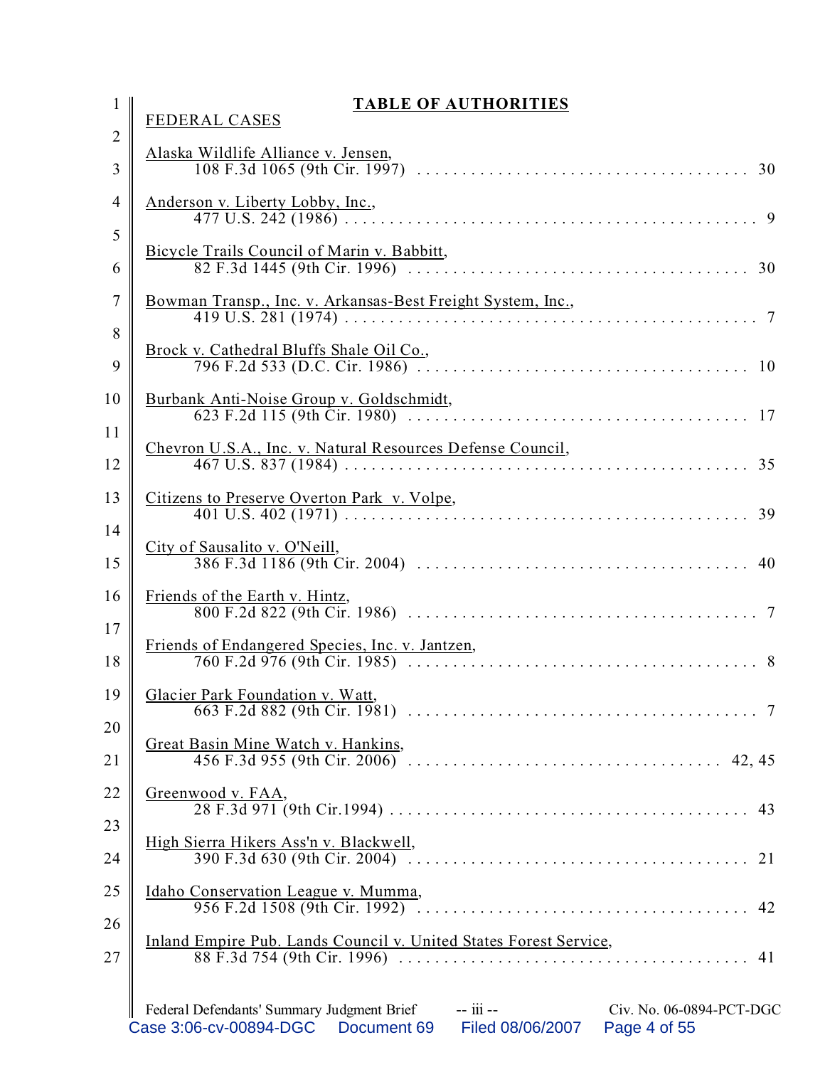## TABLE OF AUTHORITIES

FEDERAL CASES

Alaska Wildlife Alliance v. Jensen,
108 F.3d 1065 (9th Cir. 1997) . . . . . . . . . . . . . . . . . . . . . . . . . . . . . . . . . . 30

Anderson v. Liberty Lobby, Inc.,
477 U.S. 242 (1986) . . . . . . . . . . . . . . . . . . . . . . . . . . . . . . . . . . . . . . . . . . 9

Bicycle Trails Council of Marin v. Babbitt,
82 F.3d 1445 (9th Cir. 1996) . . . . . . . . . . . . . . . . . . . . . . . . . . . . . . . . . . 30

Bowman Transp., Inc. v. Arkansas-Best Freight System, Inc.,
419 U.S. 281 (1974) . . . . . . . . . . . . . . . . . . . . . . . . . . . . . . . . . . . . . . . . . 7

Brock v. Cathedral Bluffs Shale Oil Co.,
796 F.2d 533 (D.C. Cir. 1986) . . . . . . . . . . . . . . . . . . . . . . . . . . . . . . . . . 10

Burbank Anti-Noise Group v. Goldschmidt,
623 F.2d 115 (9th Cir. 1980) . . . . . . . . . . . . . . . . . . . . . . . . . . . . . . . . . . 17

Chevron U.S.A., Inc. v. Natural Resources Defense Council,
467 U.S. 837 (1984) . . . . . . . . . . . . . . . . . . . . . . . . . . . . . . . . . . . . . . . . . 35

Citizens to Preserve Overton Park v. Volpe,
401 U.S. 402 (1971) . . . . . . . . . . . . . . . . . . . . . . . . . . . . . . . . . . . . . . . . . 39

City of Sausalito v. O'Neill,
386 F.3d 1186 (9th Cir. 2004) . . . . . . . . . . . . . . . . . . . . . . . . . . . . . . . . . . 40

Friends of the Earth v. Hintz,
800 F.2d 822 (9th Cir. 1986) . . . . . . . . . . . . . . . . . . . . . . . . . . . . . . . . . . . 7

Friends of Endangered Species, Inc. v. Jantzen,
760 F.2d 976 (9th Cir. 1985) . . . . . . . . . . . . . . . . . . . . . . . . . . . . . . . . . . . 8

Glacier Park Foundation v. Watt,
663 F.2d 882 (9th Cir. 1981) . . . . . . . . . . . . . . . . . . . . . . . . . . . . . . . . . . . 7

Great Basin Mine Watch v. Hankins,
456 F.3d 955 (9th Cir. 2006) . . . . . . . . . . . . . . . . . . . . . . . . . . . . . . . . 42, 45

Greenwood v. FAA,
28 F.3d 971 (9th Cir.1994) . . . . . . . . . . . . . . . . . . . . . . . . . . . . . . . . . . . . 43

High Sierra Hikers Ass'n v. Blackwell,
390 F.3d 630 (9th Cir. 2004) . . . . . . . . . . . . . . . . . . . . . . . . . . . . . . . . . . 21

Idaho Conservation League v. Mumma,
956 F.2d 1508 (9th Cir. 1992) . . . . . . . . . . . . . . . . . . . . . . . . . . . . . . . . . . 42

Inland Empire Pub. Lands Council v. United States Forest Service,
88 F.3d 754 (9th Cir. 1996) . . . . . . . . . . . . . . . . . . . . . . . . . . . . . . . . . . . 41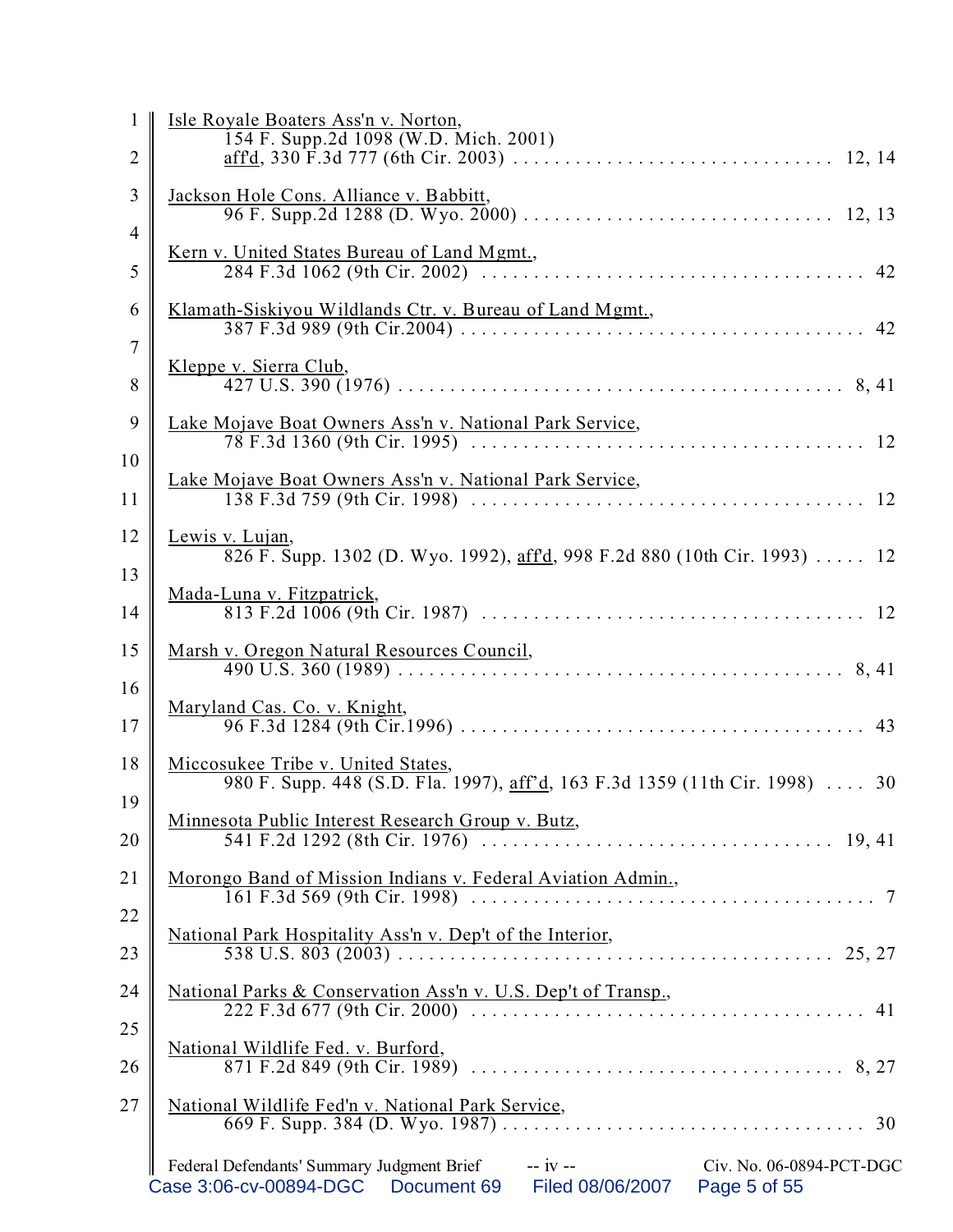Isle Royale Boaters Ass'n v. Norton,
154 F. Supp.2d 1098 (W.D. Mich. 2001)
aff'd, 330 F.3d 777 (6th Cir. 2003) . . . . . . . . . . . . . . . . . . . . . . . . . . . . . . 12, 14

Jackson Hole Cons. Alliance v. Babbitt,
96 F. Supp.2d 1288 (D. Wyo. 2000) . . . . . . . . . . . . . . . . . . . . . . . . . . . . . 12, 13

Kern v. United States Bureau of Land Mgmt.,
284 F.3d 1062 (9th Cir. 2002) . . . . . . . . . . . . . . . . . . . . . . . . . . . . . . . . . . . . 42

Klamath-Siskiyou Wildlands Ctr. v. Bureau of Land Mgmt.,
387 F.3d 989 (9th Cir.2004) . . . . . . . . . . . . . . . . . . . . . . . . . . . . . . . . . . . . . . 42

Kleppe v. Sierra Club,
427 U.S. 390 (1976) . . . . . . . . . . . . . . . . . . . . . . . . . . . . . . . . . . . . . . . . . . 8, 41

Lake Mojave Boat Owners Ass'n v. National Park Service,
78 F.3d 1360 (9th Cir. 1995) . . . . . . . . . . . . . . . . . . . . . . . . . . . . . . . . . . . . . 12

Lake Mojave Boat Owners Ass'n v. National Park Service,
138 F.3d 759 (9th Cir. 1998) . . . . . . . . . . . . . . . . . . . . . . . . . . . . . . . . . . . . . 12

Lewis v. Lujan,
826 F. Supp. 1302 (D. Wyo. 1992), aff'd, 998 F.2d 880 (10th Cir. 1993) . . . . . 12

Mada-Luna v. Fitzpatrick,
813 F.2d 1006 (9th Cir. 1987) . . . . . . . . . . . . . . . . . . . . . . . . . . . . . . . . . . . . 12

Marsh v. Oregon Natural Resources Council,
490 U.S. 360 (1989) . . . . . . . . . . . . . . . . . . . . . . . . . . . . . . . . . . . . . . . . . . 8, 41

Maryland Cas. Co. v. Knight,
96 F.3d 1284 (9th Cir.1996) . . . . . . . . . . . . . . . . . . . . . . . . . . . . . . . . . . . . . . 43

Miccosukee Tribe v. United States,
980 F. Supp. 448 (S.D. Fla. 1997), aff'd, 163 F.3d 1359 (11th Cir. 1998) . . . . 30

Minnesota Public Interest Research Group v. Butz,
541 F.2d 1292 (8th Cir. 1976) . . . . . . . . . . . . . . . . . . . . . . . . . . . . . . . . . 19, 41

Morongo Band of Mission Indians v. Federal Aviation Admin.,
161 F.3d 569 (9th Cir. 1998) . . . . . . . . . . . . . . . . . . . . . . . . . . . . . . . . . . . . . . 7

National Park Hospitality Ass'n v. Dep't of the Interior,
538 U.S. 803 (2003) . . . . . . . . . . . . . . . . . . . . . . . . . . . . . . . . . . . . . . . . . 25, 27

National Parks & Conservation Ass'n v. U.S. Dep't of Transp.,
222 F.3d 677 (9th Cir. 2000) . . . . . . . . . . . . . . . . . . . . . . . . . . . . . . . . . . . . . 41

National Wildlife Fed. v. Burford,
871 F.2d 849 (9th Cir. 1989) . . . . . . . . . . . . . . . . . . . . . . . . . . . . . . . . . . . 8, 27

National Wildlife Fed'n v. National Park Service,
669 F. Supp. 384 (D. Wyo. 1987) . . . . . . . . . . . . . . . . . . . . . . . . . . . . . . . . . . 30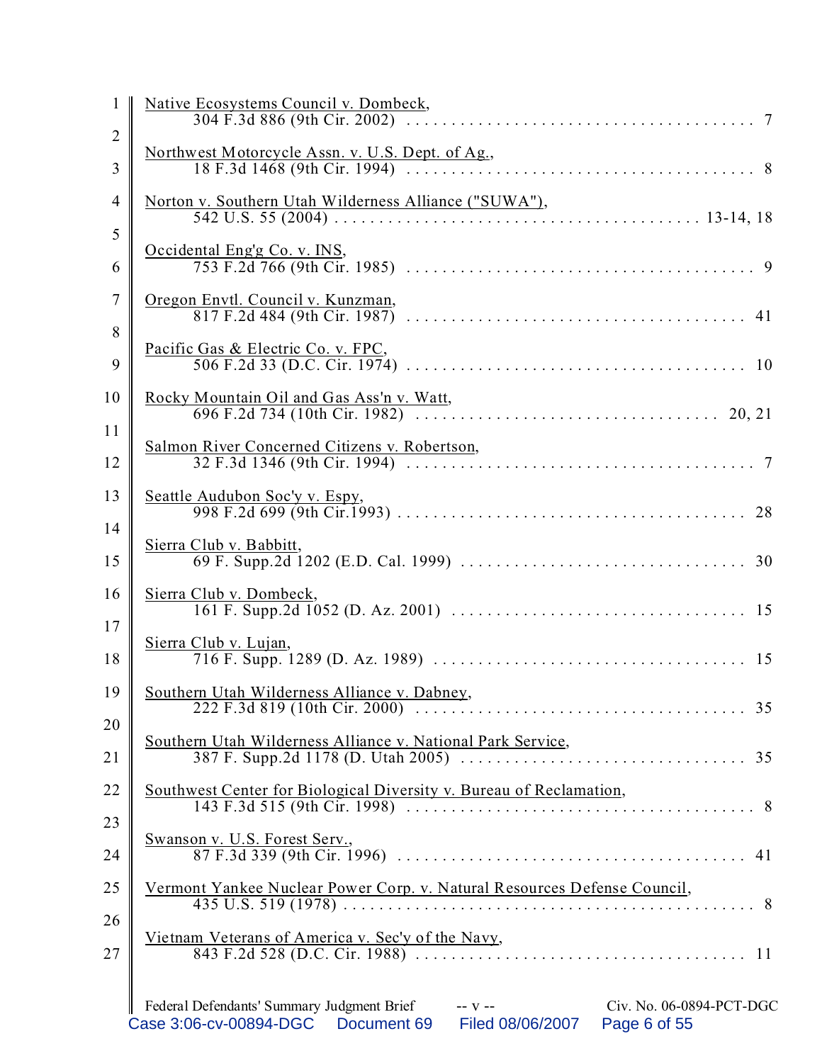Native Ecosystems Council v. Dombeck,
304 F.3d 886 (9th Cir. 2002) . . . . . . . . . . . . . . . . . . . . . . . . . . . . . . . . . . . . . 7

Northwest Motorcycle Assn. v. U.S. Dept. of Ag.,
18 F.3d 1468 (9th Cir. 1994) . . . . . . . . . . . . . . . . . . . . . . . . . . . . . . . . . . . . . 8

Norton v. Southern Utah Wilderness Alliance ("SUWA"),
542 U.S. 55 (2004) . . . . . . . . . . . . . . . . . . . . . . . . . . . . . . . . . . . . . . . 13-14, 18

Occidental Eng'g Co. v. INS,
753 F.2d 766 (9th Cir. 1985) . . . . . . . . . . . . . . . . . . . . . . . . . . . . . . . . . . . . . 9

Oregon Envtl. Council v. Kunzman,
817 F.2d 484 (9th Cir. 1987) . . . . . . . . . . . . . . . . . . . . . . . . . . . . . . . . . . . . 41

Pacific Gas & Electric Co. v. FPC,
506 F.2d 33 (D.C. Cir. 1974) . . . . . . . . . . . . . . . . . . . . . . . . . . . . . . . . . . . . 10

Rocky Mountain Oil and Gas Ass'n v. Watt,
696 F.2d 734 (10th Cir. 1982) . . . . . . . . . . . . . . . . . . . . . . . . . . . . . . . . 20, 21

Salmon River Concerned Citizens v. Robertson,
32 F.3d 1346 (9th Cir. 1994) . . . . . . . . . . . . . . . . . . . . . . . . . . . . . . . . . . . . . 7

Seattle Audubon Soc'y v. Espy,
998 F.2d 699 (9th Cir.1993) . . . . . . . . . . . . . . . . . . . . . . . . . . . . . . . . . . . . . 28

Sierra Club v. Babbitt,
69 F. Supp.2d 1202 (E.D. Cal. 1999) . . . . . . . . . . . . . . . . . . . . . . . . . . . . . . . 30

Sierra Club v. Dombeck,
161 F. Supp.2d 1052 (D. Az. 2001) . . . . . . . . . . . . . . . . . . . . . . . . . . . . . . . . 15

Sierra Club v. Lujan,
716 F. Supp. 1289 (D. Az. 1989) . . . . . . . . . . . . . . . . . . . . . . . . . . . . . . . . . . 15

Southern Utah Wilderness Alliance v. Dabney,
222 F.3d 819 (10th Cir. 2000) . . . . . . . . . . . . . . . . . . . . . . . . . . . . . . . . . . . . 35

Southern Utah Wilderness Alliance v. National Park Service,
387 F. Supp.2d 1178 (D. Utah 2005) . . . . . . . . . . . . . . . . . . . . . . . . . . . . . . . 35

Southwest Center for Biological Diversity v. Bureau of Reclamation,
143 F.3d 515 (9th Cir. 1998) . . . . . . . . . . . . . . . . . . . . . . . . . . . . . . . . . . . . . 8

Swanson v. U.S. Forest Serv.,
87 F.3d 339 (9th Cir. 1996) . . . . . . . . . . . . . . . . . . . . . . . . . . . . . . . . . . . . . 41

Vermont Yankee Nuclear Power Corp. v. Natural Resources Defense Council,
435 U.S. 519 (1978) . . . . . . . . . . . . . . . . . . . . . . . . . . . . . . . . . . . . . . . . . . . 8

Vietnam Veterans of America v. Sec'y of the Navy,
843 F.2d 528 (D.C. Cir. 1988) . . . . . . . . . . . . . . . . . . . . . . . . . . . . . . . . . . . . 11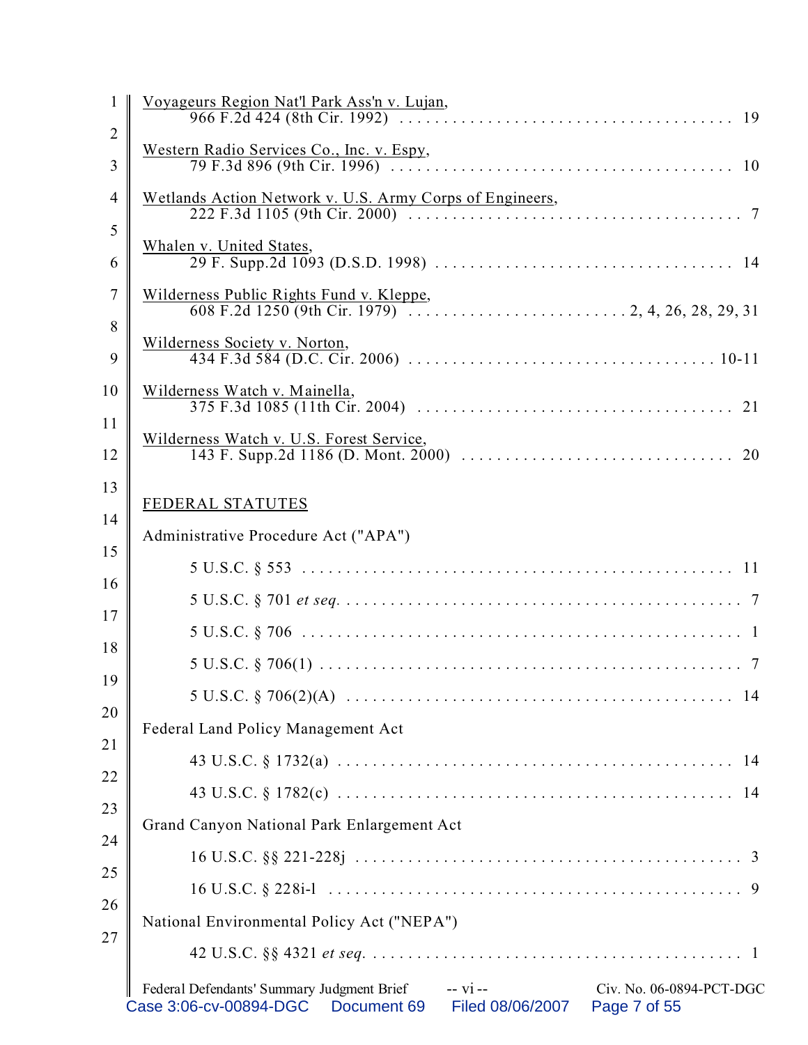Voyageurs Region Nat'l Park Ass'n v. Lujan,
966 F.2d 424 (8th Cir. 1992) . . . . . . . . . . . . . . . . . . . . . . . . . . . . . . . . . . . . . 19

Western Radio Services Co., Inc. v. Espy,
79 F.3d 896 (9th Cir. 1996) . . . . . . . . . . . . . . . . . . . . . . . . . . . . . . . . . . . . . . 10

Wetlands Action Network v. U.S. Army Corps of Engineers,
222 F.3d 1105 (9th Cir. 2000) . . . . . . . . . . . . . . . . . . . . . . . . . . . . . . . . . . . . . 7

Whalen v. United States,
29 F. Supp.2d 1093 (D.S.D. 1998) . . . . . . . . . . . . . . . . . . . . . . . . . . . . . . . . . 14

Wilderness Public Rights Fund v. Kleppe,
608 F.2d 1250 (9th Cir. 1979) . . . . . . . . . . . . . . . . . . . . . . . . . 2, 4, 26, 28, 29, 31

Wilderness Society v. Norton,
434 F.3d 584 (D.C. Cir. 2006) . . . . . . . . . . . . . . . . . . . . . . . . . . . . . . . . . . . 10-11

Wilderness Watch v. Mainella,
375 F.3d 1085 (11th Cir. 2004) . . . . . . . . . . . . . . . . . . . . . . . . . . . . . . . . . . . . 21

Wilderness Watch v. U.S. Forest Service,
143 F. Supp.2d 1186 (D. Mont. 2000) . . . . . . . . . . . . . . . . . . . . . . . . . . . . . . 20

FEDERAL STATUTES

Administrative Procedure Act ("APA")

5 U.S.C. § 553 . . . . . . . . . . . . . . . . . . . . . . . . . . . . . . . . . . . . . . . . . . . . . . . . 11

5 U.S.C. § 701 *et seq.* . . . . . . . . . . . . . . . . . . . . . . . . . . . . . . . . . . . . . . . . . . . . 7

5 U.S.C. § 706 . . . . . . . . . . . . . . . . . . . . . . . . . . . . . . . . . . . . . . . . . . . . . . . . . 1

5 U.S.C. § 706(1) . . . . . . . . . . . . . . . . . . . . . . . . . . . . . . . . . . . . . . . . . . . . . . . 7

5 U.S.C. § 706(2)(A) . . . . . . . . . . . . . . . . . . . . . . . . . . . . . . . . . . . . . . . . . . . 14

Federal Land Policy Management Act

43 U.S.C. § 1732(a) . . . . . . . . . . . . . . . . . . . . . . . . . . . . . . . . . . . . . . . . . . . 14

43 U.S.C. § 1782(c) . . . . . . . . . . . . . . . . . . . . . . . . . . . . . . . . . . . . . . . . . . . 14

Grand Canyon National Park Enlargement Act

16 U.S.C. §§ 221-228j . . . . . . . . . . . . . . . . . . . . . . . . . . . . . . . . . . . . . . . . . . . 3

16 U.S.C. § 228i-1 . . . . . . . . . . . . . . . . . . . . . . . . . . . . . . . . . . . . . . . . . . . . . . 9

National Environmental Policy Act ("NEPA")

42 U.S.C. §§ 4321 *et seq.* . . . . . . . . . . . . . . . . . . . . . . . . . . . . . . . . . . . . . . . . . 1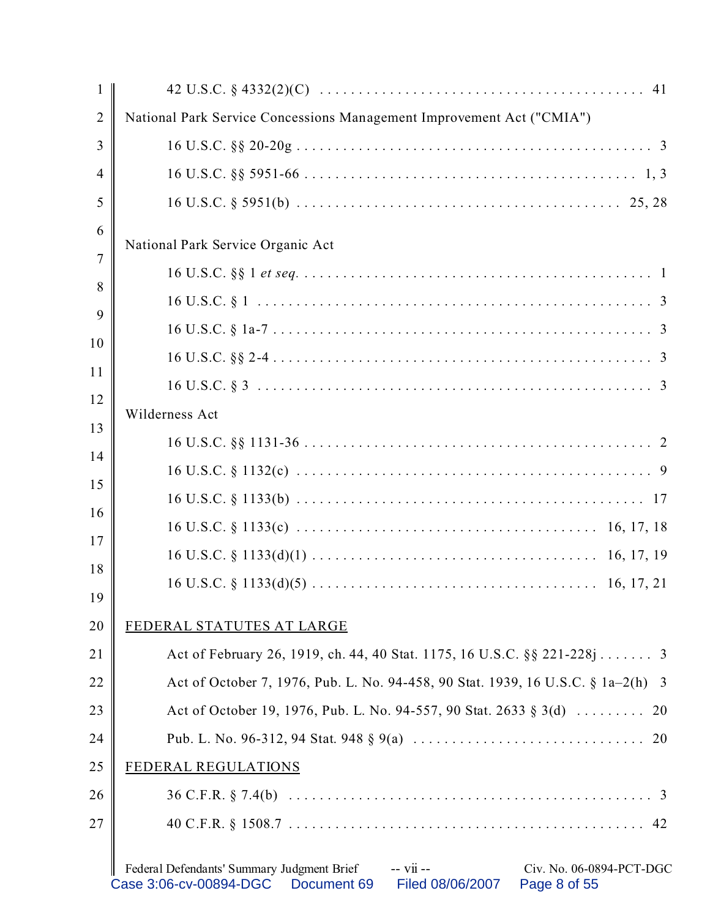42 U.S.C. § 4332(2)(C) . . . . . . . . . . . . . . . . . . . . . . . . . . . . . . . . . . . . . . . . . 41

National Park Service Concessions Management Improvement Act ("CMIA")

16 U.S.C. §§ 20-20g . . . . . . . . . . . . . . . . . . . . . . . . . . . . . . . . . . . . . . . . . . . . . 3

16 U.S.C. §§ 5951-66 . . . . . . . . . . . . . . . . . . . . . . . . . . . . . . . . . . . . . . . . . . 1, 3

16 U.S.C. § 5951(b) . . . . . . . . . . . . . . . . . . . . . . . . . . . . . . . . . . . . . . . . 25, 28

National Park Service Organic Act

16 U.S.C. §§ 1 *et seq.* . . . . . . . . . . . . . . . . . . . . . . . . . . . . . . . . . . . . . . . . . . . . 1

16 U.S.C. § 1 . . . . . . . . . . . . . . . . . . . . . . . . . . . . . . . . . . . . . . . . . . . . . . . . . . 3

16 U.S.C. § 1a-7 . . . . . . . . . . . . . . . . . . . . . . . . . . . . . . . . . . . . . . . . . . . . . . . . 3

16 U.S.C. §§ 2-4 . . . . . . . . . . . . . . . . . . . . . . . . . . . . . . . . . . . . . . . . . . . . . . . . 3

16 U.S.C. § 3 . . . . . . . . . . . . . . . . . . . . . . . . . . . . . . . . . . . . . . . . . . . . . . . . . . 3

Wilderness Act

16 U.S.C. §§ 1131-36 . . . . . . . . . . . . . . . . . . . . . . . . . . . . . . . . . . . . . . . . . . . . 2

16 U.S.C. § 1132(c) . . . . . . . . . . . . . . . . . . . . . . . . . . . . . . . . . . . . . . . . . . . . . 9

16 U.S.C. § 1133(b) . . . . . . . . . . . . . . . . . . . . . . . . . . . . . . . . . . . . . . . . . . . . 17

16 U.S.C. § 1133(c) . . . . . . . . . . . . . . . . . . . . . . . . . . . . . . . . . . . . . 16, 17, 18

16 U.S.C. § 1133(d)(1) . . . . . . . . . . . . . . . . . . . . . . . . . . . . . . . . . . . 16, 17, 19

16 U.S.C. § 1133(d)(5) . . . . . . . . . . . . . . . . . . . . . . . . . . . . . . . . . . . 16, 17, 21

FEDERAL STATUTES AT LARGE

Act of February 26, 1919, ch. 44, 40 Stat. 1175, 16 U.S.C. §§ 221-228j . . . . . . . 3

Act of October 7, 1976, Pub. L. No. 94-458, 90 Stat. 1939, 16 U.S.C. § 1a–2(h) 3

Act of October 19, 1976, Pub. L. No. 94-557, 90 Stat. 2633 § 3(d) . . . . . . . . . 20

Pub. L. No. 96-312, 94 Stat. 948 § 9(a) . . . . . . . . . . . . . . . . . . . . . . . . . . . . . 20

FEDERAL REGULATIONS

36 C.F.R. § 7.4(b) . . . . . . . . . . . . . . . . . . . . . . . . . . . . . . . . . . . . . . . . . . . . . . . 3

40 C.F.R. § 1508.7 . . . . . . . . . . . . . . . . . . . . . . . . . . . . . . . . . . . . . . . . . . . . . 42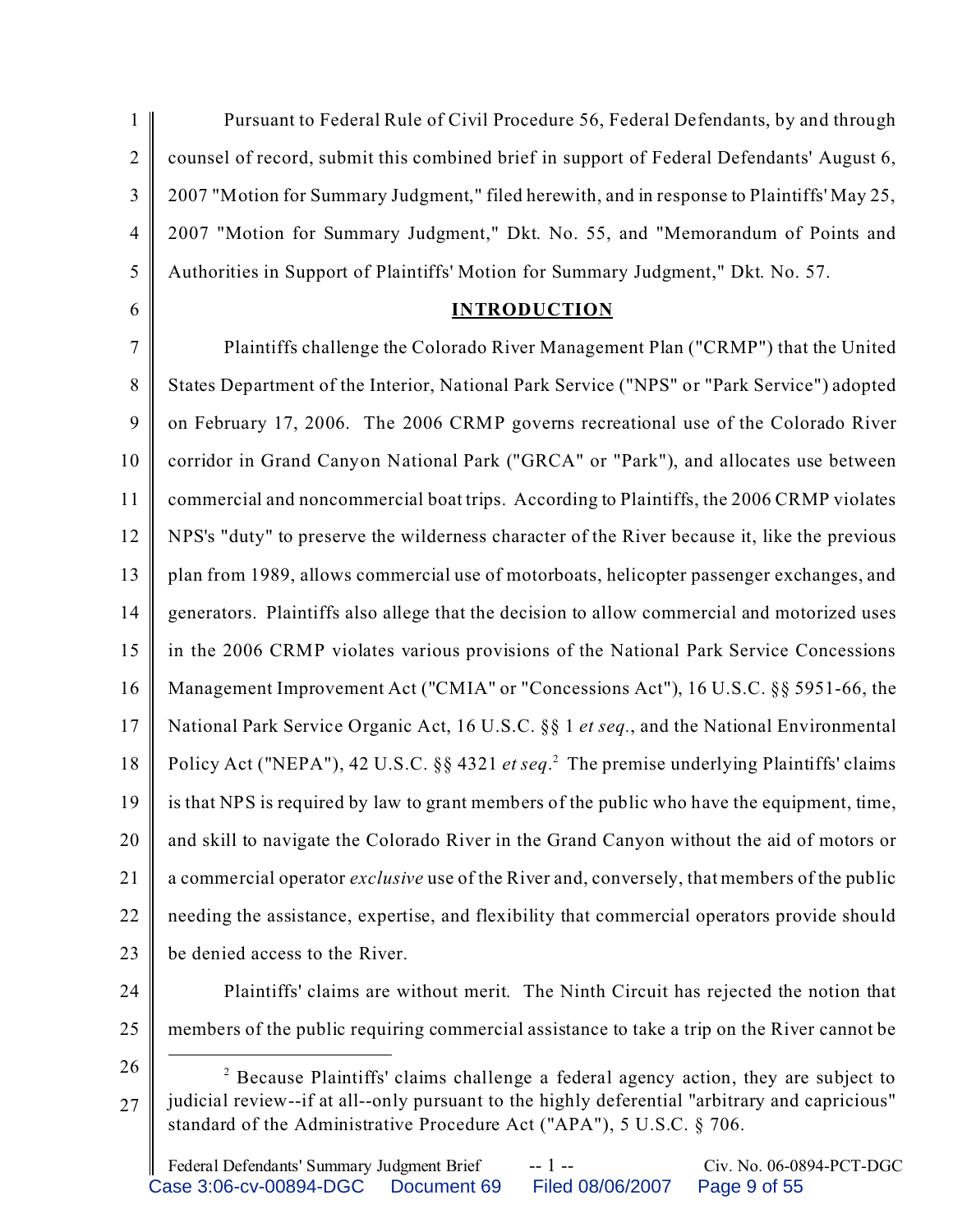Pursuant to Federal Rule of Civil Procedure 56, Federal Defendants, by and through counsel of record, submit this combined brief in support of Federal Defendants' August 6, 2007 "Motion for Summary Judgment," filed herewith, and in response to Plaintiffs' May 25, 2007 "Motion for Summary Judgment," Dkt. No. 55, and "Memorandum of Points and Authorities in Support of Plaintiffs' Motion for Summary Judgment," Dkt. No. 57.

## INTRODUCTION

Plaintiffs challenge the Colorado River Management Plan ("CRMP") that the United States Department of the Interior, National Park Service ("NPS" or "Park Service") adopted on February 17, 2006. The 2006 CRMP governs recreational use of the Colorado River corridor in Grand Canyon National Park ("GRCA" or "Park"), and allocates use between commercial and noncommercial boat trips. According to Plaintiffs, the 2006 CRMP violates NPS's "duty" to preserve the wilderness character of the River because it, like the previous plan from 1989, allows commercial use of motorboats, helicopter passenger exchanges, and generators. Plaintiffs also allege that the decision to allow commercial and motorized uses in the 2006 CRMP violates various provisions of the National Park Service Concessions Management Improvement Act ("CMIA" or "Concessions Act"), 16 U.S.C. §§ 5951-66, the National Park Service Organic Act, 16 U.S.C. §§ 1 *et seq.*, and the National Environmental Policy Act ("NEPA"), 42 U.S.C. §§ 4321 *et seq.*[2] The premise underlying Plaintiffs' claims is that NPS is required by law to grant members of the public who have the equipment, time, and skill to navigate the Colorado River in the Grand Canyon without the aid of motors or a commercial operator *exclusive* use of the River and, conversely, that members of the public needing the assistance, expertise, and flexibility that commercial operators provide should be denied access to the River.

Plaintiffs' claims are without merit. The Ninth Circuit has rejected the notion that members of the public requiring commercial assistance to take a trip on the River cannot be

---

[2] Because Plaintiffs' claims challenge a federal agency action, they are subject to judicial review--if at all--only pursuant to the highly deferential "arbitrary and capricious" standard of the Administrative Procedure Act ("APA"), 5 U.S.C. § 706.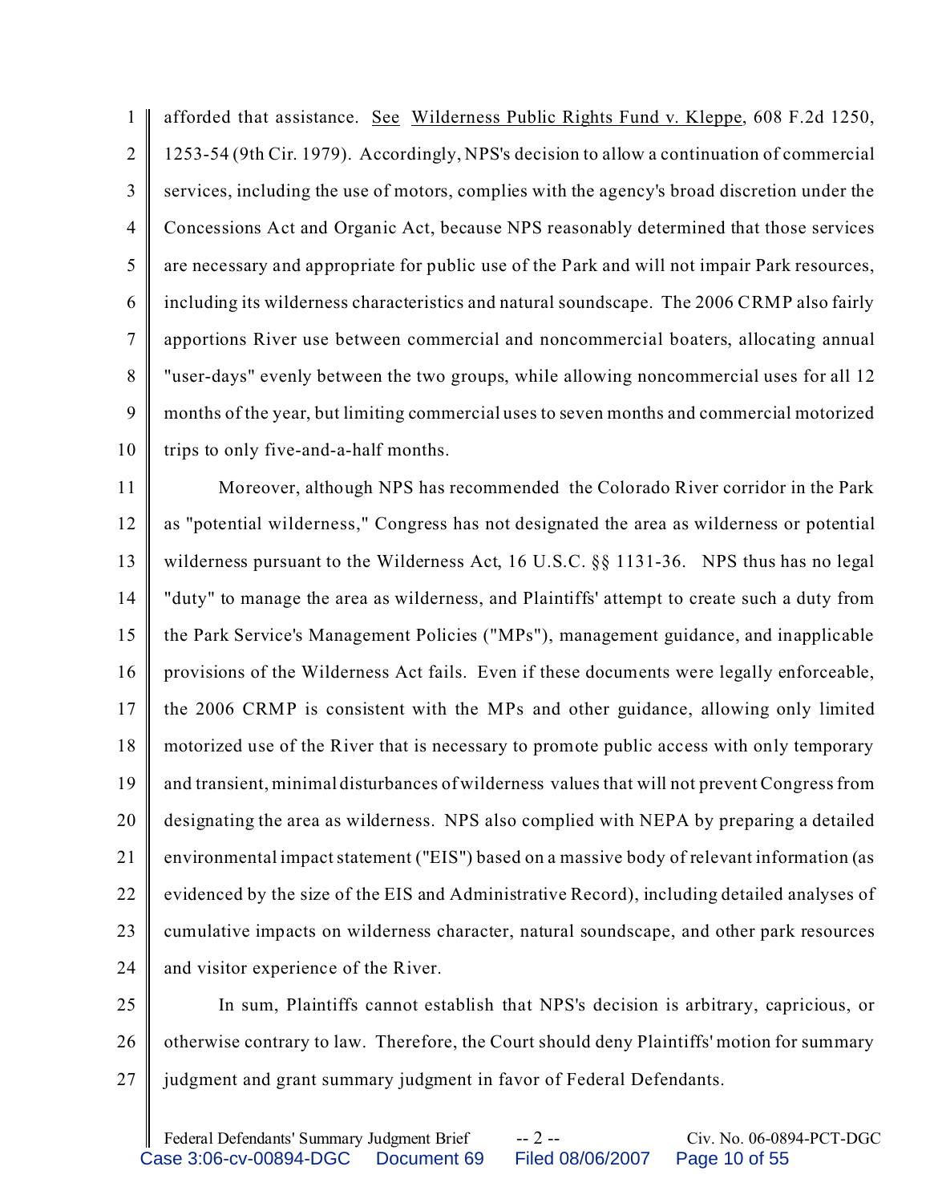afforded that assistance. See Wilderness Public Rights Fund v. Kleppe, 608 F.2d 1250, 1253-54 (9th Cir. 1979). Accordingly, NPS's decision to allow a continuation of commercial services, including the use of motors, complies with the agency's broad discretion under the Concessions Act and Organic Act, because NPS reasonably determined that those services are necessary and appropriate for public use of the Park and will not impair Park resources, including its wilderness characteristics and natural soundscape. The 2006 CRMP also fairly apportions River use between commercial and noncommercial boaters, allocating annual "user-days" evenly between the two groups, while allowing noncommercial uses for all 12 months of the year, but limiting commercial uses to seven months and commercial motorized trips to only five-and-a-half months.

Moreover, although NPS has recommended the Colorado River corridor in the Park as "potential wilderness," Congress has not designated the area as wilderness or potential wilderness pursuant to the Wilderness Act, 16 U.S.C. §§ 1131-36. NPS thus has no legal "duty" to manage the area as wilderness, and Plaintiffs' attempt to create such a duty from the Park Service's Management Policies ("MPs"), management guidance, and inapplicable provisions of the Wilderness Act fails. Even if these documents were legally enforceable, the 2006 CRMP is consistent with the MPs and other guidance, allowing only limited motorized use of the River that is necessary to promote public access with only temporary and transient, minimal disturbances of wilderness values that will not prevent Congress from designating the area as wilderness. NPS also complied with NEPA by preparing a detailed environmental impact statement ("EIS") based on a massive body of relevant information (as evidenced by the size of the EIS and Administrative Record), including detailed analyses of cumulative impacts on wilderness character, natural soundscape, and other park resources and visitor experience of the River.

In sum, Plaintiffs cannot establish that NPS's decision is arbitrary, capricious, or otherwise contrary to law. Therefore, the Court should deny Plaintiffs' motion for summary judgment and grant summary judgment in favor of Federal Defendants.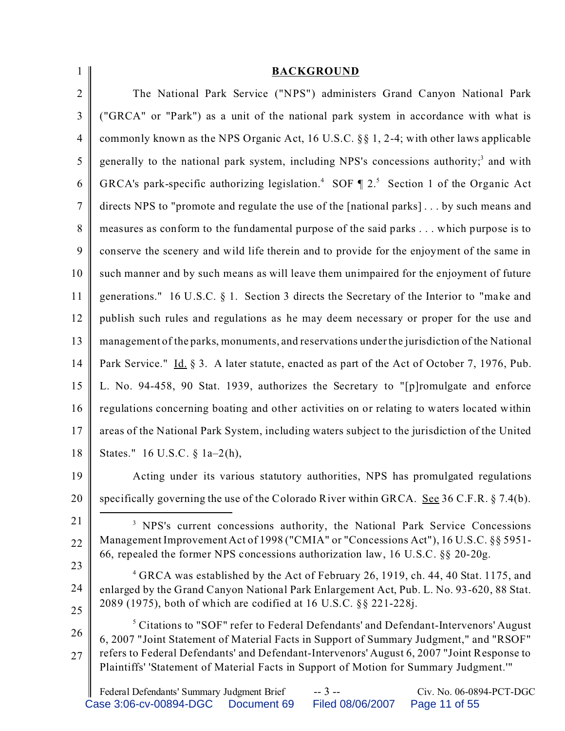## BACKGROUND

The National Park Service ("NPS") administers Grand Canyon National Park ("GRCA" or "Park") as a unit of the national park system in accordance with what is commonly known as the NPS Organic Act, 16 U.S.C. §§ 1, 2-4; with other laws applicable generally to the national park system, including NPS's concessions authority;[3] and with GRCA's park-specific authorizing legislation.[4] SOF ¶ 2.[5] Section 1 of the Organic Act directs NPS to "promote and regulate the use of the [national parks] . . . by such means and measures as conform to the fundamental purpose of the said parks . . . which purpose is to conserve the scenery and wild life therein and to provide for the enjoyment of the same in such manner and by such means as will leave them unimpaired for the enjoyment of future generations." 16 U.S.C. § 1. Section 3 directs the Secretary of the Interior to "make and publish such rules and regulations as he may deem necessary or proper for the use and management of the parks, monuments, and reservations under the jurisdiction of the National Park Service." Id. § 3. A later statute, enacted as part of the Act of October 7, 1976, Pub. L. No. 94-458, 90 Stat. 1939, authorizes the Secretary to "[p]romulgate and enforce regulations concerning boating and other activities on or relating to waters located within areas of the National Park System, including waters subject to the jurisdiction of the United States." 16 U.S.C. § 1a–2(h),

Acting under its various statutory authorities, NPS has promulgated regulations specifically governing the use of the Colorado River within GRCA. See 36 C.F.R. § 7.4(b).

---

[3] NPS's current concessions authority, the National Park Service Concessions Management Improvement Act of 1998 ("CMIA" or "Concessions Act"), 16 U.S.C. §§ 5951-66, repealed the former NPS concessions authorization law, 16 U.S.C. §§ 20-20g.

[4] GRCA was established by the Act of February 26, 1919, ch. 44, 40 Stat. 1175, and enlarged by the Grand Canyon National Park Enlargement Act, Pub. L. No. 93-620, 88 Stat. 2089 (1975), both of which are codified at 16 U.S.C. §§ 221-228j.

[5] Citations to "SOF" refer to Federal Defendants' and Defendant-Intervenors' August 6, 2007 "Joint Statement of Material Facts in Support of Summary Judgment," and "RSOF" refers to Federal Defendants' and Defendant-Intervenors' August 6, 2007 "Joint Response to Plaintiffs' 'Statement of Material Facts in Support of Motion for Summary Judgment.'"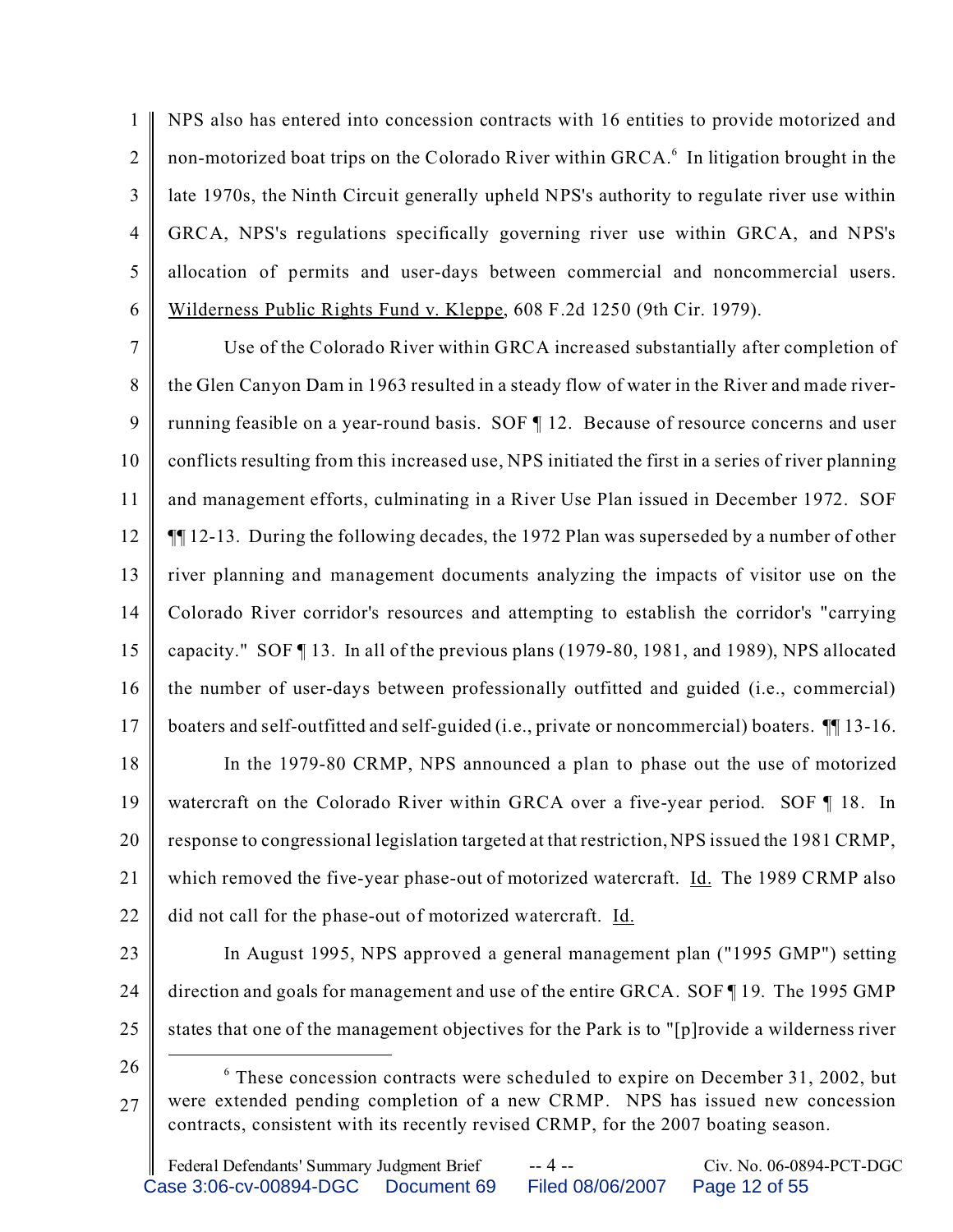NPS also has entered into concession contracts with 16 entities to provide motorized and non-motorized boat trips on the Colorado River within GRCA.[6] In litigation brought in the late 1970s, the Ninth Circuit generally upheld NPS's authority to regulate river use within GRCA, NPS's regulations specifically governing river use within GRCA, and NPS's allocation of permits and user-days between commercial and noncommercial users. Wilderness Public Rights Fund v. Kleppe, 608 F.2d 1250 (9th Cir. 1979).

Use of the Colorado River within GRCA increased substantially after completion of the Glen Canyon Dam in 1963 resulted in a steady flow of water in the River and made river-running feasible on a year-round basis. SOF ¶ 12. Because of resource concerns and user conflicts resulting from this increased use, NPS initiated the first in a series of river planning and management efforts, culminating in a River Use Plan issued in December 1972. SOF ¶¶ 12-13. During the following decades, the 1972 Plan was superseded by a number of other river planning and management documents analyzing the impacts of visitor use on the Colorado River corridor's resources and attempting to establish the corridor's "carrying capacity." SOF ¶ 13. In all of the previous plans (1979-80, 1981, and 1989), NPS allocated the number of user-days between professionally outfitted and guided (i.e., commercial) boaters and self-outfitted and self-guided (i.e., private or noncommercial) boaters. ¶¶ 13-16.

In the 1979-80 CRMP, NPS announced a plan to phase out the use of motorized watercraft on the Colorado River within GRCA over a five-year period. SOF ¶ 18. In response to congressional legislation targeted at that restriction, NPS issued the 1981 CRMP, which removed the five-year phase-out of motorized watercraft. Id. The 1989 CRMP also did not call for the phase-out of motorized watercraft. Id.

In August 1995, NPS approved a general management plan ("1995 GMP") setting direction and goals for management and use of the entire GRCA. SOF ¶ 19. The 1995 GMP states that one of the management objectives for the Park is to "[p]rovide a wilderness river

[6] These concession contracts were scheduled to expire on December 31, 2002, but were extended pending completion of a new CRMP. NPS has issued new concession contracts, consistent with its recently revised CRMP, for the 2007 boating season.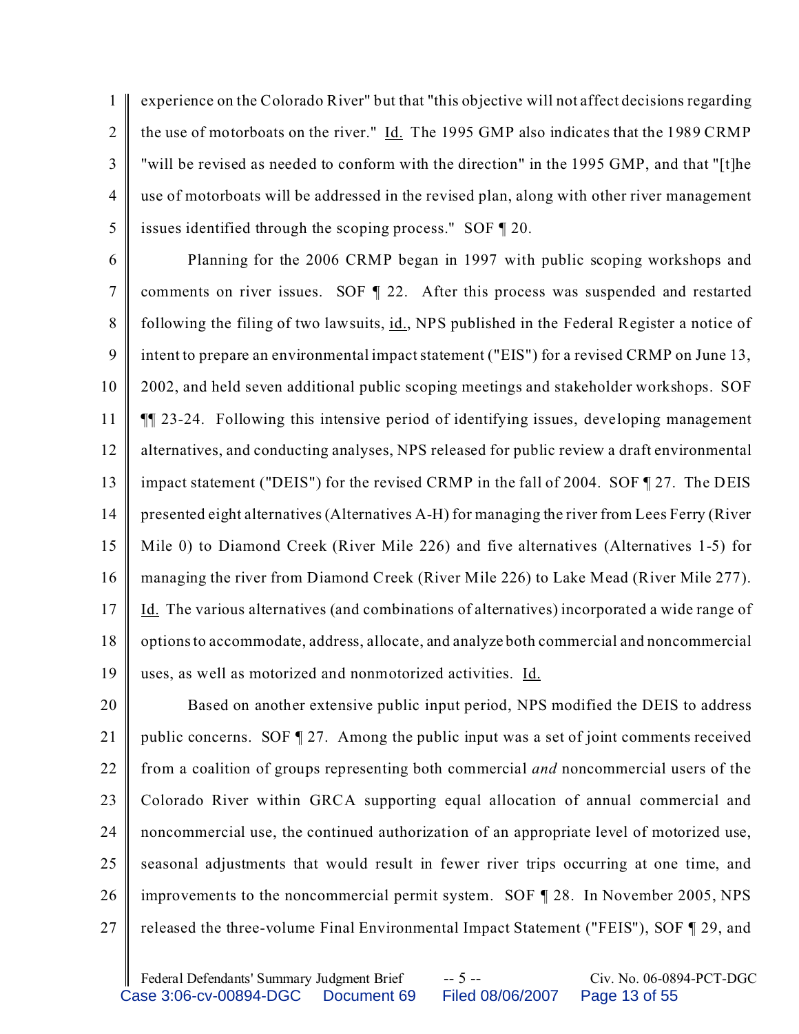experience on the Colorado River" but that "this objective will not affect decisions regarding the use of motorboats on the river." Id. The 1995 GMP also indicates that the 1989 CRMP "will be revised as needed to conform with the direction" in the 1995 GMP, and that "[t]he use of motorboats will be addressed in the revised plan, along with other river management issues identified through the scoping process." SOF ¶ 20.

Planning for the 2006 CRMP began in 1997 with public scoping workshops and comments on river issues. SOF ¶ 22. After this process was suspended and restarted following the filing of two lawsuits, id., NPS published in the Federal Register a notice of intent to prepare an environmental impact statement ("EIS") for a revised CRMP on June 13, 2002, and held seven additional public scoping meetings and stakeholder workshops. SOF ¶¶ 23-24. Following this intensive period of identifying issues, developing management alternatives, and conducting analyses, NPS released for public review a draft environmental impact statement ("DEIS") for the revised CRMP in the fall of 2004. SOF ¶ 27. The DEIS presented eight alternatives (Alternatives A-H) for managing the river from Lees Ferry (River Mile 0) to Diamond Creek (River Mile 226) and five alternatives (Alternatives 1-5) for managing the river from Diamond Creek (River Mile 226) to Lake Mead (River Mile 277). Id. The various alternatives (and combinations of alternatives) incorporated a wide range of options to accommodate, address, allocate, and analyze both commercial and noncommercial uses, as well as motorized and nonmotorized activities. Id.

Based on another extensive public input period, NPS modified the DEIS to address public concerns. SOF ¶ 27. Among the public input was a set of joint comments received from a coalition of groups representing both commercial *and* noncommercial users of the Colorado River within GRCA supporting equal allocation of annual commercial and noncommercial use, the continued authorization of an appropriate level of motorized use, seasonal adjustments that would result in fewer river trips occurring at one time, and improvements to the noncommercial permit system. SOF ¶ 28. In November 2005, NPS released the three-volume Final Environmental Impact Statement ("FEIS"), SOF ¶ 29, and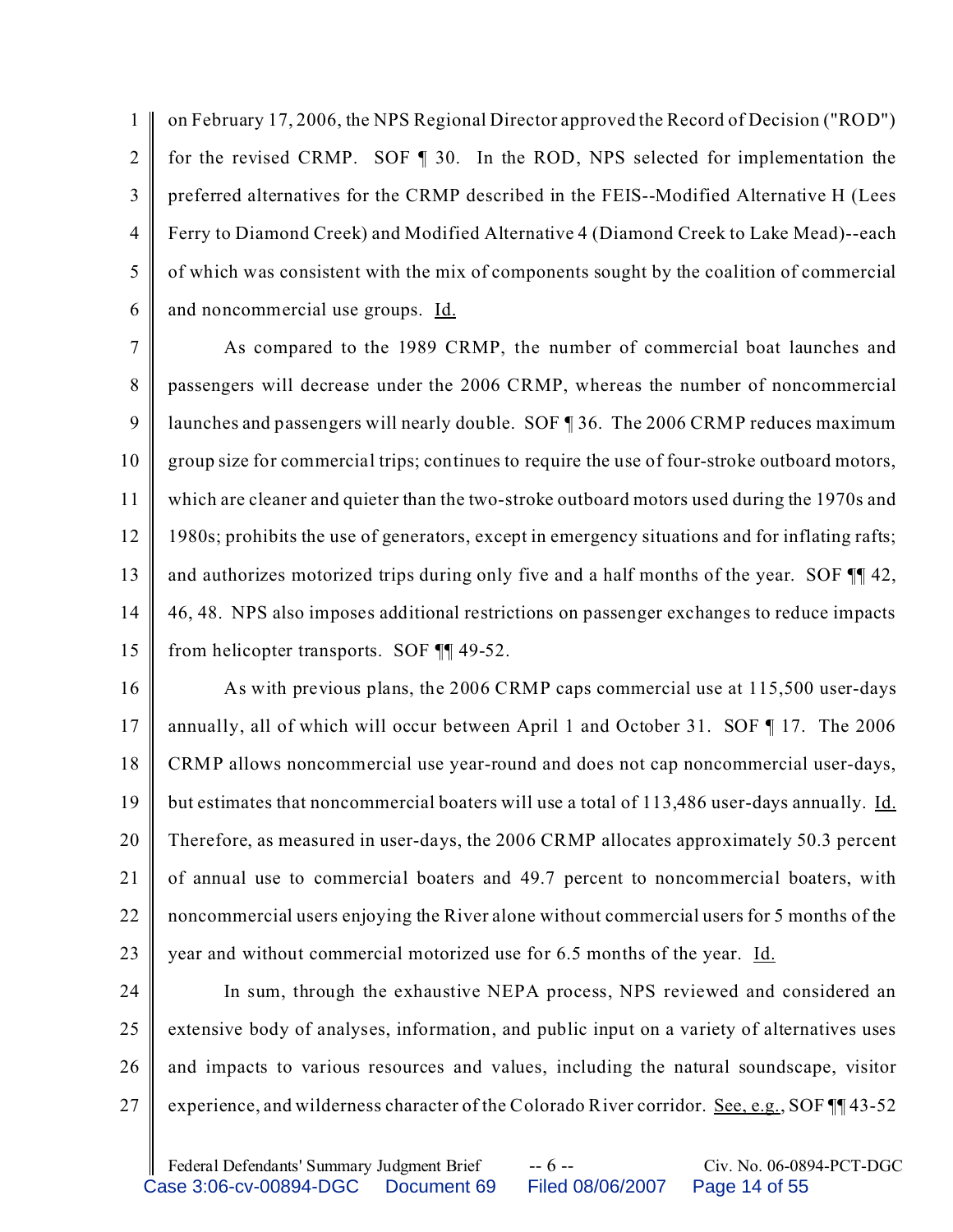on February 17, 2006, the NPS Regional Director approved the Record of Decision ("ROD") for the revised CRMP. SOF ¶ 30. In the ROD, NPS selected for implementation the preferred alternatives for the CRMP described in the FEIS--Modified Alternative H (Lees Ferry to Diamond Creek) and Modified Alternative 4 (Diamond Creek to Lake Mead)--each of which was consistent with the mix of components sought by the coalition of commercial and noncommercial use groups. Id.

As compared to the 1989 CRMP, the number of commercial boat launches and passengers will decrease under the 2006 CRMP, whereas the number of noncommercial launches and passengers will nearly double. SOF ¶ 36. The 2006 CRMP reduces maximum group size for commercial trips; continues to require the use of four-stroke outboard motors, which are cleaner and quieter than the two-stroke outboard motors used during the 1970s and 1980s; prohibits the use of generators, except in emergency situations and for inflating rafts; and authorizes motorized trips during only five and a half months of the year. SOF ¶¶ 42, 46, 48. NPS also imposes additional restrictions on passenger exchanges to reduce impacts from helicopter transports. SOF ¶¶ 49-52.

As with previous plans, the 2006 CRMP caps commercial use at 115,500 user-days annually, all of which will occur between April 1 and October 31. SOF ¶ 17. The 2006 CRMP allows noncommercial use year-round and does not cap noncommercial user-days, but estimates that noncommercial boaters will use a total of 113,486 user-days annually. Id. Therefore, as measured in user-days, the 2006 CRMP allocates approximately 50.3 percent of annual use to commercial boaters and 49.7 percent to noncommercial boaters, with noncommercial users enjoying the River alone without commercial users for 5 months of the year and without commercial motorized use for 6.5 months of the year. Id.

In sum, through the exhaustive NEPA process, NPS reviewed and considered an extensive body of analyses, information, and public input on a variety of alternatives uses and impacts to various resources and values, including the natural soundscape, visitor experience, and wilderness character of the Colorado River corridor. See, e.g., SOF ¶¶ 43-52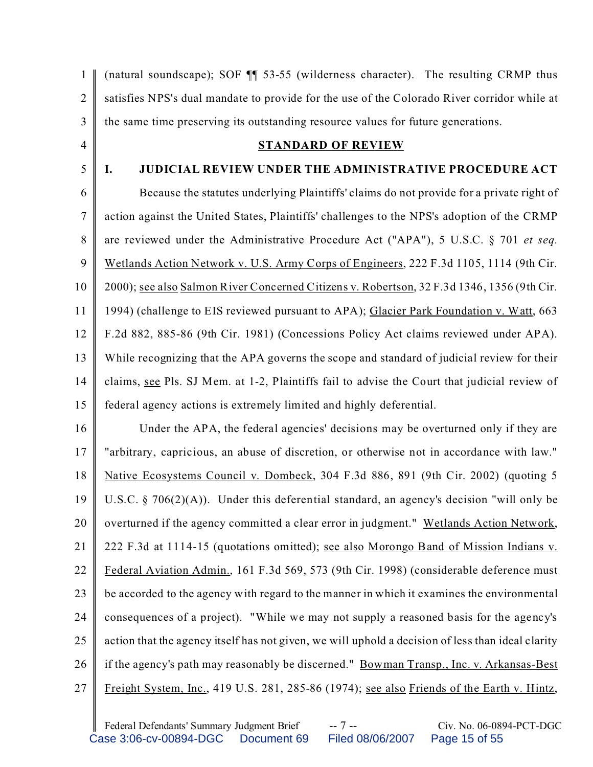(natural soundscape); SOF ¶¶ 53-55 (wilderness character). The resulting CRMP thus satisfies NPS's dual mandate to provide for the use of the Colorado River corridor while at the same time preserving its outstanding resource values for future generations.

## STANDARD OF REVIEW

### I. JUDICIAL REVIEW UNDER THE ADMINISTRATIVE PROCEDURE ACT

Because the statutes underlying Plaintiffs' claims do not provide for a private right of action against the United States, Plaintiffs' challenges to the NPS's adoption of the CRMP are reviewed under the Administrative Procedure Act ("APA"), 5 U.S.C. § 701 *et seq.* Wetlands Action Network v. U.S. Army Corps of Engineers, 222 F.3d 1105, 1114 (9th Cir. 2000); see also Salmon River Concerned Citizens v. Robertson, 32 F.3d 1346, 1356 (9th Cir. 1994) (challenge to EIS reviewed pursuant to APA); Glacier Park Foundation v. Watt, 663 F.2d 882, 885-86 (9th Cir. 1981) (Concessions Policy Act claims reviewed under APA). While recognizing that the APA governs the scope and standard of judicial review for their claims, see Pls. SJ Mem. at 1-2, Plaintiffs fail to advise the Court that judicial review of federal agency actions is extremely limited and highly deferential.

Under the APA, the federal agencies' decisions may be overturned only if they are "arbitrary, capricious, an abuse of discretion, or otherwise not in accordance with law." Native Ecosystems Council v. Dombeck, 304 F.3d 886, 891 (9th Cir. 2002) (quoting 5 U.S.C. § 706(2)(A)). Under this deferential standard, an agency's decision "will only be overturned if the agency committed a clear error in judgment." Wetlands Action Network, 222 F.3d at 1114-15 (quotations omitted); see also Morongo Band of Mission Indians v. Federal Aviation Admin., 161 F.3d 569, 573 (9th Cir. 1998) (considerable deference must be accorded to the agency with regard to the manner in which it examines the environmental consequences of a project). "While we may not supply a reasoned basis for the agency's action that the agency itself has not given, we will uphold a decision of less than ideal clarity if the agency's path may reasonably be discerned." Bowman Transp., Inc. v. Arkansas-Best Freight System, Inc., 419 U.S. 281, 285-86 (1974); see also Friends of the Earth v. Hintz,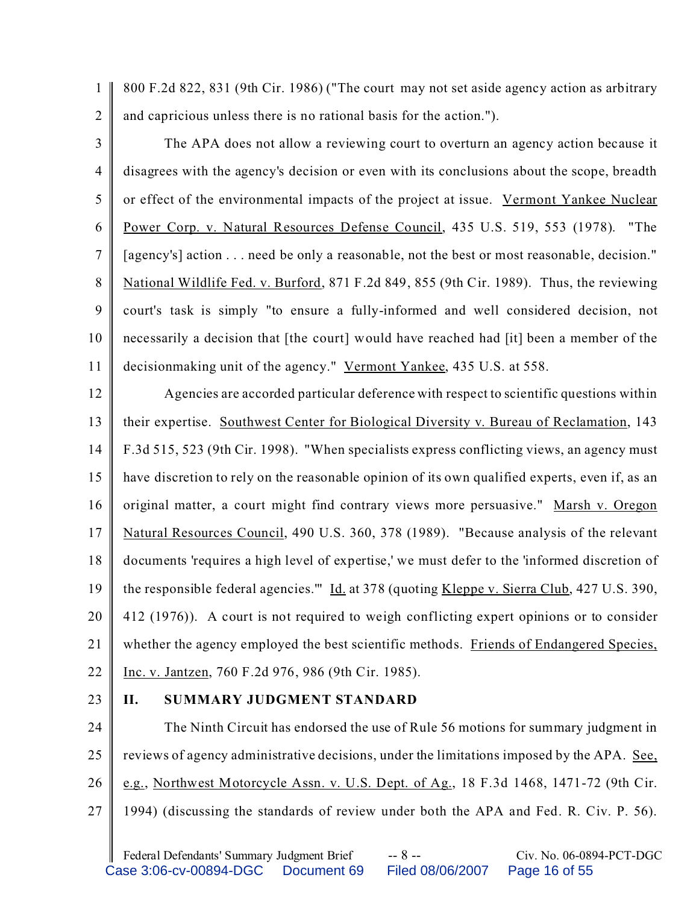800 F.2d 822, 831 (9th Cir. 1986) ("The court may not set aside agency action as arbitrary and capricious unless there is no rational basis for the action.").

The APA does not allow a reviewing court to overturn an agency action because it disagrees with the agency's decision or even with its conclusions about the scope, breadth or effect of the environmental impacts of the project at issue. Vermont Yankee Nuclear Power Corp. v. Natural Resources Defense Council, 435 U.S. 519, 553 (1978). "The [agency's] action . . . need be only a reasonable, not the best or most reasonable, decision." National Wildlife Fed. v. Burford, 871 F.2d 849, 855 (9th Cir. 1989). Thus, the reviewing court's task is simply "to ensure a fully-informed and well considered decision, not necessarily a decision that [the court] would have reached had [it] been a member of the decisionmaking unit of the agency." Vermont Yankee, 435 U.S. at 558.

Agencies are accorded particular deference with respect to scientific questions within their expertise. Southwest Center for Biological Diversity v. Bureau of Reclamation, 143 F.3d 515, 523 (9th Cir. 1998). "When specialists express conflicting views, an agency must have discretion to rely on the reasonable opinion of its own qualified experts, even if, as an original matter, a court might find contrary views more persuasive." Marsh v. Oregon Natural Resources Council, 490 U.S. 360, 378 (1989). "Because analysis of the relevant documents 'requires a high level of expertise,' we must defer to the 'informed discretion of the responsible federal agencies.'" Id. at 378 (quoting Kleppe v. Sierra Club, 427 U.S. 390, 412 (1976)). A court is not required to weigh conflicting expert opinions or to consider whether the agency employed the best scientific methods. Friends of Endangered Species, Inc. v. Jantzen, 760 F.2d 976, 986 (9th Cir. 1985).

## II. SUMMARY JUDGMENT STANDARD

The Ninth Circuit has endorsed the use of Rule 56 motions for summary judgment in reviews of agency administrative decisions, under the limitations imposed by the APA. See, e.g., Northwest Motorcycle Assn. v. U.S. Dept. of Ag., 18 F.3d 1468, 1471-72 (9th Cir. 1994) (discussing the standards of review under both the APA and Fed. R. Civ. P. 56).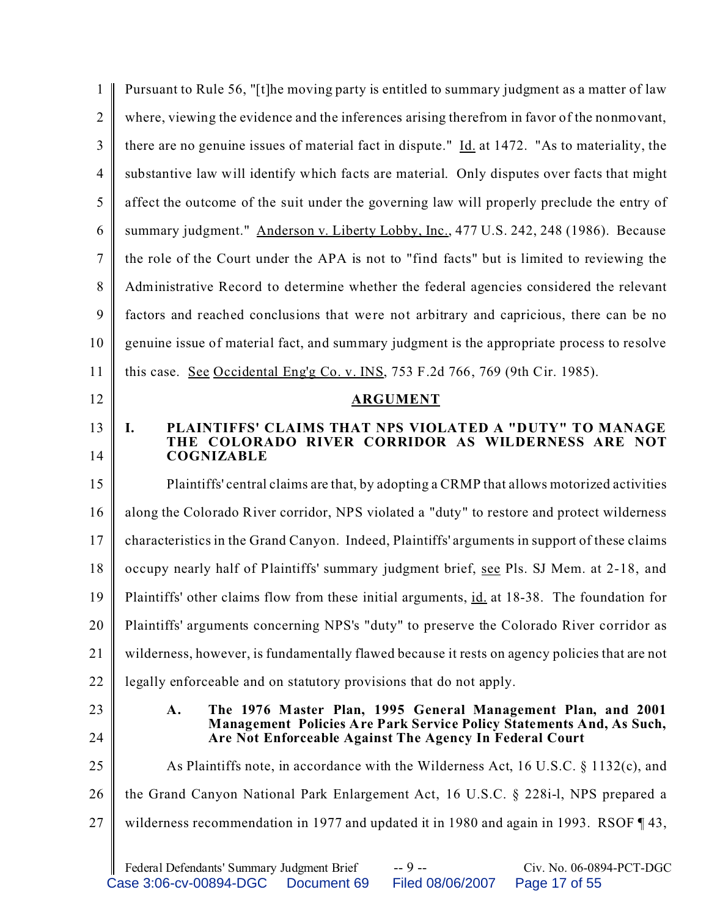Pursuant to Rule 56, "[t]he moving party is entitled to summary judgment as a matter of law where, viewing the evidence and the inferences arising therefrom in favor of the nonmovant, there are no genuine issues of material fact in dispute." Id. at 1472. "As to materiality, the substantive law will identify which facts are material. Only disputes over facts that might affect the outcome of the suit under the governing law will properly preclude the entry of summary judgment." Anderson v. Liberty Lobby, Inc., 477 U.S. 242, 248 (1986). Because the role of the Court under the APA is not to "find facts" but is limited to reviewing the Administrative Record to determine whether the federal agencies considered the relevant factors and reached conclusions that were not arbitrary and capricious, there can be no genuine issue of material fact, and summary judgment is the appropriate process to resolve this case. See Occidental Eng'g Co. v. INS, 753 F.2d 766, 769 (9th Cir. 1985).

## ARGUMENT

### I. PLAINTIFFS' CLAIMS THAT NPS VIOLATED A "DUTY" TO MANAGE THE COLORADO RIVER CORRIDOR AS WILDERNESS ARE NOT COGNIZABLE

Plaintiffs' central claims are that, by adopting a CRMP that allows motorized activities along the Colorado River corridor, NPS violated a "duty" to restore and protect wilderness characteristics in the Grand Canyon. Indeed, Plaintiffs' arguments in support of these claims occupy nearly half of Plaintiffs' summary judgment brief, see Pls. SJ Mem. at 2-18, and Plaintiffs' other claims flow from these initial arguments, id. at 18-38. The foundation for Plaintiffs' arguments concerning NPS's "duty" to preserve the Colorado River corridor as wilderness, however, is fundamentally flawed because it rests on agency policies that are not legally enforceable and on statutory provisions that do not apply.

#### A. The 1976 Master Plan, 1995 General Management Plan, and 2001 Management Policies Are Park Service Policy Statements And, As Such, Are Not Enforceable Against The Agency In Federal Court

As Plaintiffs note, in accordance with the Wilderness Act, 16 U.S.C. § 1132(c), and the Grand Canyon National Park Enlargement Act, 16 U.S.C. § 228i-l, NPS prepared a wilderness recommendation in 1977 and updated it in 1980 and again in 1993. RSOF ¶ 43,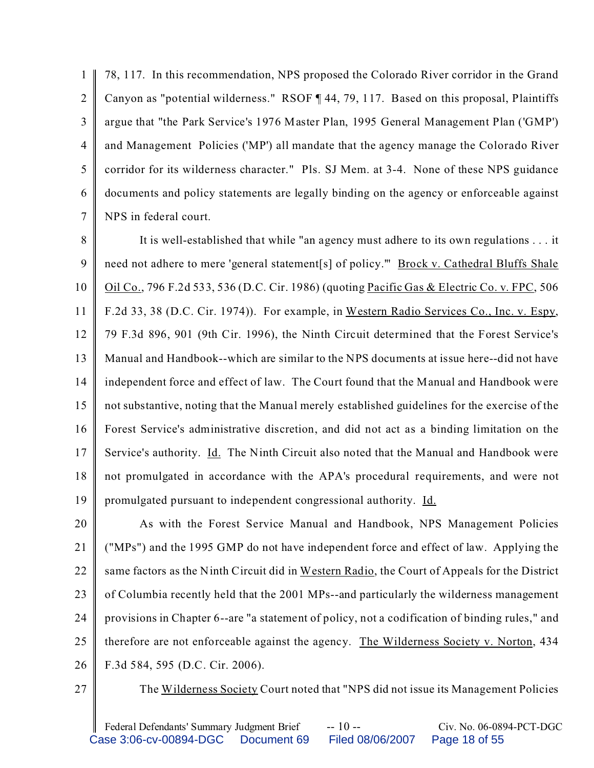78, 117. In this recommendation, NPS proposed the Colorado River corridor in the Grand Canyon as "potential wilderness." RSOF ¶ 44, 79, 117. Based on this proposal, Plaintiffs argue that "the Park Service's 1976 Master Plan, 1995 General Management Plan ('GMP') and Management Policies ('MP') all mandate that the agency manage the Colorado River corridor for its wilderness character." Pls. SJ Mem. at 3-4. None of these NPS guidance documents and policy statements are legally binding on the agency or enforceable against NPS in federal court.

It is well-established that while "an agency must adhere to its own regulations . . . it need not adhere to mere 'general statement[s] of policy.'" Brock v. Cathedral Bluffs Shale Oil Co., 796 F.2d 533, 536 (D.C. Cir. 1986) (quoting Pacific Gas & Electric Co. v. FPC, 506 F.2d 33, 38 (D.C. Cir. 1974)). For example, in Western Radio Services Co., Inc. v. Espy, 79 F.3d 896, 901 (9th Cir. 1996), the Ninth Circuit determined that the Forest Service's Manual and Handbook--which are similar to the NPS documents at issue here--did not have independent force and effect of law. The Court found that the Manual and Handbook were not substantive, noting that the Manual merely established guidelines for the exercise of the Forest Service's administrative discretion, and did not act as a binding limitation on the Service's authority. Id. The Ninth Circuit also noted that the Manual and Handbook were not promulgated in accordance with the APA's procedural requirements, and were not promulgated pursuant to independent congressional authority. Id.

As with the Forest Service Manual and Handbook, NPS Management Policies ("MPs") and the 1995 GMP do not have independent force and effect of law. Applying the same factors as the Ninth Circuit did in Western Radio, the Court of Appeals for the District of Columbia recently held that the 2001 MPs--and particularly the wilderness management provisions in Chapter 6--are "a statement of policy, not a codification of binding rules," and therefore are not enforceable against the agency. The Wilderness Society v. Norton, 434 F.3d 584, 595 (D.C. Cir. 2006).

The Wilderness Society Court noted that "NPS did not issue its Management Policies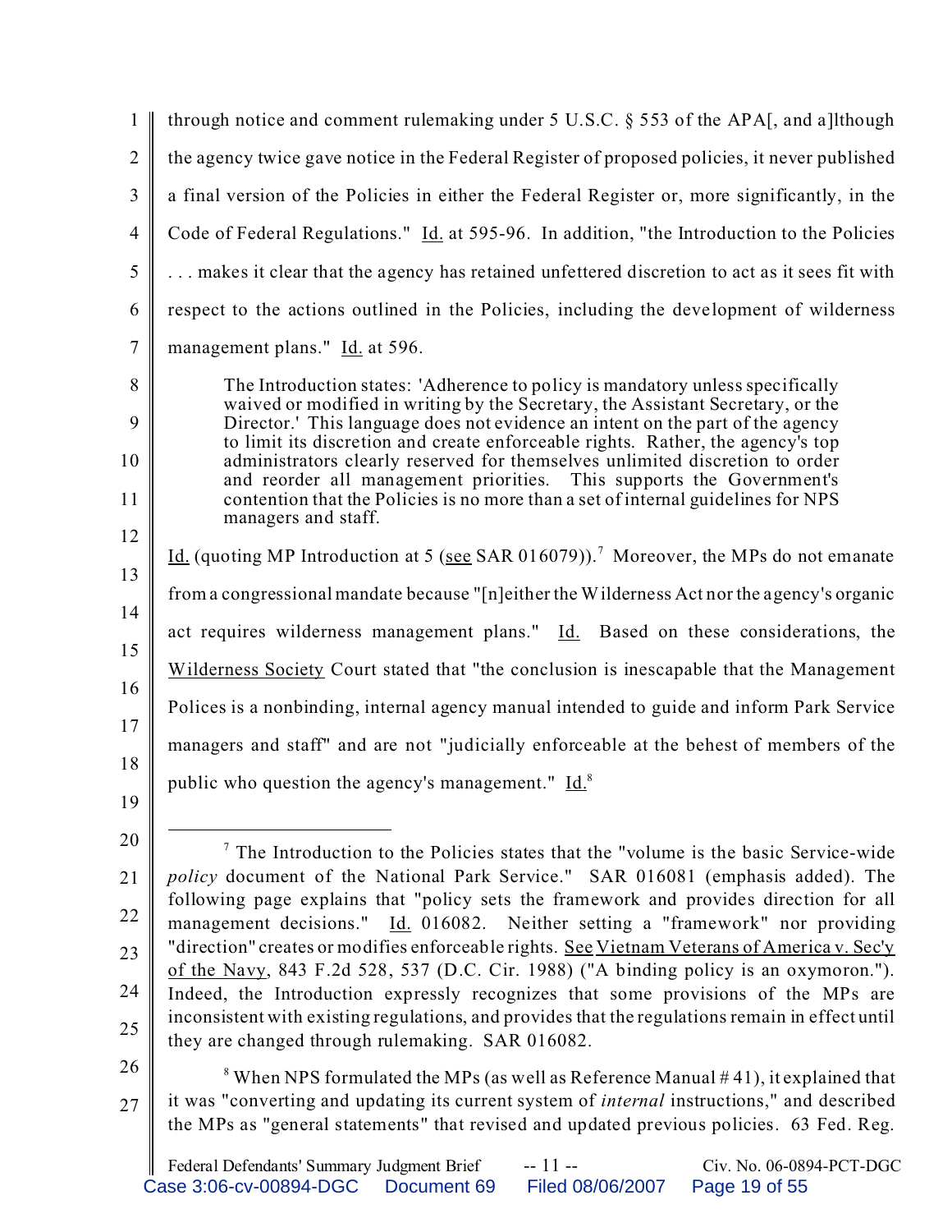through notice and comment rulemaking under 5 U.S.C. § 553 of the APA[, and a]lthough the agency twice gave notice in the Federal Register of proposed policies, it never published a final version of the Policies in either the Federal Register or, more significantly, in the Code of Federal Regulations." Id. at 595-96. In addition, "the Introduction to the Policies . . . makes it clear that the agency has retained unfettered discretion to act as it sees fit with respect to the actions outlined in the Policies, including the development of wilderness management plans." Id. at 596.

> The Introduction states: 'Adherence to policy is mandatory unless specifically waived or modified in writing by the Secretary, the Assistant Secretary, or the Director.' This language does not evidence an intent on the part of the agency to limit its discretion and create enforceable rights. Rather, the agency's top administrators clearly reserved for themselves unlimited discretion to order and reorder all management priorities. This supports the Government's contention that the Policies is no more than a set of internal guidelines for NPS managers and staff.

Id. (quoting MP Introduction at 5 (see SAR 016079)).[7] Moreover, the MPs do not emanate from a congressional mandate because "[n]either the Wilderness Act nor the agency's organic act requires wilderness management plans." Id. Based on these considerations, the Wilderness Society Court stated that "the conclusion is inescapable that the Management Polices is a nonbinding, internal agency manual intended to guide and inform Park Service managers and staff" and are not "judicially enforceable at the behest of members of the public who question the agency's management." Id.[8]

---

[7] The Introduction to the Policies states that the "volume is the basic Service-wide *policy* document of the National Park Service." SAR 016081 (emphasis added). The following page explains that "policy sets the framework and provides direction for all management decisions." Id. 016082. Neither setting a "framework" nor providing "direction" creates or modifies enforceable rights. See Vietnam Veterans of America v. Sec'y of the Navy, 843 F.2d 528, 537 (D.C. Cir. 1988) ("A binding policy is an oxymoron."). Indeed, the Introduction expressly recognizes that some provisions of the MPs are inconsistent with existing regulations, and provides that the regulations remain in effect until they are changed through rulemaking. SAR 016082.

[8] When NPS formulated the MPs (as well as Reference Manual # 41), it explained that it was "converting and updating its current system of *internal* instructions," and described the MPs as "general statements" that revised and updated previous policies. 63 Fed. Reg.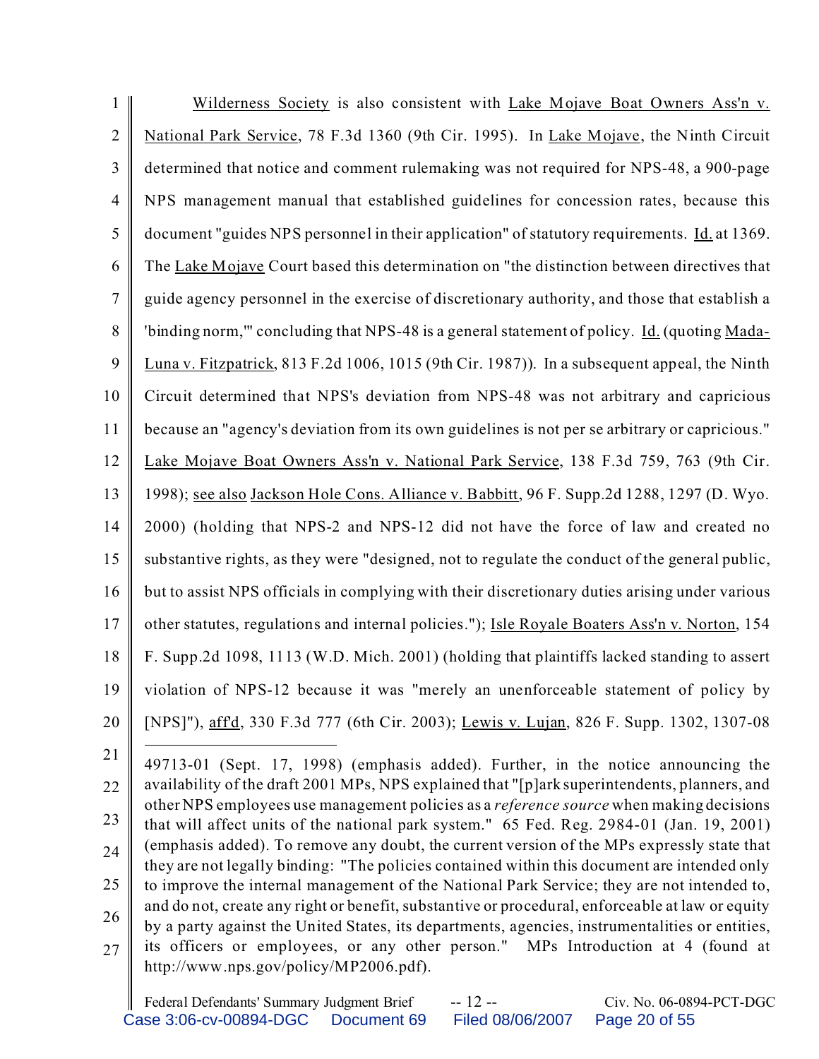Wilderness Society is also consistent with Lake Mojave Boat Owners Ass'n v. National Park Service, 78 F.3d 1360 (9th Cir. 1995). In Lake Mojave, the Ninth Circuit determined that notice and comment rulemaking was not required for NPS-48, a 900-page NPS management manual that established guidelines for concession rates, because this document "guides NPS personnel in their application" of statutory requirements. Id. at 1369. The Lake Mojave Court based this determination on "the distinction between directives that guide agency personnel in the exercise of discretionary authority, and those that establish a 'binding norm,'" concluding that NPS-48 is a general statement of policy. Id. (quoting Mada-Luna v. Fitzpatrick, 813 F.2d 1006, 1015 (9th Cir. 1987)). In a subsequent appeal, the Ninth Circuit determined that NPS's deviation from NPS-48 was not arbitrary and capricious because an "agency's deviation from its own guidelines is not per se arbitrary or capricious." Lake Mojave Boat Owners Ass'n v. National Park Service, 138 F.3d 759, 763 (9th Cir. 1998); see also Jackson Hole Cons. Alliance v. Babbitt, 96 F. Supp.2d 1288, 1297 (D. Wyo. 2000) (holding that NPS-2 and NPS-12 did not have the force of law and created no substantive rights, as they were "designed, not to regulate the conduct of the general public, but to assist NPS officials in complying with their discretionary duties arising under various other statutes, regulations and internal policies."); Isle Royale Boaters Ass'n v. Norton, 154 F. Supp.2d 1098, 1113 (W.D. Mich. 2001) (holding that plaintiffs lacked standing to assert violation of NPS-12 because it was "merely an unenforceable statement of policy by [NPS]"), aff'd, 330 F.3d 777 (6th Cir. 2003); Lewis v. Lujan, 826 F. Supp. 1302, 1307-08

---

49713-01 (Sept. 17, 1998) (emphasis added). Further, in the notice announcing the availability of the draft 2001 MPs, NPS explained that "[p]ark superintendents, planners, and other NPS employees use management policies as a *reference source* when making decisions that will affect units of the national park system." 65 Fed. Reg. 2984-01 (Jan. 19, 2001) (emphasis added). To remove any doubt, the current version of the MPs expressly state that they are not legally binding: "The policies contained within this document are intended only to improve the internal management of the National Park Service; they are not intended to, and do not, create any right or benefit, substantive or procedural, enforceable at law or equity by a party against the United States, its departments, agencies, instrumentalities or entities, its officers or employees, or any other person." MPs Introduction at 4 (found at http://www.nps.gov/policy/MP2006.pdf).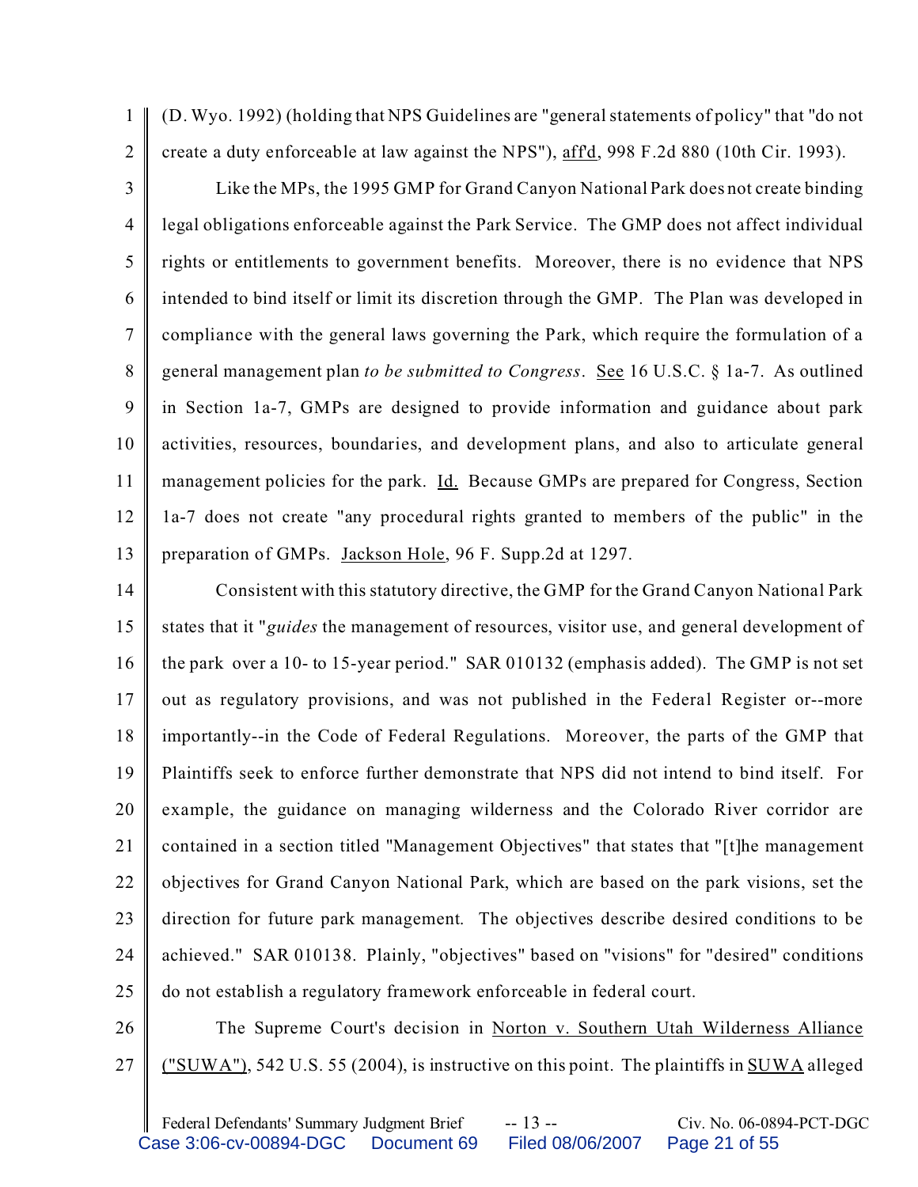(D. Wyo. 1992) (holding that NPS Guidelines are "general statements of policy" that "do not create a duty enforceable at law against the NPS"), aff'd, 998 F.2d 880 (10th Cir. 1993).

Like the MPs, the 1995 GMP for Grand Canyon National Park does not create binding legal obligations enforceable against the Park Service. The GMP does not affect individual rights or entitlements to government benefits. Moreover, there is no evidence that NPS intended to bind itself or limit its discretion through the GMP. The Plan was developed in compliance with the general laws governing the Park, which require the formulation of a general management plan *to be submitted to Congress*. See 16 U.S.C. § 1a-7. As outlined in Section 1a-7, GMPs are designed to provide information and guidance about park activities, resources, boundaries, and development plans, and also to articulate general management policies for the park. Id. Because GMPs are prepared for Congress, Section 1a-7 does not create "any procedural rights granted to members of the public" in the preparation of GMPs. Jackson Hole, 96 F. Supp.2d at 1297.

Consistent with this statutory directive, the GMP for the Grand Canyon National Park states that it "*guides* the management of resources, visitor use, and general development of the park over a 10- to 15-year period." SAR 010132 (emphasis added). The GMP is not set out as regulatory provisions, and was not published in the Federal Register or--more importantly--in the Code of Federal Regulations. Moreover, the parts of the GMP that Plaintiffs seek to enforce further demonstrate that NPS did not intend to bind itself. For example, the guidance on managing wilderness and the Colorado River corridor are contained in a section titled "Management Objectives" that states that "[t]he management objectives for Grand Canyon National Park, which are based on the park visions, set the direction for future park management. The objectives describe desired conditions to be achieved." SAR 010138. Plainly, "objectives" based on "visions" for "desired" conditions do not establish a regulatory framework enforceable in federal court.

The Supreme Court's decision in Norton v. Southern Utah Wilderness Alliance ("SUWA"), 542 U.S. 55 (2004), is instructive on this point. The plaintiffs in SUWA alleged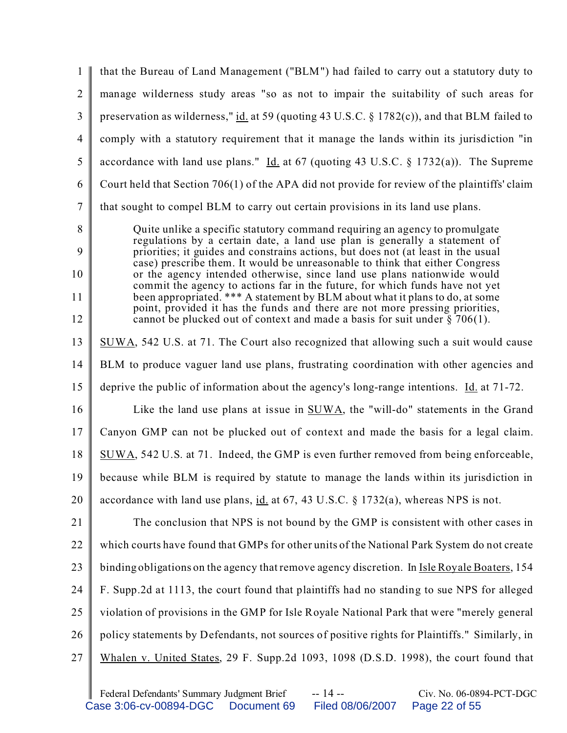that the Bureau of Land Management ("BLM") had failed to carry out a statutory duty to manage wilderness study areas "so as not to impair the suitability of such areas for preservation as wilderness," id. at 59 (quoting 43 U.S.C. § 1782(c)), and that BLM failed to comply with a statutory requirement that it manage the lands within its jurisdiction "in accordance with land use plans." Id. at 67 (quoting 43 U.S.C. § 1732(a)). The Supreme Court held that Section 706(1) of the APA did not provide for review of the plaintiffs' claim that sought to compel BLM to carry out certain provisions in its land use plans.

> Quite unlike a specific statutory command requiring an agency to promulgate regulations by a certain date, a land use plan is generally a statement of priorities; it guides and constrains actions, but does not (at least in the usual case) prescribe them. It would be unreasonable to think that either Congress or the agency intended otherwise, since land use plans nationwide would commit the agency to actions far in the future, for which funds have not yet been appropriated. *** A statement by BLM about what it plans to do, at some point, provided it has the funds and there are not more pressing priorities, cannot be plucked out of context and made a basis for suit under § 706(1).

SUWA, 542 U.S. at 71. The Court also recognized that allowing such a suit would cause BLM to produce vaguer land use plans, frustrating coordination with other agencies and deprive the public of information about the agency's long-range intentions. Id. at 71-72.

Like the land use plans at issue in SUWA, the "will-do" statements in the Grand Canyon GMP can not be plucked out of context and made the basis for a legal claim. SUWA, 542 U.S. at 71. Indeed, the GMP is even further removed from being enforceable, because while BLM is required by statute to manage the lands within its jurisdiction in accordance with land use plans, id. at 67, 43 U.S.C. § 1732(a), whereas NPS is not.

The conclusion that NPS is not bound by the GMP is consistent with other cases in which courts have found that GMPs for other units of the National Park System do not create binding obligations on the agency that remove agency discretion. In Isle Royale Boaters, 154 F. Supp.2d at 1113, the court found that plaintiffs had no standing to sue NPS for alleged violation of provisions in the GMP for Isle Royale National Park that were "merely general policy statements by Defendants, not sources of positive rights for Plaintiffs." Similarly, in Whalen v. United States, 29 F. Supp.2d 1093, 1098 (D.S.D. 1998), the court found that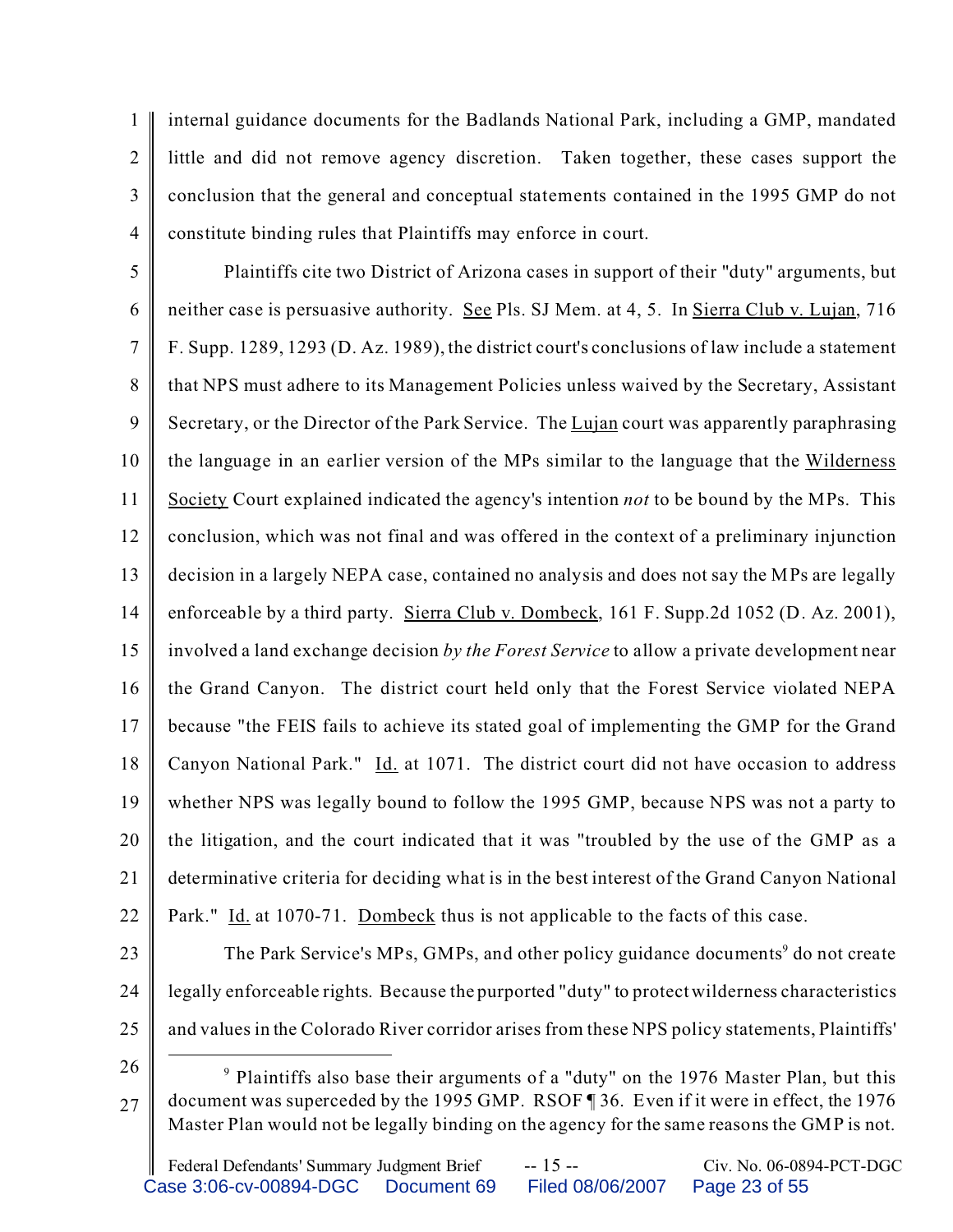internal guidance documents for the Badlands National Park, including a GMP, mandated little and did not remove agency discretion. Taken together, these cases support the conclusion that the general and conceptual statements contained in the 1995 GMP do not constitute binding rules that Plaintiffs may enforce in court.

Plaintiffs cite two District of Arizona cases in support of their "duty" arguments, but neither case is persuasive authority. See Pls. SJ Mem. at 4, 5. In Sierra Club v. Lujan, 716 F. Supp. 1289, 1293 (D. Az. 1989), the district court's conclusions of law include a statement that NPS must adhere to its Management Policies unless waived by the Secretary, Assistant Secretary, or the Director of the Park Service. The Lujan court was apparently paraphrasing the language in an earlier version of the MPs similar to the language that the Wilderness Society Court explained indicated the agency's intention *not* to be bound by the MPs. This conclusion, which was not final and was offered in the context of a preliminary injunction decision in a largely NEPA case, contained no analysis and does not say the MPs are legally enforceable by a third party. Sierra Club v. Dombeck, 161 F. Supp.2d 1052 (D. Az. 2001), involved a land exchange decision *by the Forest Service* to allow a private development near the Grand Canyon. The district court held only that the Forest Service violated NEPA because "the FEIS fails to achieve its stated goal of implementing the GMP for the Grand Canyon National Park." Id. at 1071. The district court did not have occasion to address whether NPS was legally bound to follow the 1995 GMP, because NPS was not a party to the litigation, and the court indicated that it was "troubled by the use of the GMP as a determinative criteria for deciding what is in the best interest of the Grand Canyon National Park." Id. at 1070-71. Dombeck thus is not applicable to the facts of this case.

The Park Service's MPs, GMPs, and other policy guidance documents[9] do not create legally enforceable rights. Because the purported "duty" to protect wilderness characteristics and values in the Colorado River corridor arises from these NPS policy statements, Plaintiffs'

[9] Plaintiffs also base their arguments of a "duty" on the 1976 Master Plan, but this document was superceded by the 1995 GMP. RSOF ¶ 36. Even if it were in effect, the 1976 Master Plan would not be legally binding on the agency for the same reasons the GMP is not.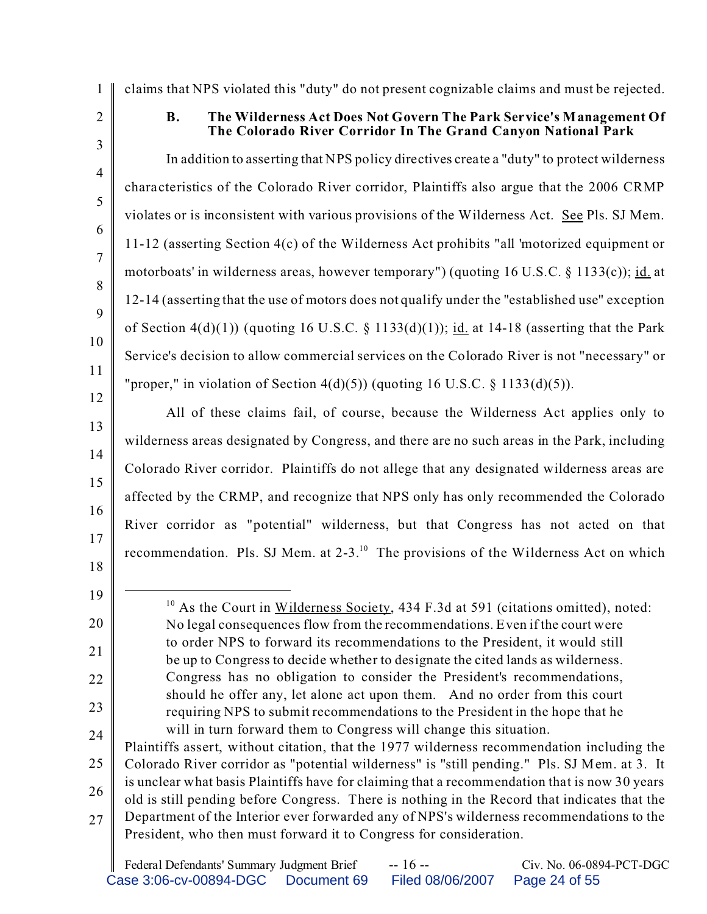claims that NPS violated this "duty" do not present cognizable claims and must be rejected.

### B. The Wilderness Act Does Not Govern The Park Service's Management Of The Colorado River Corridor In The Grand Canyon National Park

In addition to asserting that NPS policy directives create a "duty" to protect wilderness characteristics of the Colorado River corridor, Plaintiffs also argue that the 2006 CRMP violates or is inconsistent with various provisions of the Wilderness Act. See Pls. SJ Mem. 11-12 (asserting Section 4(c) of the Wilderness Act prohibits "all 'motorized equipment or motorboats' in wilderness areas, however temporary") (quoting 16 U.S.C. § 1133(c)); id. at 12-14 (asserting that the use of motors does not qualify under the "established use" exception of Section 4(d)(1)) (quoting 16 U.S.C. § 1133(d)(1)); id. at 14-18 (asserting that the Park Service's decision to allow commercial services on the Colorado River is not "necessary" or "proper," in violation of Section 4(d)(5)) (quoting 16 U.S.C. § 1133(d)(5)).

All of these claims fail, of course, because the Wilderness Act applies only to wilderness areas designated by Congress, and there are no such areas in the Park, including Colorado River corridor. Plaintiffs do not allege that any designated wilderness areas are affected by the CRMP, and recognize that NPS only has only recommended the Colorado River corridor as "potential" wilderness, but that Congress has not acted on that recommendation. Pls. SJ Mem. at 2-3.[10] The provisions of the Wilderness Act on which

---

[10] As the Court in Wilderness Society, 434 F.3d at 591 (citations omitted), noted:

> No legal consequences flow from the recommendations. Even if the court were to order NPS to forward its recommendations to the President, it would still be up to Congress to decide whether to designate the cited lands as wilderness. Congress has no obligation to consider the President's recommendations, should he offer any, let alone act upon them. And no order from this court requiring NPS to submit recommendations to the President in the hope that he will in turn forward them to Congress will change this situation.

Plaintiffs assert, without citation, that the 1977 wilderness recommendation including the Colorado River corridor as "potential wilderness" is "still pending." Pls. SJ Mem. at 3. It is unclear what basis Plaintiffs have for claiming that a recommendation that is now 30 years old is still pending before Congress. There is nothing in the Record that indicates that the Department of the Interior ever forwarded any of NPS's wilderness recommendations to the President, who then must forward it to Congress for consideration.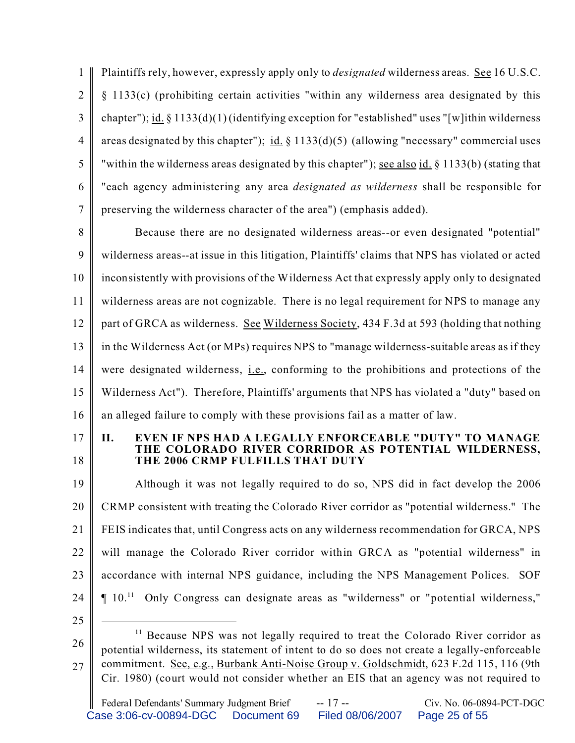Plaintiffs rely, however, expressly apply only to *designated* wilderness areas. See 16 U.S.C. § 1133(c) (prohibiting certain activities "within any wilderness area designated by this chapter"); id. § 1133(d)(1) (identifying exception for "established" uses "[w]ithin wilderness areas designated by this chapter"); id. § 1133(d)(5) (allowing "necessary" commercial uses "within the wilderness areas designated by this chapter"); see also id. § 1133(b) (stating that "each agency administering any area *designated as wilderness* shall be responsible for preserving the wilderness character of the area") (emphasis added).

Because there are no designated wilderness areas--or even designated "potential" wilderness areas--at issue in this litigation, Plaintiffs' claims that NPS has violated or acted inconsistently with provisions of the Wilderness Act that expressly apply only to designated wilderness areas are not cognizable. There is no legal requirement for NPS to manage any part of GRCA as wilderness. See Wilderness Society, 434 F.3d at 593 (holding that nothing in the Wilderness Act (or MPs) requires NPS to "manage wilderness-suitable areas as if they were designated wilderness, i.e., conforming to the prohibitions and protections of the Wilderness Act"). Therefore, Plaintiffs' arguments that NPS has violated a "duty" based on an alleged failure to comply with these provisions fail as a matter of law.

## II. EVEN IF NPS HAD A LEGALLY ENFORCEABLE "DUTY" TO MANAGE THE COLORADO RIVER CORRIDOR AS POTENTIAL WILDERNESS, THE 2006 CRMP FULFILLS THAT DUTY

Although it was not legally required to do so, NPS did in fact develop the 2006 CRMP consistent with treating the Colorado River corridor as "potential wilderness." The FEIS indicates that, until Congress acts on any wilderness recommendation for GRCA, NPS will manage the Colorado River corridor within GRCA as "potential wilderness" in accordance with internal NPS guidance, including the NPS Management Polices. SOF ¶ 10.[11] Only Congress can designate areas as "wilderness" or "potential wilderness,"

---

[11] Because NPS was not legally required to treat the Colorado River corridor as potential wilderness, its statement of intent to do so does not create a legally-enforceable commitment. See, e.g., Burbank Anti-Noise Group v. Goldschmidt, 623 F.2d 115, 116 (9th Cir. 1980) (court would not consider whether an EIS that an agency was not required to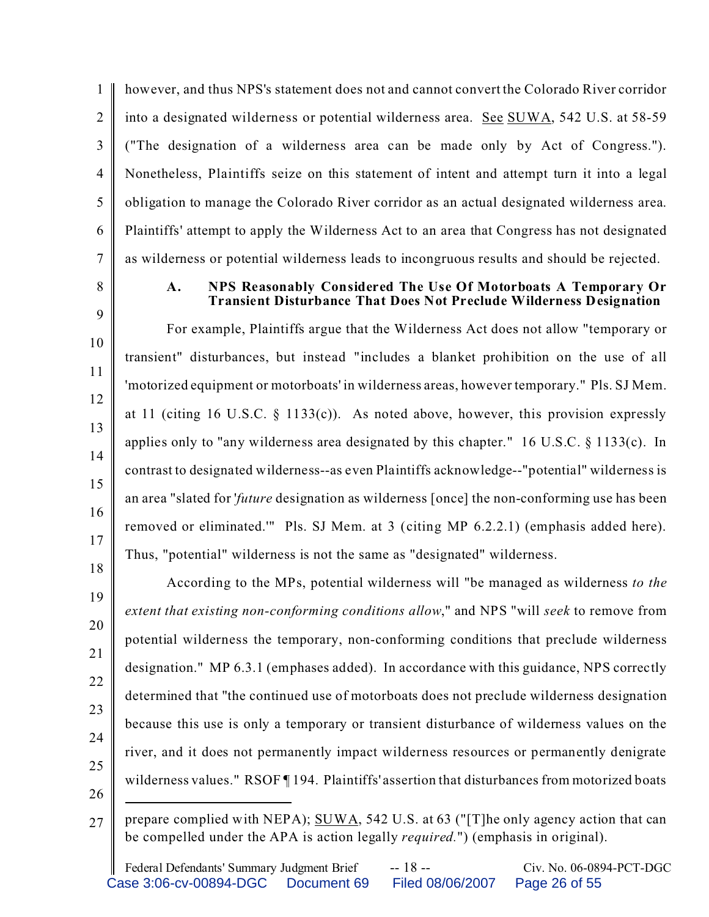however, and thus NPS's statement does not and cannot convert the Colorado River corridor into a designated wilderness or potential wilderness area. See SUWA, 542 U.S. at 58-59 ("The designation of a wilderness area can be made only by Act of Congress."). Nonetheless, Plaintiffs seize on this statement of intent and attempt turn it into a legal obligation to manage the Colorado River corridor as an actual designated wilderness area. Plaintiffs' attempt to apply the Wilderness Act to an area that Congress has not designated as wilderness or potential wilderness leads to incongruous results and should be rejected.

### A. NPS Reasonably Considered The Use Of Motorboats A Temporary Or Transient Disturbance That Does Not Preclude Wilderness Designation

For example, Plaintiffs argue that the Wilderness Act does not allow "temporary or transient" disturbances, but instead "includes a blanket prohibition on the use of all 'motorized equipment or motorboats' in wilderness areas, however temporary." Pls. SJ Mem. at 11 (citing 16 U.S.C. § 1133(c)). As noted above, however, this provision expressly applies only to "any wilderness area designated by this chapter." 16 U.S.C. § 1133(c). In contrast to designated wilderness--as even Plaintiffs acknowledge--"potential" wilderness is an area "slated for '*future* designation as wilderness [once] the non-conforming use has been removed or eliminated.'" Pls. SJ Mem. at 3 (citing MP 6.2.2.1) (emphasis added here). Thus, "potential" wilderness is not the same as "designated" wilderness.

According to the MPs, potential wilderness will "be managed as wilderness *to the extent that existing non-conforming conditions allow*," and NPS "will *seek* to remove from potential wilderness the temporary, non-conforming conditions that preclude wilderness designation." MP 6.3.1 (emphases added). In accordance with this guidance, NPS correctly determined that "the continued use of motorboats does not preclude wilderness designation because this use is only a temporary or transient disturbance of wilderness values on the river, and it does not permanently impact wilderness resources or permanently denigrate wilderness values." RSOF ¶ 194. Plaintiffs' assertion that disturbances from motorized boats

---

prepare complied with NEPA); SUWA, 542 U.S. at 63 ("[T]he only agency action that can be compelled under the APA is action legally *required.*") (emphasis in original).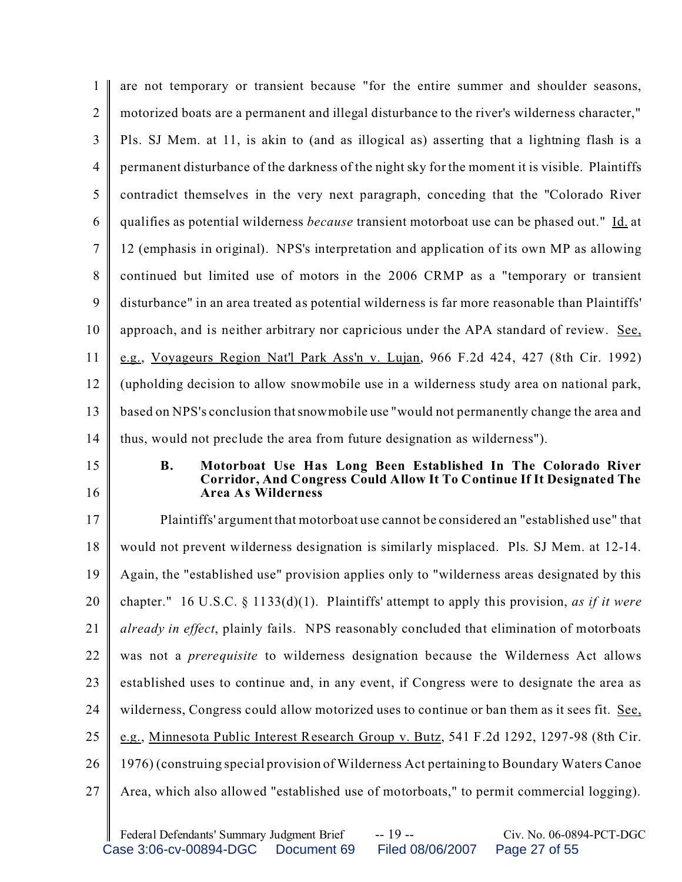are not temporary or transient because "for the entire summer and shoulder seasons, motorized boats are a permanent and illegal disturbance to the river's wilderness character," Pls. SJ Mem. at 11, is akin to (and as illogical as) asserting that a lightning flash is a permanent disturbance of the darkness of the night sky for the moment it is visible. Plaintiffs contradict themselves in the very next paragraph, conceding that the "Colorado River qualifies as potential wilderness *because* transient motorboat use can be phased out." Id. at 12 (emphasis in original). NPS's interpretation and application of its own MP as allowing continued but limited use of motors in the 2006 CRMP as a "temporary or transient disturbance" in an area treated as potential wilderness is far more reasonable than Plaintiffs' approach, and is neither arbitrary nor capricious under the APA standard of review. See, e.g., Voyageurs Region Nat'l Park Ass'n v. Lujan, 966 F.2d 424, 427 (8th Cir. 1992) (upholding decision to allow snowmobile use in a wilderness study area on national park, based on NPS's conclusion that snowmobile use "would not permanently change the area and thus, would not preclude the area from future designation as wilderness").

### B. Motorboat Use Has Long Been Established In The Colorado River Corridor, And Congress Could Allow It To Continue If It Designated The Area As Wilderness

Plaintiffs' argument that motorboat use cannot be considered an "established use" that would not prevent wilderness designation is similarly misplaced. Pls. SJ Mem. at 12-14. Again, the "established use" provision applies only to "wilderness areas designated by this chapter." 16 U.S.C. § 1133(d)(1). Plaintiffs' attempt to apply this provision, *as if it were already in effect*, plainly fails. NPS reasonably concluded that elimination of motorboats was not a *prerequisite* to wilderness designation because the Wilderness Act allows established uses to continue and, in any event, if Congress were to designate the area as wilderness, Congress could allow motorized uses to continue or ban them as it sees fit. See, e.g., Minnesota Public Interest Research Group v. Butz, 541 F.2d 1292, 1297-98 (8th Cir. 1976) (construing special provision of Wilderness Act pertaining to Boundary Waters Canoe Area, which also allowed "established use of motorboats," to permit commercial logging).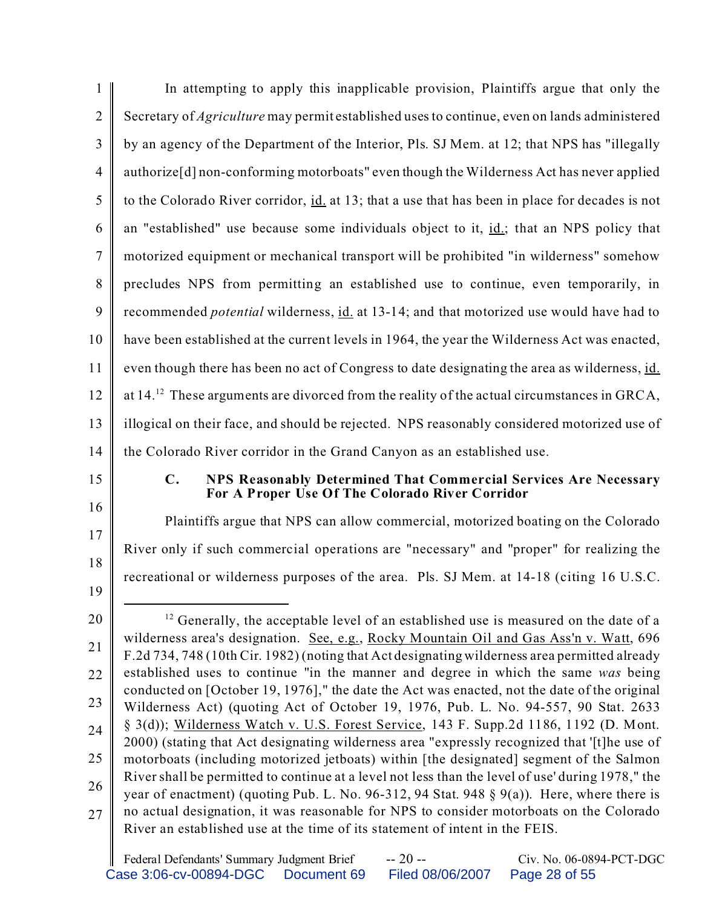In attempting to apply this inapplicable provision, Plaintiffs argue that only the Secretary of *Agriculture* may permit established uses to continue, even on lands administered by an agency of the Department of the Interior, Pls. SJ Mem. at 12; that NPS has "illegally authorize[d] non-conforming motorboats" even though the Wilderness Act has never applied to the Colorado River corridor, id. at 13; that a use that has been in place for decades is not an "established" use because some individuals object to it, id.; that an NPS policy that motorized equipment or mechanical transport will be prohibited "in wilderness" somehow precludes NPS from permitting an established use to continue, even temporarily, in recommended *potential* wilderness, id. at 13-14; and that motorized use would have had to have been established at the current levels in 1964, the year the Wilderness Act was enacted, even though there has been no act of Congress to date designating the area as wilderness, id. at 14.[12] These arguments are divorced from the reality of the actual circumstances in GRCA, illogical on their face, and should be rejected. NPS reasonably considered motorized use of the Colorado River corridor in the Grand Canyon as an established use.

### C. NPS Reasonably Determined That Commercial Services Are Necessary For A Proper Use Of The Colorado River Corridor

Plaintiffs argue that NPS can allow commercial, motorized boating on the Colorado River only if such commercial operations are "necessary" and "proper" for realizing the recreational or wilderness purposes of the area. Pls. SJ Mem. at 14-18 (citing 16 U.S.C.

---

[12] Generally, the acceptable level of an established use is measured on the date of a wilderness area's designation. See, e.g., Rocky Mountain Oil and Gas Ass'n v. Watt, 696 F.2d 734, 748 (10th Cir. 1982) (noting that Act designating wilderness area permitted already established uses to continue "in the manner and degree in which the same *was* being conducted on [October 19, 1976]," the date the Act was enacted, not the date of the original Wilderness Act) (quoting Act of October 19, 1976, Pub. L. No. 94-557, 90 Stat. 2633 § 3(d)); Wilderness Watch v. U.S. Forest Service, 143 F. Supp.2d 1186, 1192 (D. Mont. 2000) (stating that Act designating wilderness area "expressly recognized that '[t]he use of motorboats (including motorized jetboats) within [the designated] segment of the Salmon River shall be permitted to continue at a level not less than the level of use' during 1978," the year of enactment) (quoting Pub. L. No. 96-312, 94 Stat. 948 § 9(a)). Here, where there is no actual designation, it was reasonable for NPS to consider motorboats on the Colorado River an established use at the time of its statement of intent in the FEIS.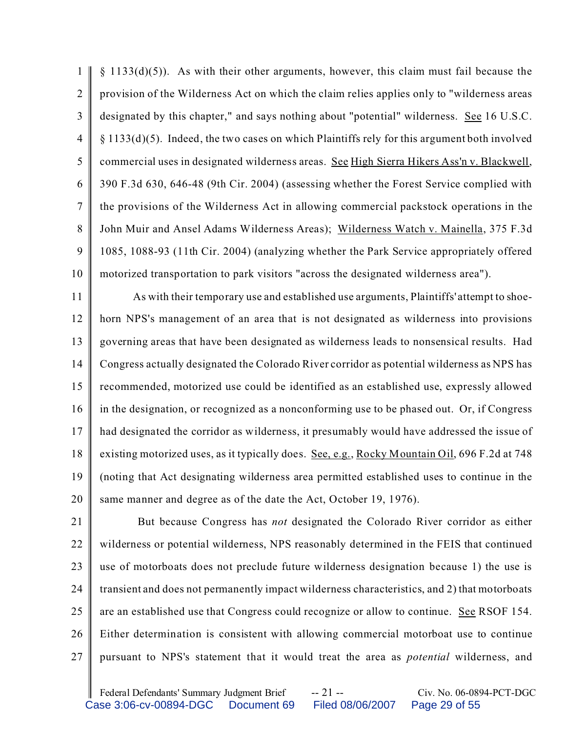§ 1133(d)(5)). As with their other arguments, however, this claim must fail because the provision of the Wilderness Act on which the claim relies applies only to "wilderness areas designated by this chapter," and says nothing about "potential" wilderness. See 16 U.S.C. § 1133(d)(5). Indeed, the two cases on which Plaintiffs rely for this argument both involved commercial uses in designated wilderness areas. See High Sierra Hikers Ass'n v. Blackwell, 390 F.3d 630, 646-48 (9th Cir. 2004) (assessing whether the Forest Service complied with the provisions of the Wilderness Act in allowing commercial packstock operations in the John Muir and Ansel Adams Wilderness Areas); Wilderness Watch v. Mainella, 375 F.3d 1085, 1088-93 (11th Cir. 2004) (analyzing whether the Park Service appropriately offered motorized transportation to park visitors "across the designated wilderness area").

As with their temporary use and established use arguments, Plaintiffs' attempt to shoe-horn NPS's management of an area that is not designated as wilderness into provisions governing areas that have been designated as wilderness leads to nonsensical results. Had Congress actually designated the Colorado River corridor as potential wilderness as NPS has recommended, motorized use could be identified as an established use, expressly allowed in the designation, or recognized as a nonconforming use to be phased out. Or, if Congress had designated the corridor as wilderness, it presumably would have addressed the issue of existing motorized uses, as it typically does. See, e.g., Rocky Mountain Oil, 696 F.2d at 748 (noting that Act designating wilderness area permitted established uses to continue in the same manner and degree as of the date the Act, October 19, 1976).

But because Congress has *not* designated the Colorado River corridor as either wilderness or potential wilderness, NPS reasonably determined in the FEIS that continued use of motorboats does not preclude future wilderness designation because 1) the use is transient and does not permanently impact wilderness characteristics, and 2) that motorboats are an established use that Congress could recognize or allow to continue. See RSOF 154. Either determination is consistent with allowing commercial motorboat use to continue pursuant to NPS's statement that it would treat the area as *potential* wilderness, and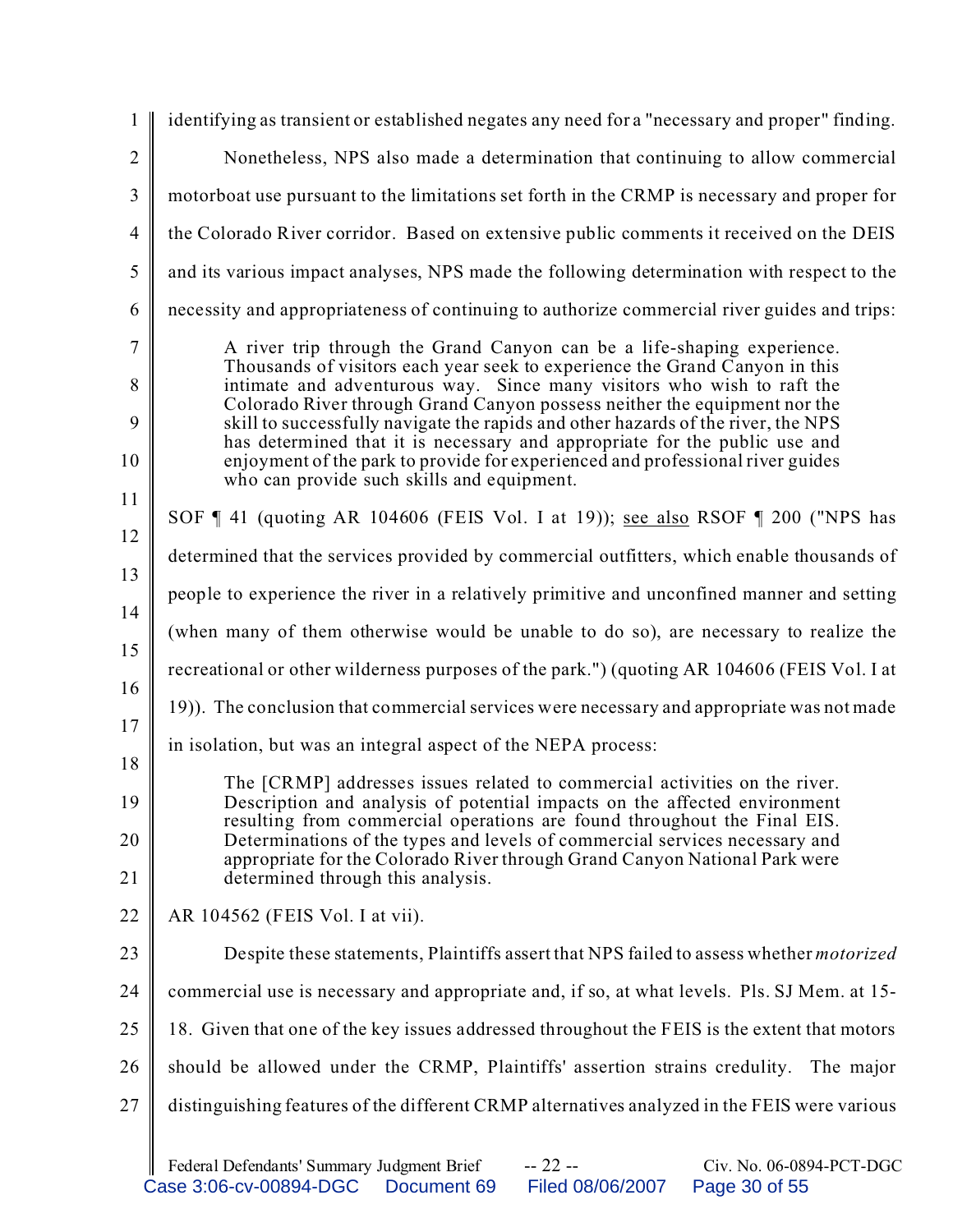identifying as transient or established negates any need for a "necessary and proper" finding.

Nonetheless, NPS also made a determination that continuing to allow commercial motorboat use pursuant to the limitations set forth in the CRMP is necessary and proper for the Colorado River corridor. Based on extensive public comments it received on the DEIS and its various impact analyses, NPS made the following determination with respect to the necessity and appropriateness of continuing to authorize commercial river guides and trips:

> A river trip through the Grand Canyon can be a life-shaping experience. Thousands of visitors each year seek to experience the Grand Canyon in this intimate and adventurous way. Since many visitors who wish to raft the Colorado River through Grand Canyon possess neither the equipment nor the skill to successfully navigate the rapids and other hazards of the river, the NPS has determined that it is necessary and appropriate for the public use and enjoyment of the park to provide for experienced and professional river guides who can provide such skills and equipment.

SOF ¶ 41 (quoting AR 104606 (FEIS Vol. I at 19)); see also RSOF ¶ 200 ("NPS has determined that the services provided by commercial outfitters, which enable thousands of people to experience the river in a relatively primitive and unconfined manner and setting (when many of them otherwise would be unable to do so), are necessary to realize the recreational or other wilderness purposes of the park.") (quoting AR 104606 (FEIS Vol. I at 19)). The conclusion that commercial services were necessary and appropriate was not made in isolation, but was an integral aspect of the NEPA process:

> The [CRMP] addresses issues related to commercial activities on the river. Description and analysis of potential impacts on the affected environment resulting from commercial operations are found throughout the Final EIS. Determinations of the types and levels of commercial services necessary and appropriate for the Colorado River through Grand Canyon National Park were determined through this analysis.

AR 104562 (FEIS Vol. I at vii).

Despite these statements, Plaintiffs assert that NPS failed to assess whether *motorized* commercial use is necessary and appropriate and, if so, at what levels. Pls. SJ Mem. at 15-18. Given that one of the key issues addressed throughout the FEIS is the extent that motors should be allowed under the CRMP, Plaintiffs' assertion strains credulity. The major distinguishing features of the different CRMP alternatives analyzed in the FEIS were various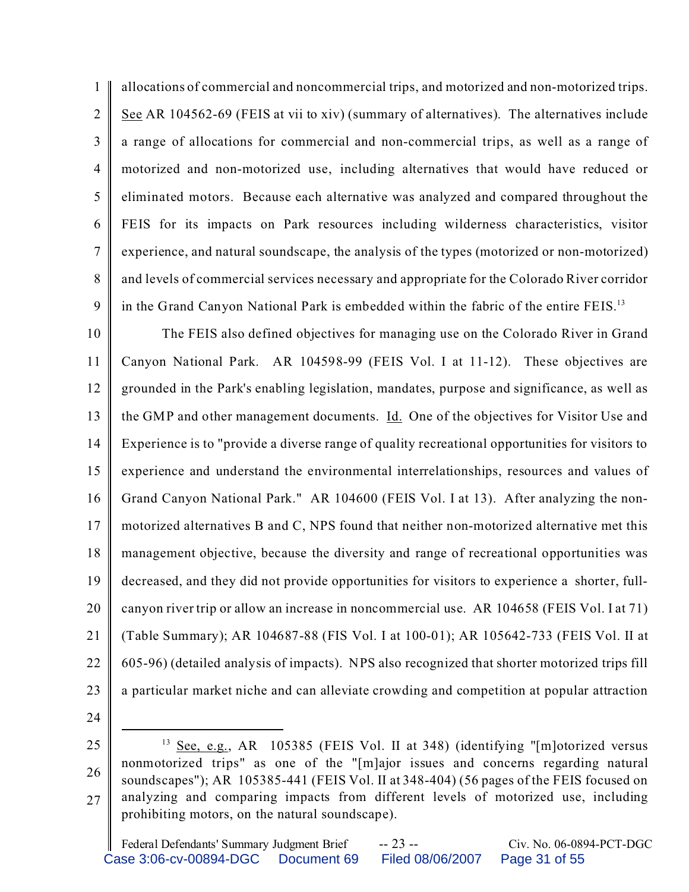allocations of commercial and noncommercial trips, and motorized and non-motorized trips. See AR 104562-69 (FEIS at vii to xiv) (summary of alternatives). The alternatives include a range of allocations for commercial and non-commercial trips, as well as a range of motorized and non-motorized use, including alternatives that would have reduced or eliminated motors. Because each alternative was analyzed and compared throughout the FEIS for its impacts on Park resources including wilderness characteristics, visitor experience, and natural soundscape, the analysis of the types (motorized or non-motorized) and levels of commercial services necessary and appropriate for the Colorado River corridor in the Grand Canyon National Park is embedded within the fabric of the entire FEIS.[13]

The FEIS also defined objectives for managing use on the Colorado River in Grand Canyon National Park. AR 104598-99 (FEIS Vol. I at 11-12). These objectives are grounded in the Park's enabling legislation, mandates, purpose and significance, as well as the GMP and other management documents. Id. One of the objectives for Visitor Use and Experience is to "provide a diverse range of quality recreational opportunities for visitors to experience and understand the environmental interrelationships, resources and values of Grand Canyon National Park." AR 104600 (FEIS Vol. I at 13). After analyzing the non-motorized alternatives B and C, NPS found that neither non-motorized alternative met this management objective, because the diversity and range of recreational opportunities was decreased, and they did not provide opportunities for visitors to experience a shorter, full-canyon river trip or allow an increase in noncommercial use. AR 104658 (FEIS Vol. I at 71) (Table Summary); AR 104687-88 (FIS Vol. I at 100-01); AR 105642-733 (FEIS Vol. II at 605-96) (detailed analysis of impacts). NPS also recognized that shorter motorized trips fill a particular market niche and can alleviate crowding and competition at popular attraction

---

[13] See, e.g., AR 105385 (FEIS Vol. II at 348) (identifying "[m]otorized versus nonmotorized trips" as one of the "[m]ajor issues and concerns regarding natural soundscapes"); AR 105385-441 (FEIS Vol. II at 348-404) (56 pages of the FEIS focused on analyzing and comparing impacts from different levels of motorized use, including prohibiting motors, on the natural soundscape).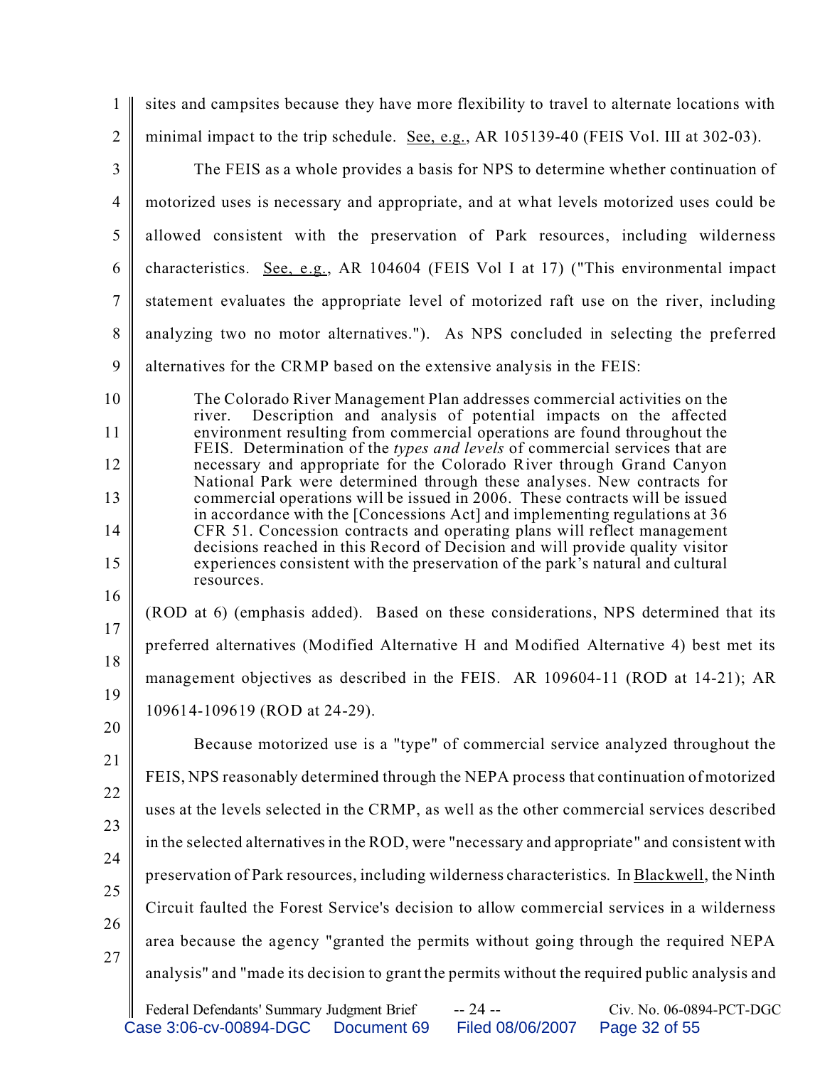sites and campsites because they have more flexibility to travel to alternate locations with minimal impact to the trip schedule. See, e.g., AR 105139-40 (FEIS Vol. III at 302-03).

The FEIS as a whole provides a basis for NPS to determine whether continuation of motorized uses is necessary and appropriate, and at what levels motorized uses could be allowed consistent with the preservation of Park resources, including wilderness characteristics. See, e.g., AR 104604 (FEIS Vol I at 17) ("This environmental impact statement evaluates the appropriate level of motorized raft use on the river, including analyzing two no motor alternatives."). As NPS concluded in selecting the preferred alternatives for the CRMP based on the extensive analysis in the FEIS:

> The Colorado River Management Plan addresses commercial activities on the river. Description and analysis of potential impacts on the affected environment resulting from commercial operations are found throughout the FEIS. Determination of the *types and levels* of commercial services that are necessary and appropriate for the Colorado River through Grand Canyon National Park were determined through these analyses. New contracts for commercial operations will be issued in 2006. These contracts will be issued in accordance with the [Concessions Act] and implementing regulations at 36 CFR 51. Concession contracts and operating plans will reflect management decisions reached in this Record of Decision and will provide quality visitor experiences consistent with the preservation of the park's natural and cultural resources.

(ROD at 6) (emphasis added). Based on these considerations, NPS determined that its preferred alternatives (Modified Alternative H and Modified Alternative 4) best met its management objectives as described in the FEIS. AR 109604-11 (ROD at 14-21); AR 109614-109619 (ROD at 24-29).

Because motorized use is a "type" of commercial service analyzed throughout the FEIS, NPS reasonably determined through the NEPA process that continuation of motorized uses at the levels selected in the CRMP, as well as the other commercial services described in the selected alternatives in the ROD, were "necessary and appropriate" and consistent with preservation of Park resources, including wilderness characteristics. In Blackwell, the Ninth Circuit faulted the Forest Service's decision to allow commercial services in a wilderness area because the agency "granted the permits without going through the required NEPA analysis" and "made its decision to grant the permits without the required public analysis and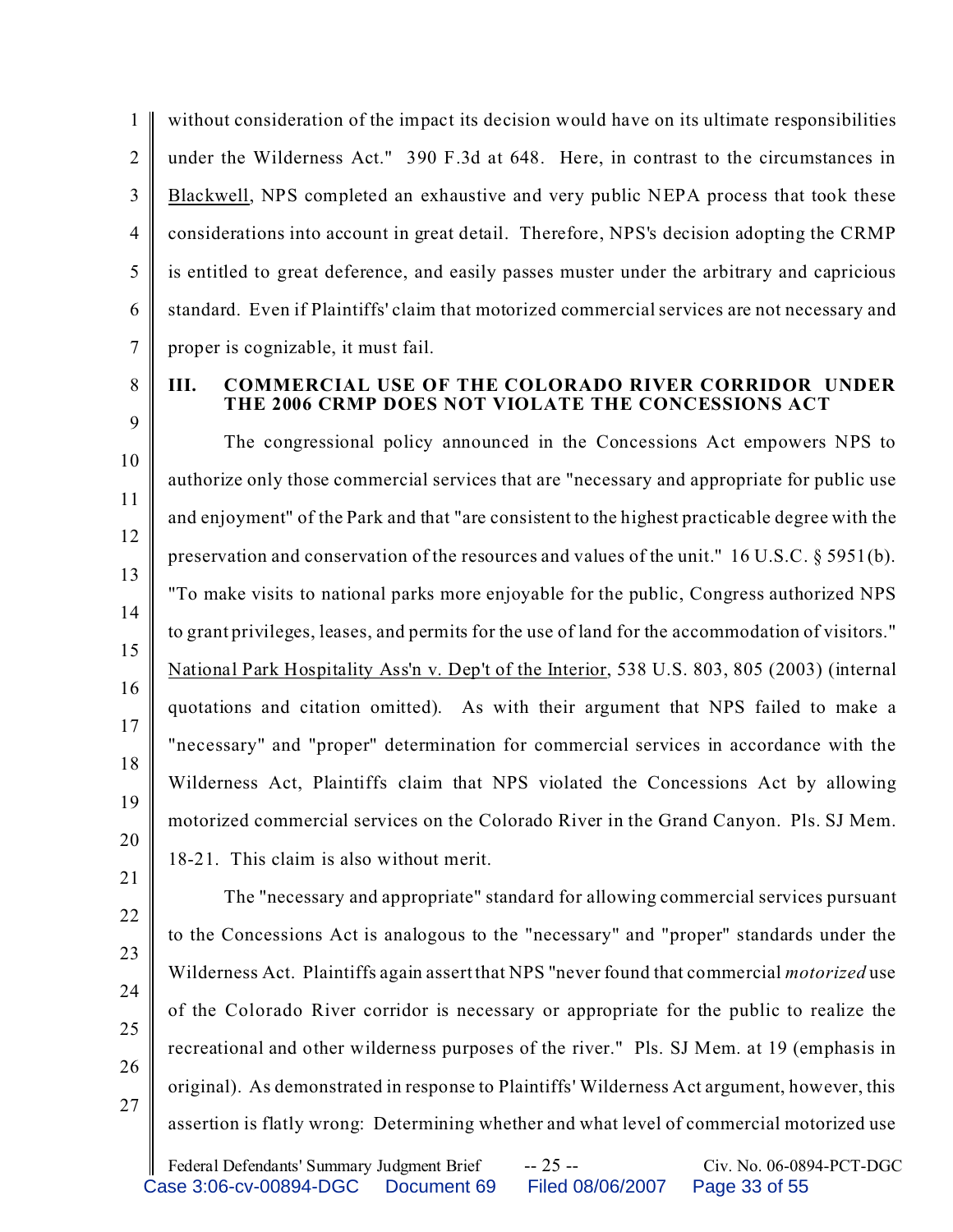without consideration of the impact its decision would have on its ultimate responsibilities under the Wilderness Act." 390 F.3d at 648. Here, in contrast to the circumstances in Blackwell, NPS completed an exhaustive and very public NEPA process that took these considerations into account in great detail. Therefore, NPS's decision adopting the CRMP is entitled to great deference, and easily passes muster under the arbitrary and capricious standard. Even if Plaintiffs' claim that motorized commercial services are not necessary and proper is cognizable, it must fail.

## III. COMMERCIAL USE OF THE COLORADO RIVER CORRIDOR UNDER THE 2006 CRMP DOES NOT VIOLATE THE CONCESSIONS ACT

The congressional policy announced in the Concessions Act empowers NPS to authorize only those commercial services that are "necessary and appropriate for public use and enjoyment" of the Park and that "are consistent to the highest practicable degree with the preservation and conservation of the resources and values of the unit." 16 U.S.C. § 5951(b). "To make visits to national parks more enjoyable for the public, Congress authorized NPS to grant privileges, leases, and permits for the use of land for the accommodation of visitors." National Park Hospitality Ass'n v. Dep't of the Interior, 538 U.S. 803, 805 (2003) (internal quotations and citation omitted). As with their argument that NPS failed to make a "necessary" and "proper" determination for commercial services in accordance with the Wilderness Act, Plaintiffs claim that NPS violated the Concessions Act by allowing motorized commercial services on the Colorado River in the Grand Canyon. Pls. SJ Mem. 18-21. This claim is also without merit.

The "necessary and appropriate" standard for allowing commercial services pursuant to the Concessions Act is analogous to the "necessary" and "proper" standards under the Wilderness Act. Plaintiffs again assert that NPS "never found that commercial *motorized* use of the Colorado River corridor is necessary or appropriate for the public to realize the recreational and other wilderness purposes of the river." Pls. SJ Mem. at 19 (emphasis in original). As demonstrated in response to Plaintiffs' Wilderness Act argument, however, this assertion is flatly wrong: Determining whether and what level of commercial motorized use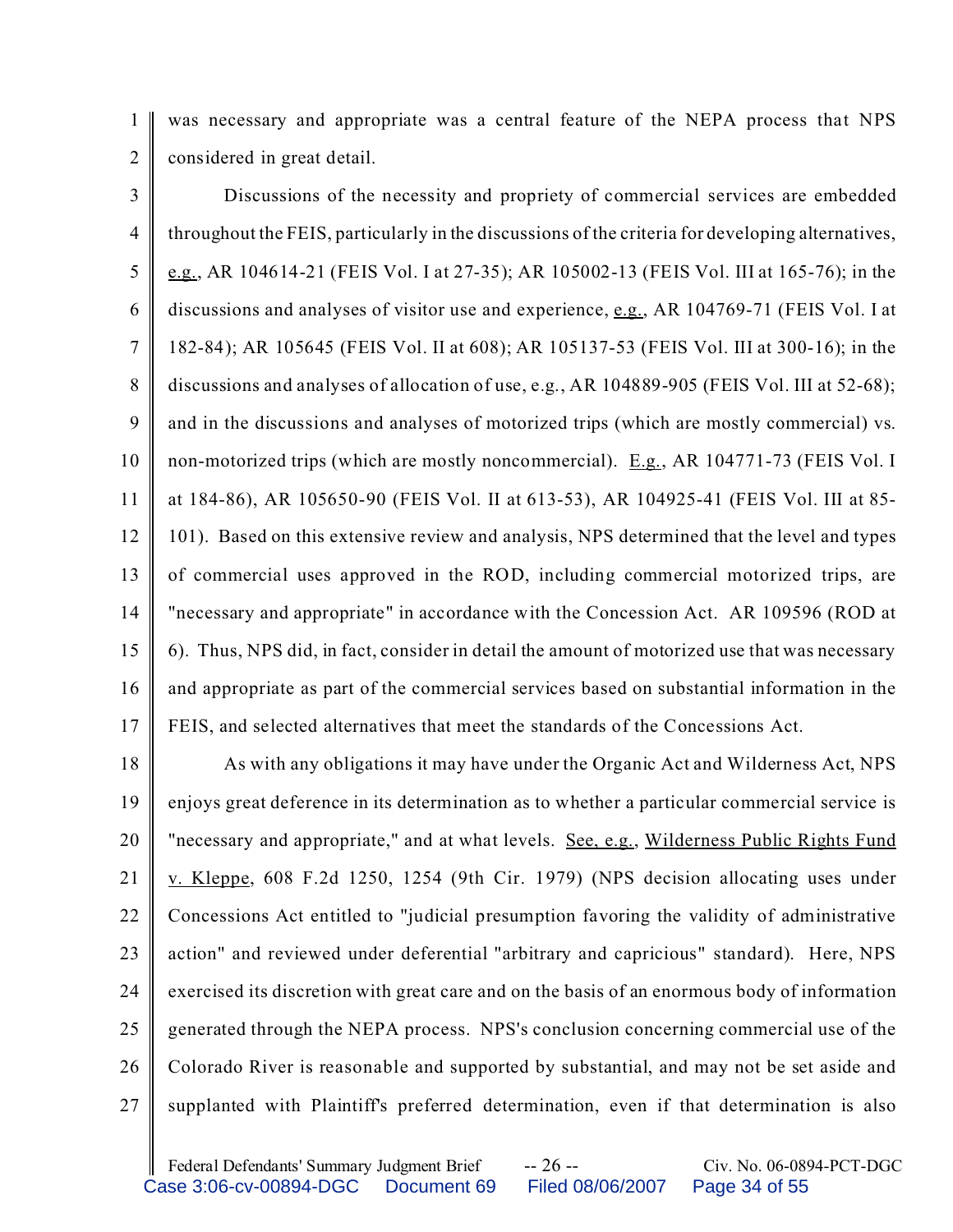was necessary and appropriate was a central feature of the NEPA process that NPS considered in great detail.

Discussions of the necessity and propriety of commercial services are embedded throughout the FEIS, particularly in the discussions of the criteria for developing alternatives, e.g., AR 104614-21 (FEIS Vol. I at 27-35); AR 105002-13 (FEIS Vol. III at 165-76); in the discussions and analyses of visitor use and experience, e.g., AR 104769-71 (FEIS Vol. I at 182-84); AR 105645 (FEIS Vol. II at 608); AR 105137-53 (FEIS Vol. III at 300-16); in the discussions and analyses of allocation of use, e.g., AR 104889-905 (FEIS Vol. III at 52-68); and in the discussions and analyses of motorized trips (which are mostly commercial) vs. non-motorized trips (which are mostly noncommercial). E.g., AR 104771-73 (FEIS Vol. I at 184-86), AR 105650-90 (FEIS Vol. II at 613-53), AR 104925-41 (FEIS Vol. III at 85-101). Based on this extensive review and analysis, NPS determined that the level and types of commercial uses approved in the ROD, including commercial motorized trips, are "necessary and appropriate" in accordance with the Concession Act. AR 109596 (ROD at 6). Thus, NPS did, in fact, consider in detail the amount of motorized use that was necessary and appropriate as part of the commercial services based on substantial information in the FEIS, and selected alternatives that meet the standards of the Concessions Act.

As with any obligations it may have under the Organic Act and Wilderness Act, NPS enjoys great deference in its determination as to whether a particular commercial service is "necessary and appropriate," and at what levels. See, e.g., Wilderness Public Rights Fund v. Kleppe, 608 F.2d 1250, 1254 (9th Cir. 1979) (NPS decision allocating uses under Concessions Act entitled to "judicial presumption favoring the validity of administrative action" and reviewed under deferential "arbitrary and capricious" standard). Here, NPS exercised its discretion with great care and on the basis of an enormous body of information generated through the NEPA process. NPS's conclusion concerning commercial use of the Colorado River is reasonable and supported by substantial, and may not be set aside and supplanted with Plaintiff's preferred determination, even if that determination is also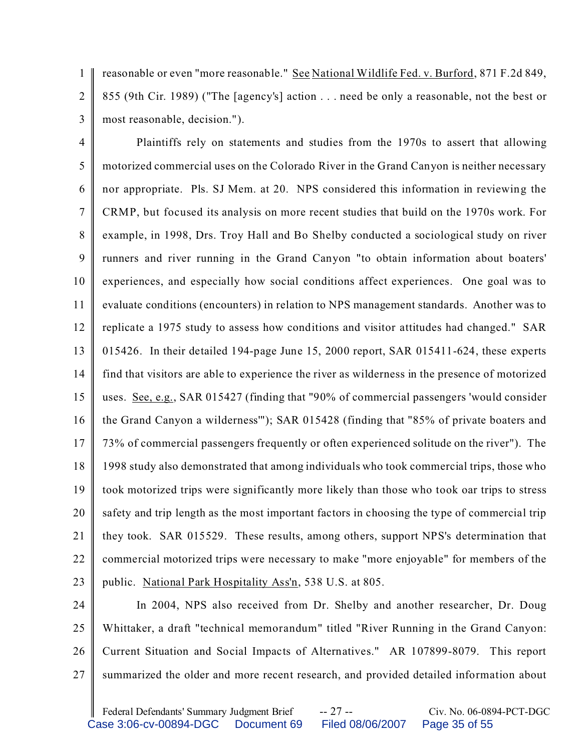reasonable or even "more reasonable." See National Wildlife Fed. v. Burford, 871 F.2d 849, 855 (9th Cir. 1989) ("The [agency's] action . . . need be only a reasonable, not the best or most reasonable, decision.").

Plaintiffs rely on statements and studies from the 1970s to assert that allowing motorized commercial uses on the Colorado River in the Grand Canyon is neither necessary nor appropriate. Pls. SJ Mem. at 20. NPS considered this information in reviewing the CRMP, but focused its analysis on more recent studies that build on the 1970s work. For example, in 1998, Drs. Troy Hall and Bo Shelby conducted a sociological study on river runners and river running in the Grand Canyon "to obtain information about boaters' experiences, and especially how social conditions affect experiences. One goal was to evaluate conditions (encounters) in relation to NPS management standards. Another was to replicate a 1975 study to assess how conditions and visitor attitudes had changed." SAR 015426. In their detailed 194-page June 15, 2000 report, SAR 015411-624, these experts find that visitors are able to experience the river as wilderness in the presence of motorized uses. See, e.g., SAR 015427 (finding that "90% of commercial passengers 'would consider the Grand Canyon a wilderness'"); SAR 015428 (finding that "85% of private boaters and 73% of commercial passengers frequently or often experienced solitude on the river"). The 1998 study also demonstrated that among individuals who took commercial trips, those who took motorized trips were significantly more likely than those who took oar trips to stress safety and trip length as the most important factors in choosing the type of commercial trip they took. SAR 015529. These results, among others, support NPS's determination that commercial motorized trips were necessary to make "more enjoyable" for members of the public. National Park Hospitality Ass'n, 538 U.S. at 805.

In 2004, NPS also received from Dr. Shelby and another researcher, Dr. Doug Whittaker, a draft "technical memorandum" titled "River Running in the Grand Canyon: Current Situation and Social Impacts of Alternatives." AR 107899-8079. This report summarized the older and more recent research, and provided detailed information about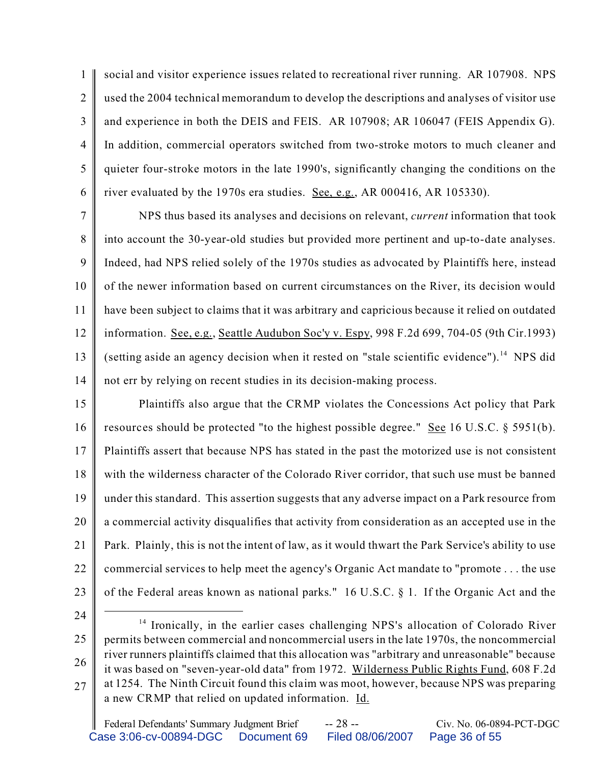social and visitor experience issues related to recreational river running. AR 107908. NPS used the 2004 technical memorandum to develop the descriptions and analyses of visitor use and experience in both the DEIS and FEIS. AR 107908; AR 106047 (FEIS Appendix G). In addition, commercial operators switched from two-stroke motors to much cleaner and quieter four-stroke motors in the late 1990's, significantly changing the conditions on the river evaluated by the 1970s era studies. See, e.g., AR 000416, AR 105330).

NPS thus based its analyses and decisions on relevant, *current* information that took into account the 30-year-old studies but provided more pertinent and up-to-date analyses. Indeed, had NPS relied solely of the 1970s studies as advocated by Plaintiffs here, instead of the newer information based on current circumstances on the River, its decision would have been subject to claims that it was arbitrary and capricious because it relied on outdated information. See, e.g., Seattle Audubon Soc'y v. Espy, 998 F.2d 699, 704-05 (9th Cir.1993) (setting aside an agency decision when it rested on "stale scientific evidence").[14] NPS did not err by relying on recent studies in its decision-making process.

Plaintiffs also argue that the CRMP violates the Concessions Act policy that Park resources should be protected "to the highest possible degree." See 16 U.S.C. § 5951(b). Plaintiffs assert that because NPS has stated in the past the motorized use is not consistent with the wilderness character of the Colorado River corridor, that such use must be banned under this standard. This assertion suggests that any adverse impact on a Park resource from a commercial activity disqualifies that activity from consideration as an accepted use in the Park. Plainly, this is not the intent of law, as it would thwart the Park Service's ability to use commercial services to help meet the agency's Organic Act mandate to "promote . . . the use of the Federal areas known as national parks." 16 U.S.C. § 1. If the Organic Act and the

---

[14] Ironically, in the earlier cases challenging NPS's allocation of Colorado River permits between commercial and noncommercial users in the late 1970s, the noncommercial river runners plaintiffs claimed that this allocation was "arbitrary and unreasonable" because it was based on "seven-year-old data" from 1972. Wilderness Public Rights Fund, 608 F.2d at 1254. The Ninth Circuit found this claim was moot, however, because NPS was preparing a new CRMP that relied on updated information. Id.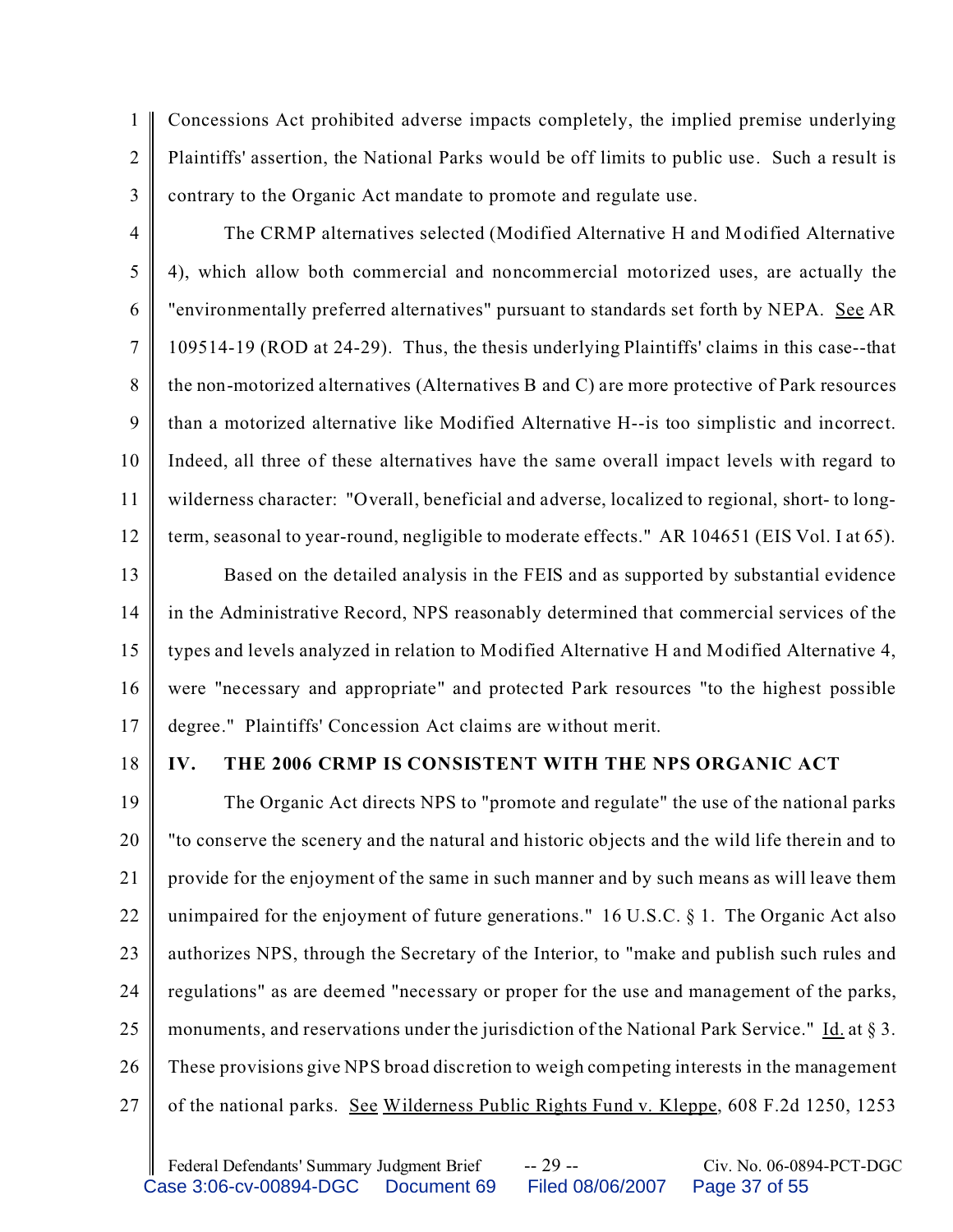Concessions Act prohibited adverse impacts completely, the implied premise underlying Plaintiffs' assertion, the National Parks would be off limits to public use. Such a result is contrary to the Organic Act mandate to promote and regulate use.

The CRMP alternatives selected (Modified Alternative H and Modified Alternative 4), which allow both commercial and noncommercial motorized uses, are actually the "environmentally preferred alternatives" pursuant to standards set forth by NEPA. See AR 109514-19 (ROD at 24-29). Thus, the thesis underlying Plaintiffs' claims in this case--that the non-motorized alternatives (Alternatives B and C) are more protective of Park resources than a motorized alternative like Modified Alternative H--is too simplistic and incorrect. Indeed, all three of these alternatives have the same overall impact levels with regard to wilderness character: "Overall, beneficial and adverse, localized to regional, short- to long-term, seasonal to year-round, negligible to moderate effects." AR 104651 (EIS Vol. I at 65).

Based on the detailed analysis in the FEIS and as supported by substantial evidence in the Administrative Record, NPS reasonably determined that commercial services of the types and levels analyzed in relation to Modified Alternative H and Modified Alternative 4, were "necessary and appropriate" and protected Park resources "to the highest possible degree." Plaintiffs' Concession Act claims are without merit.

## IV. THE 2006 CRMP IS CONSISTENT WITH THE NPS ORGANIC ACT

The Organic Act directs NPS to "promote and regulate" the use of the national parks "to conserve the scenery and the natural and historic objects and the wild life therein and to provide for the enjoyment of the same in such manner and by such means as will leave them unimpaired for the enjoyment of future generations." 16 U.S.C. § 1. The Organic Act also authorizes NPS, through the Secretary of the Interior, to "make and publish such rules and regulations" as are deemed "necessary or proper for the use and management of the parks, monuments, and reservations under the jurisdiction of the National Park Service." Id. at § 3. These provisions give NPS broad discretion to weigh competing interests in the management of the national parks. See Wilderness Public Rights Fund v. Kleppe, 608 F.2d 1250, 1253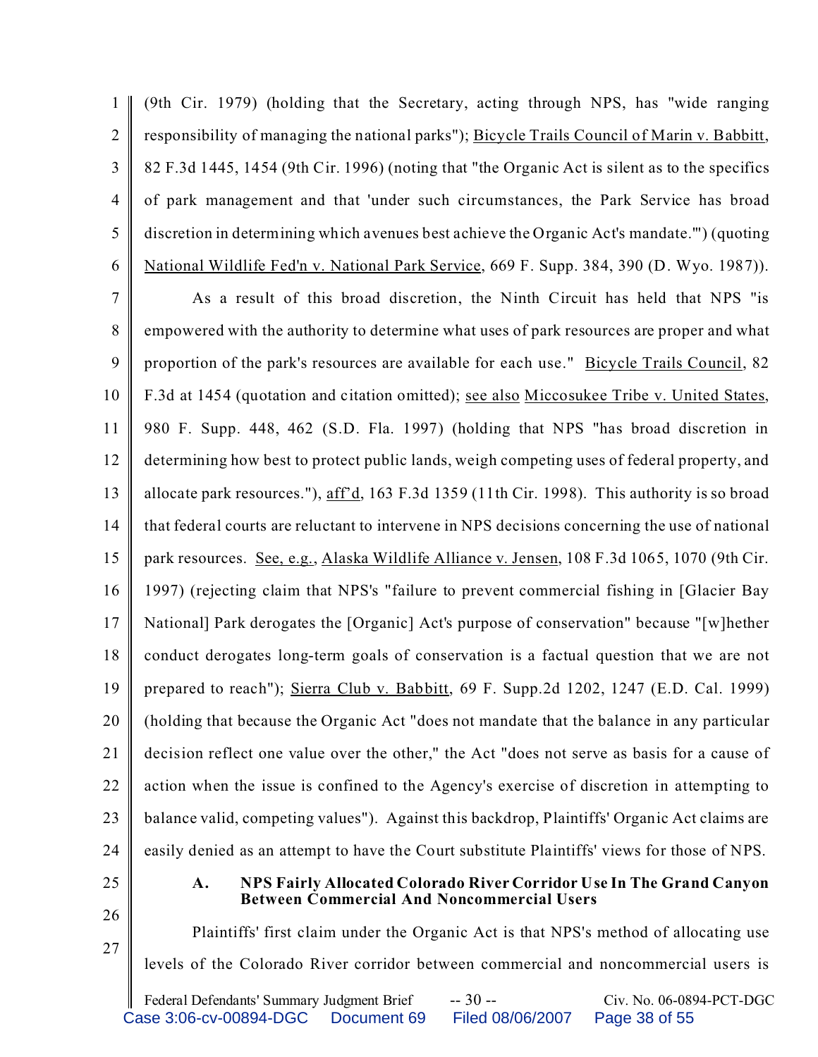(9th Cir. 1979) (holding that the Secretary, acting through NPS, has "wide ranging responsibility of managing the national parks"); Bicycle Trails Council of Marin v. Babbitt, 82 F.3d 1445, 1454 (9th Cir. 1996) (noting that "the Organic Act is silent as to the specifics of park management and that 'under such circumstances, the Park Service has broad discretion in determining which avenues best achieve the Organic Act's mandate.'") (quoting National Wildlife Fed'n v. National Park Service, 669 F. Supp. 384, 390 (D. Wyo. 1987)).

As a result of this broad discretion, the Ninth Circuit has held that NPS "is empowered with the authority to determine what uses of park resources are proper and what proportion of the park's resources are available for each use." Bicycle Trails Council, 82 F.3d at 1454 (quotation and citation omitted); see also Miccosukee Tribe v. United States, 980 F. Supp. 448, 462 (S.D. Fla. 1997) (holding that NPS "has broad discretion in determining how best to protect public lands, weigh competing uses of federal property, and allocate park resources."), aff'd, 163 F.3d 1359 (11th Cir. 1998). This authority is so broad that federal courts are reluctant to intervene in NPS decisions concerning the use of national park resources. See, e.g., Alaska Wildlife Alliance v. Jensen, 108 F.3d 1065, 1070 (9th Cir. 1997) (rejecting claim that NPS's "failure to prevent commercial fishing in [Glacier Bay National] Park derogates the [Organic] Act's purpose of conservation" because "[w]hether conduct derogates long-term goals of conservation is a factual question that we are not prepared to reach"); Sierra Club v. Babbitt, 69 F. Supp.2d 1202, 1247 (E.D. Cal. 1999) (holding that because the Organic Act "does not mandate that the balance in any particular decision reflect one value over the other," the Act "does not serve as basis for a cause of action when the issue is confined to the Agency's exercise of discretion in attempting to balance valid, competing values"). Against this backdrop, Plaintiffs' Organic Act claims are easily denied as an attempt to have the Court substitute Plaintiffs' views for those of NPS.

### A. NPS Fairly Allocated Colorado River Corridor Use In The Grand Canyon Between Commercial And Noncommercial Users

Plaintiffs' first claim under the Organic Act is that NPS's method of allocating use levels of the Colorado River corridor between commercial and noncommercial users is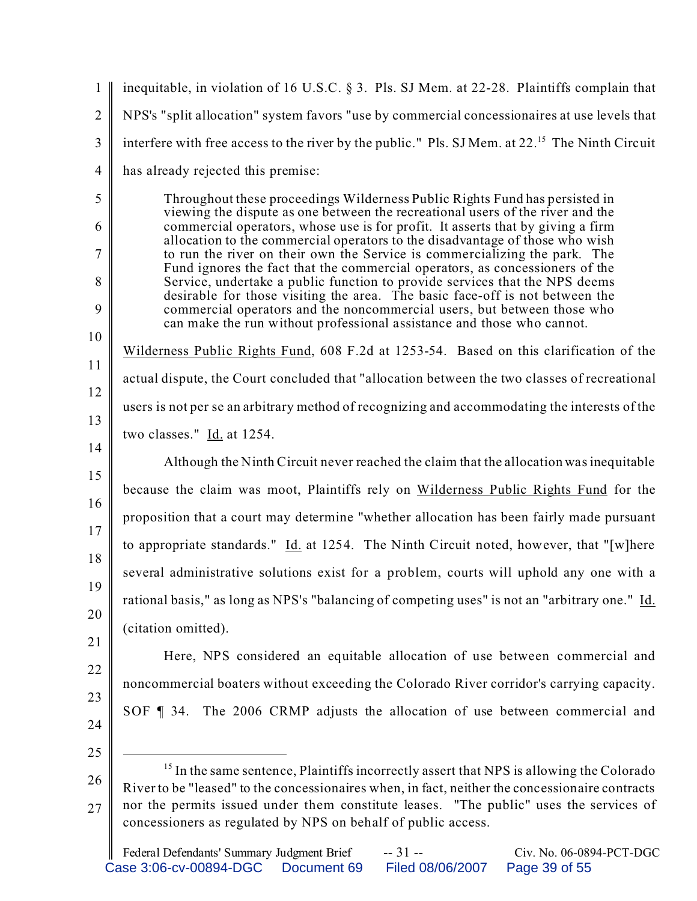inequitable, in violation of 16 U.S.C. § 3. Pls. SJ Mem. at 22-28. Plaintiffs complain that NPS's "split allocation" system favors "use by commercial concessionaires at use levels that interfere with free access to the river by the public." Pls. SJ Mem. at 22.[15] The Ninth Circuit has already rejected this premise:

> Throughout these proceedings Wilderness Public Rights Fund has persisted in viewing the dispute as one between the recreational users of the river and the commercial operators, whose use is for profit. It asserts that by giving a firm allocation to the commercial operators to the disadvantage of those who wish to run the river on their own the Service is commercializing the park. The Fund ignores the fact that the commercial operators, as concessioners of the Service, undertake a public function to provide services that the NPS deems desirable for those visiting the area. The basic face-off is not between the commercial operators and the noncommercial users, but between those who can make the run without professional assistance and those who cannot.

Wilderness Public Rights Fund, 608 F.2d at 1253-54. Based on this clarification of the actual dispute, the Court concluded that "allocation between the two classes of recreational users is not per se an arbitrary method of recognizing and accommodating the interests of the two classes." Id. at 1254.

Although the Ninth Circuit never reached the claim that the allocation was inequitable because the claim was moot, Plaintiffs rely on Wilderness Public Rights Fund for the proposition that a court may determine "whether allocation has been fairly made pursuant to appropriate standards." Id. at 1254. The Ninth Circuit noted, however, that "[w]here several administrative solutions exist for a problem, courts will uphold any one with a rational basis," as long as NPS's "balancing of competing uses" is not an "arbitrary one." Id. (citation omitted).

Here, NPS considered an equitable allocation of use between commercial and noncommercial boaters without exceeding the Colorado River corridor's carrying capacity. SOF ¶ 34. The 2006 CRMP adjusts the allocation of use between commercial and

---

[15] In the same sentence, Plaintiffs incorrectly assert that NPS is allowing the Colorado River to be "leased" to the concessionaires when, in fact, neither the concessionaire contracts nor the permits issued under them constitute leases. "The public" uses the services of concessioners as regulated by NPS on behalf of public access.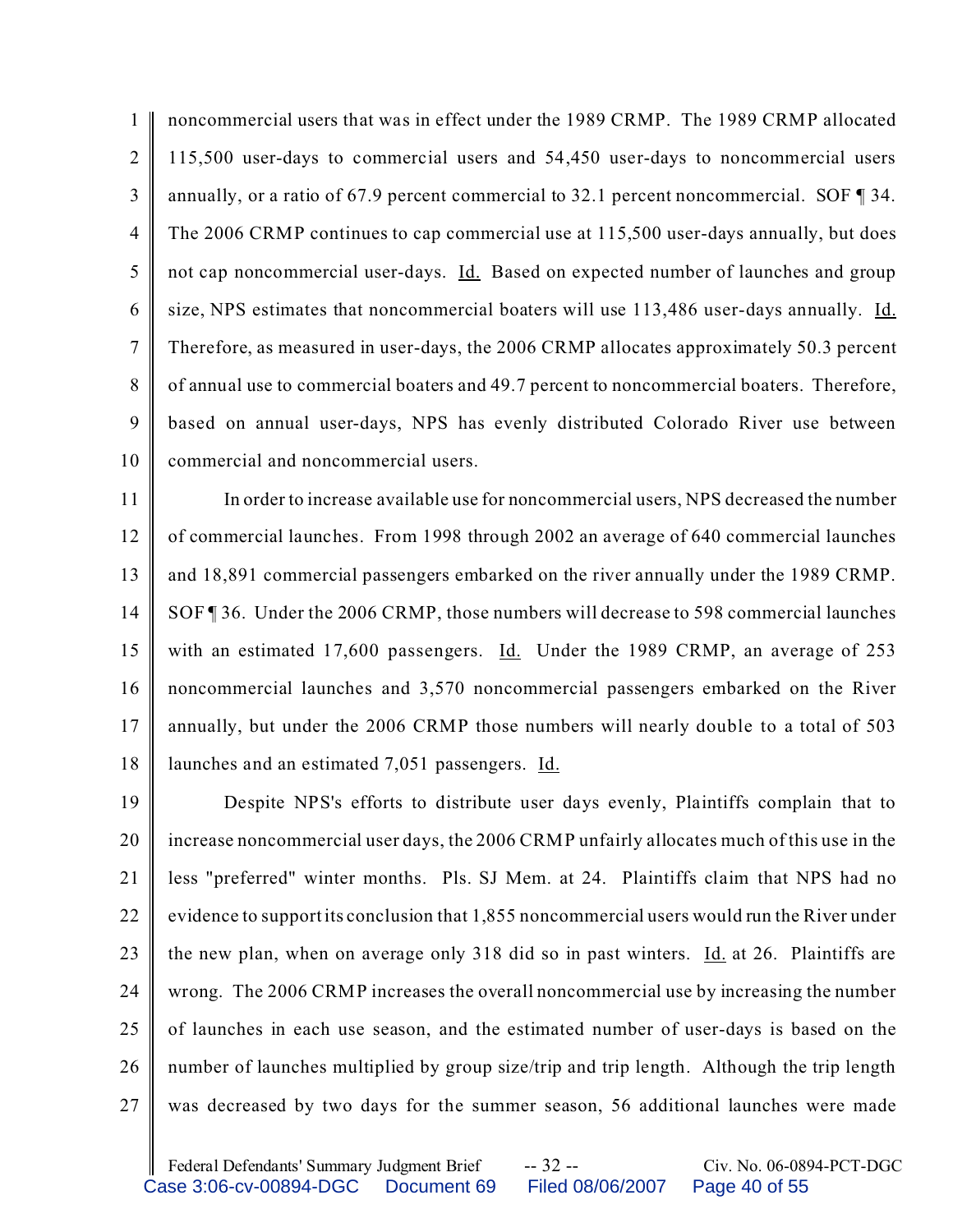noncommercial users that was in effect under the 1989 CRMP. The 1989 CRMP allocated 115,500 user-days to commercial users and 54,450 user-days to noncommercial users annually, or a ratio of 67.9 percent commercial to 32.1 percent noncommercial. SOF ¶ 34. The 2006 CRMP continues to cap commercial use at 115,500 user-days annually, but does not cap noncommercial user-days. Id. Based on expected number of launches and group size, NPS estimates that noncommercial boaters will use 113,486 user-days annually. Id. Therefore, as measured in user-days, the 2006 CRMP allocates approximately 50.3 percent of annual use to commercial boaters and 49.7 percent to noncommercial boaters. Therefore, based on annual user-days, NPS has evenly distributed Colorado River use between commercial and noncommercial users.

In order to increase available use for noncommercial users, NPS decreased the number of commercial launches. From 1998 through 2002 an average of 640 commercial launches and 18,891 commercial passengers embarked on the river annually under the 1989 CRMP. SOF ¶ 36. Under the 2006 CRMP, those numbers will decrease to 598 commercial launches with an estimated 17,600 passengers. Id. Under the 1989 CRMP, an average of 253 noncommercial launches and 3,570 noncommercial passengers embarked on the River annually, but under the 2006 CRMP those numbers will nearly double to a total of 503 launches and an estimated 7,051 passengers. Id.

Despite NPS's efforts to distribute user days evenly, Plaintiffs complain that to increase noncommercial user days, the 2006 CRMP unfairly allocates much of this use in the less "preferred" winter months. Pls. SJ Mem. at 24. Plaintiffs claim that NPS had no evidence to support its conclusion that 1,855 noncommercial users would run the River under the new plan, when on average only 318 did so in past winters. Id. at 26. Plaintiffs are wrong. The 2006 CRMP increases the overall noncommercial use by increasing the number of launches in each use season, and the estimated number of user-days is based on the number of launches multiplied by group size/trip and trip length. Although the trip length was decreased by two days for the summer season, 56 additional launches were made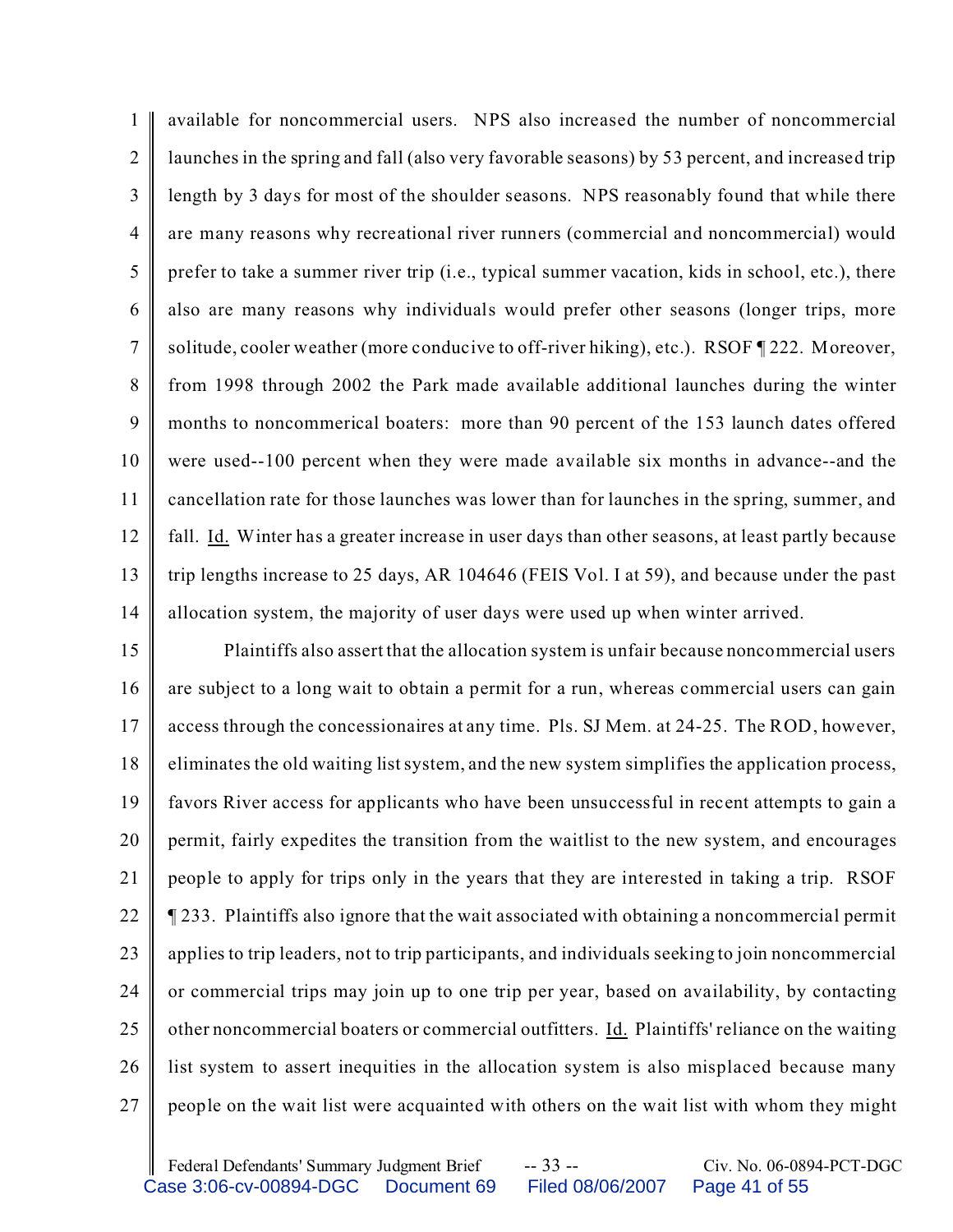available for noncommercial users. NPS also increased the number of noncommercial launches in the spring and fall (also very favorable seasons) by 53 percent, and increased trip length by 3 days for most of the shoulder seasons. NPS reasonably found that while there are many reasons why recreational river runners (commercial and noncommercial) would prefer to take a summer river trip (i.e., typical summer vacation, kids in school, etc.), there also are many reasons why individuals would prefer other seasons (longer trips, more solitude, cooler weather (more conducive to off-river hiking), etc.). RSOF ¶ 222. Moreover, from 1998 through 2002 the Park made available additional launches during the winter months to noncommerical boaters: more than 90 percent of the 153 launch dates offered were used--100 percent when they were made available six months in advance--and the cancellation rate for those launches was lower than for launches in the spring, summer, and fall. Id. Winter has a greater increase in user days than other seasons, at least partly because trip lengths increase to 25 days, AR 104646 (FEIS Vol. I at 59), and because under the past allocation system, the majority of user days were used up when winter arrived.

Plaintiffs also assert that the allocation system is unfair because noncommercial users are subject to a long wait to obtain a permit for a run, whereas commercial users can gain access through the concessionaires at any time. Pls. SJ Mem. at 24-25. The ROD, however, eliminates the old waiting list system, and the new system simplifies the application process, favors River access for applicants who have been unsuccessful in recent attempts to gain a permit, fairly expedites the transition from the waitlist to the new system, and encourages people to apply for trips only in the years that they are interested in taking a trip. RSOF ¶ 233. Plaintiffs also ignore that the wait associated with obtaining a noncommercial permit applies to trip leaders, not to trip participants, and individuals seeking to join noncommercial or commercial trips may join up to one trip per year, based on availability, by contacting other noncommercial boaters or commercial outfitters. Id. Plaintiffs' reliance on the waiting list system to assert inequities in the allocation system is also misplaced because many people on the wait list were acquainted with others on the wait list with whom they might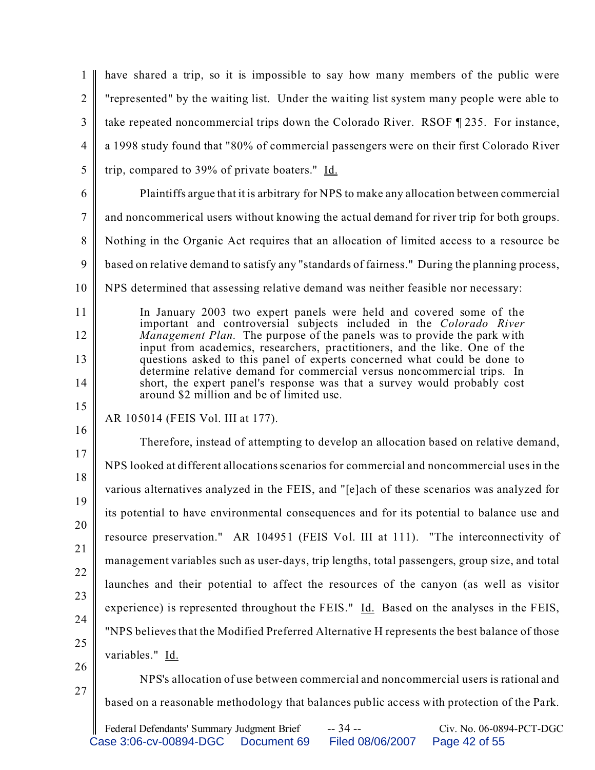have shared a trip, so it is impossible to say how many members of the public were "represented" by the waiting list. Under the waiting list system many people were able to take repeated noncommercial trips down the Colorado River. RSOF ¶ 235. For instance, a 1998 study found that "80% of commercial passengers were on their first Colorado River trip, compared to 39% of private boaters." Id.

Plaintiffs argue that it is arbitrary for NPS to make any allocation between commercial and noncommerical users without knowing the actual demand for river trip for both groups. Nothing in the Organic Act requires that an allocation of limited access to a resource be based on relative demand to satisfy any "standards of fairness." During the planning process, NPS determined that assessing relative demand was neither feasible nor necessary:

> In January 2003 two expert panels were held and covered some of the important and controversial subjects included in the *Colorado River Management Plan*. The purpose of the panels was to provide the park with input from academics, researchers, practitioners, and the like. One of the questions asked to this panel of experts concerned what could be done to determine relative demand for commercial versus noncommercial trips. In short, the expert panel's response was that a survey would probably cost around $2 million and be of limited use.

AR 105014 (FEIS Vol. III at 177).

Therefore, instead of attempting to develop an allocation based on relative demand, NPS looked at different allocations scenarios for commercial and noncommercial uses in the various alternatives analyzed in the FEIS, and "[e]ach of these scenarios was analyzed for its potential to have environmental consequences and for its potential to balance use and resource preservation." AR 104951 (FEIS Vol. III at 111). "The interconnectivity of management variables such as user-days, trip lengths, total passengers, group size, and total launches and their potential to affect the resources of the canyon (as well as visitor experience) is represented throughout the FEIS." Id. Based on the analyses in the FEIS, "NPS believes that the Modified Preferred Alternative H represents the best balance of those variables." Id.

NPS's allocation of use between commercial and noncommercial users is rational and based on a reasonable methodology that balances public access with protection of the Park.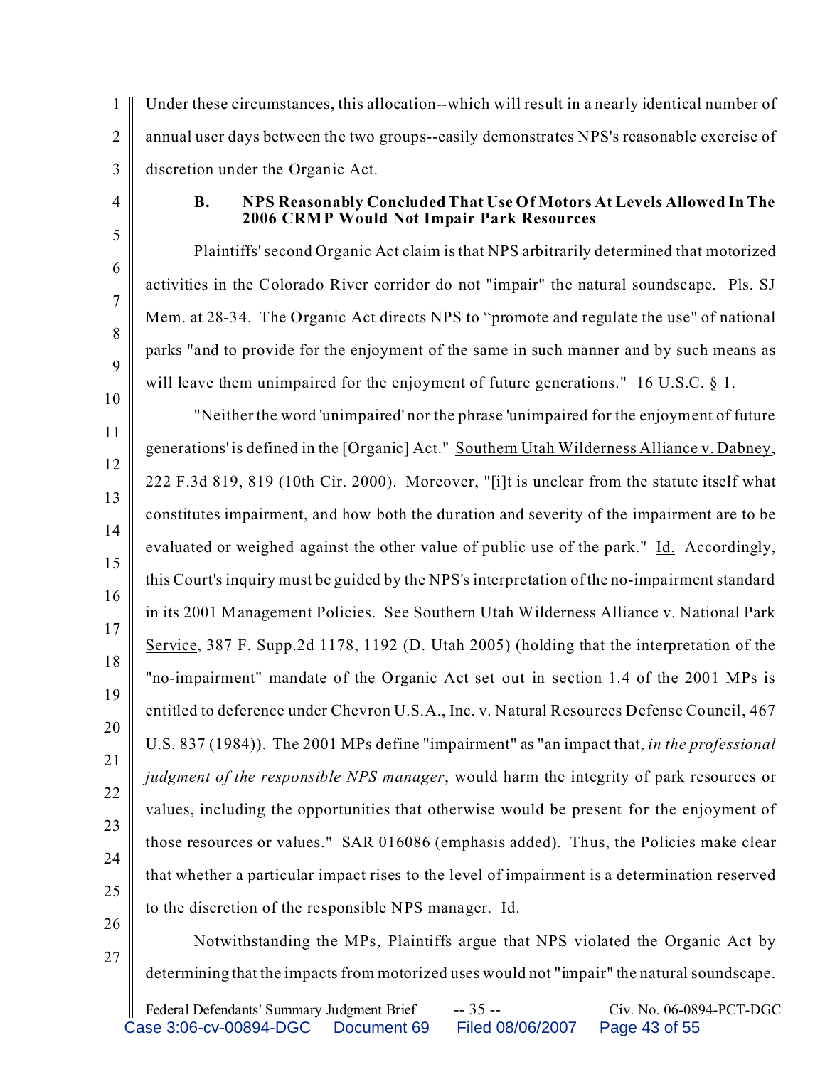Under these circumstances, this allocation--which will result in a nearly identical number of annual user days between the two groups--easily demonstrates NPS's reasonable exercise of discretion under the Organic Act.

### B. NPS Reasonably Concluded That Use Of Motors At Levels Allowed In The 2006 CRMP Would Not Impair Park Resources

Plaintiffs' second Organic Act claim is that NPS arbitrarily determined that motorized activities in the Colorado River corridor do not "impair" the natural soundscape. Pls. SJ Mem. at 28-34. The Organic Act directs NPS to "promote and regulate the use" of national parks "and to provide for the enjoyment of the same in such manner and by such means as will leave them unimpaired for the enjoyment of future generations." 16 U.S.C. § 1.

"Neither the word 'unimpaired' nor the phrase 'unimpaired for the enjoyment of future generations' is defined in the [Organic] Act." Southern Utah Wilderness Alliance v. Dabney, 222 F.3d 819, 819 (10th Cir. 2000). Moreover, "[i]t is unclear from the statute itself what constitutes impairment, and how both the duration and severity of the impairment are to be evaluated or weighed against the other value of public use of the park." Id. Accordingly, this Court's inquiry must be guided by the NPS's interpretation of the no-impairment standard in its 2001 Management Policies. See Southern Utah Wilderness Alliance v. National Park Service, 387 F. Supp.2d 1178, 1192 (D. Utah 2005) (holding that the interpretation of the "no-impairment" mandate of the Organic Act set out in section 1.4 of the 2001 MPs is entitled to deference under Chevron U.S.A., Inc. v. Natural Resources Defense Council, 467 U.S. 837 (1984)). The 2001 MPs define "impairment" as "an impact that, *in the professional judgment of the responsible NPS manager*, would harm the integrity of park resources or values, including the opportunities that otherwise would be present for the enjoyment of those resources or values." SAR 016086 (emphasis added). Thus, the Policies make clear that whether a particular impact rises to the level of impairment is a determination reserved to the discretion of the responsible NPS manager. Id.

Notwithstanding the MPs, Plaintiffs argue that NPS violated the Organic Act by determining that the impacts from motorized uses would not "impair" the natural soundscape.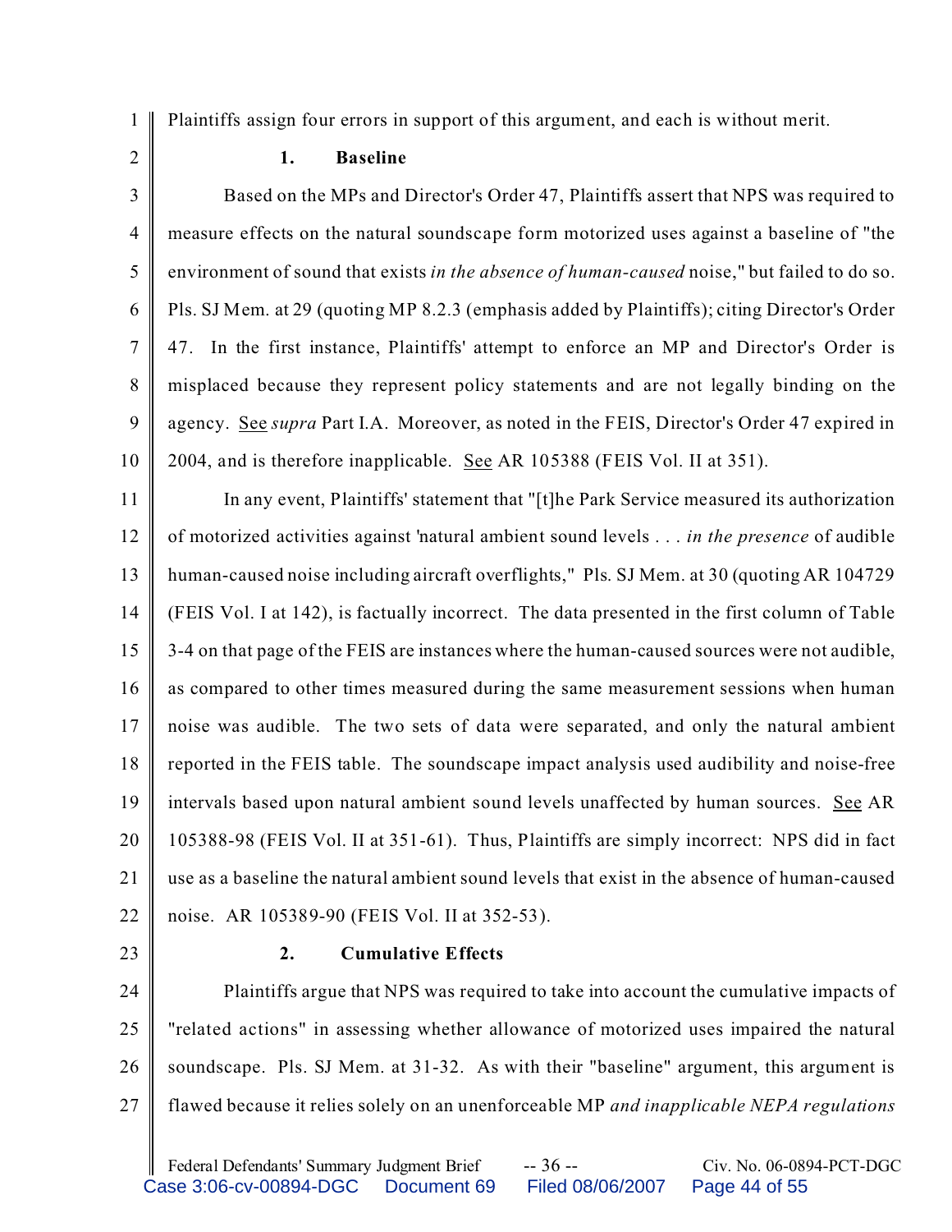Plaintiffs assign four errors in support of this argument, and each is without merit.

**1. Baseline**

Based on the MPs and Director's Order 47, Plaintiffs assert that NPS was required to measure effects on the natural soundscape form motorized uses against a baseline of "the environment of sound that exists *in the absence of human-caused* noise," but failed to do so. Pls. SJ Mem. at 29 (quoting MP 8.2.3 (emphasis added by Plaintiffs); citing Director's Order 47. In the first instance, Plaintiffs' attempt to enforce an MP and Director's Order is misplaced because they represent policy statements and are not legally binding on the agency. See *supra* Part I.A. Moreover, as noted in the FEIS, Director's Order 47 expired in 2004, and is therefore inapplicable. See AR 105388 (FEIS Vol. II at 351).

In any event, Plaintiffs' statement that "[t]he Park Service measured its authorization of motorized activities against 'natural ambient sound levels . . . *in the presence* of audible human-caused noise including aircraft overflights," Pls. SJ Mem. at 30 (quoting AR 104729 (FEIS Vol. I at 142), is factually incorrect. The data presented in the first column of Table 3-4 on that page of the FEIS are instances where the human-caused sources were not audible, as compared to other times measured during the same measurement sessions when human noise was audible. The two sets of data were separated, and only the natural ambient reported in the FEIS table. The soundscape impact analysis used audibility and noise-free intervals based upon natural ambient sound levels unaffected by human sources. See AR 105388-98 (FEIS Vol. II at 351-61). Thus, Plaintiffs are simply incorrect: NPS did in fact use as a baseline the natural ambient sound levels that exist in the absence of human-caused noise. AR 105389-90 (FEIS Vol. II at 352-53).

**2. Cumulative Effects**

Plaintiffs argue that NPS was required to take into account the cumulative impacts of "related actions" in assessing whether allowance of motorized uses impaired the natural soundscape. Pls. SJ Mem. at 31-32. As with their "baseline" argument, this argument is flawed because it relies solely on an unenforceable MP *and inapplicable NEPA regulations*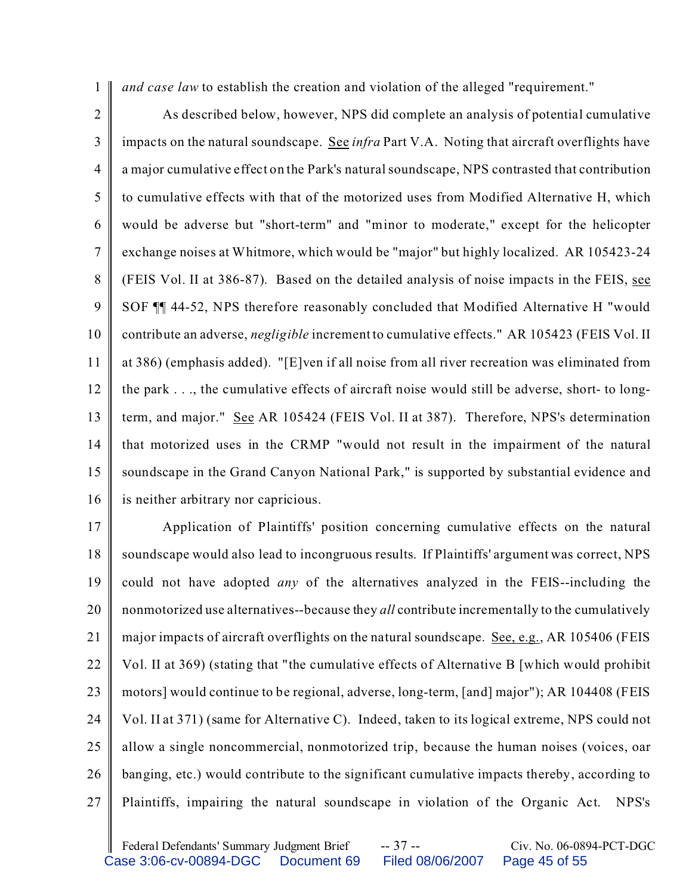*and case law* to establish the creation and violation of the alleged "requirement."

As described below, however, NPS did complete an analysis of potential cumulative impacts on the natural soundscape. See *infra* Part V.A. Noting that aircraft overflights have a major cumulative effect on the Park's natural soundscape, NPS contrasted that contribution to cumulative effects with that of the motorized uses from Modified Alternative H, which would be adverse but "short-term" and "minor to moderate," except for the helicopter exchange noises at Whitmore, which would be "major" but highly localized. AR 105423-24 (FEIS Vol. II at 386-87). Based on the detailed analysis of noise impacts in the FEIS, see SOF ¶¶ 44-52, NPS therefore reasonably concluded that Modified Alternative H "would contribute an adverse, *negligible* increment to cumulative effects." AR 105423 (FEIS Vol. II at 386) (emphasis added). "[E]ven if all noise from all river recreation was eliminated from the park . . ., the cumulative effects of aircraft noise would still be adverse, short- to long-term, and major." See AR 105424 (FEIS Vol. II at 387). Therefore, NPS's determination that motorized uses in the CRMP "would not result in the impairment of the natural soundscape in the Grand Canyon National Park," is supported by substantial evidence and is neither arbitrary nor capricious.

Application of Plaintiffs' position concerning cumulative effects on the natural soundscape would also lead to incongruous results. If Plaintiffs' argument was correct, NPS could not have adopted *any* of the alternatives analyzed in the FEIS--including the nonmotorized use alternatives--because they *all* contribute incrementally to the cumulatively major impacts of aircraft overflights on the natural soundscape. See, e.g., AR 105406 (FEIS Vol. II at 369) (stating that "the cumulative effects of Alternative B [which would prohibit motors] would continue to be regional, adverse, long-term, [and] major"); AR 104408 (FEIS Vol. II at 371) (same for Alternative C). Indeed, taken to its logical extreme, NPS could not allow a single noncommercial, nonmotorized trip, because the human noises (voices, oar banging, etc.) would contribute to the significant cumulative impacts thereby, according to Plaintiffs, impairing the natural soundscape in violation of the Organic Act. NPS's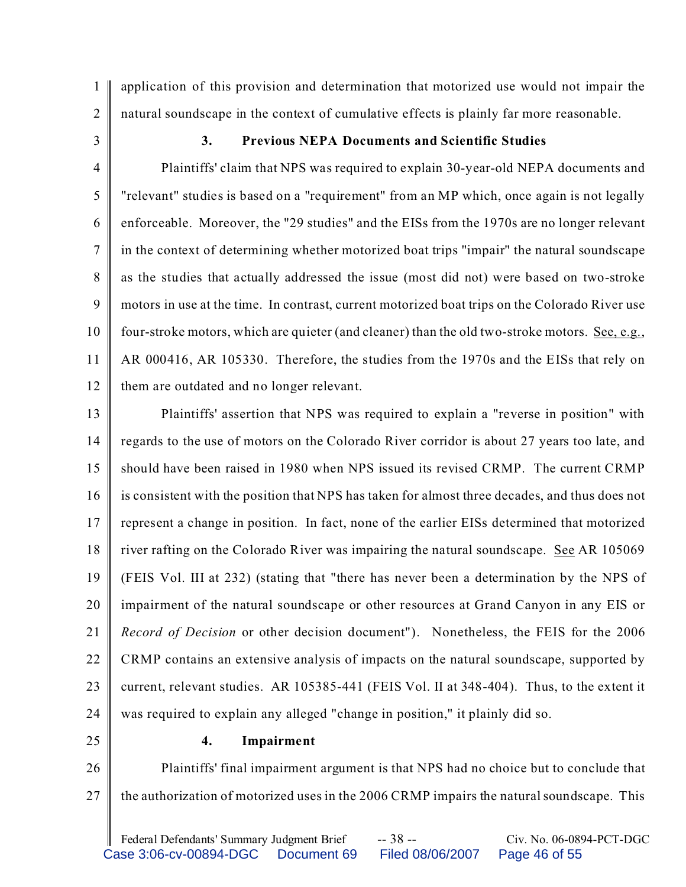application of this provision and determination that motorized use would not impair the natural soundscape in the context of cumulative effects is plainly far more reasonable.

### 3. Previous NEPA Documents and Scientific Studies

Plaintiffs' claim that NPS was required to explain 30-year-old NEPA documents and "relevant" studies is based on a "requirement" from an MP which, once again is not legally enforceable. Moreover, the "29 studies" and the EISs from the 1970s are no longer relevant in the context of determining whether motorized boat trips "impair" the natural soundscape as the studies that actually addressed the issue (most did not) were based on two-stroke motors in use at the time. In contrast, current motorized boat trips on the Colorado River use four-stroke motors, which are quieter (and cleaner) than the old two-stroke motors. See, e.g., AR 000416, AR 105330. Therefore, the studies from the 1970s and the EISs that rely on them are outdated and no longer relevant.

Plaintiffs' assertion that NPS was required to explain a "reverse in position" with regards to the use of motors on the Colorado River corridor is about 27 years too late, and should have been raised in 1980 when NPS issued its revised CRMP. The current CRMP is consistent with the position that NPS has taken for almost three decades, and thus does not represent a change in position. In fact, none of the earlier EISs determined that motorized river rafting on the Colorado River was impairing the natural soundscape. See AR 105069 (FEIS Vol. III at 232) (stating that "there has never been a determination by the NPS of impairment of the natural soundscape or other resources at Grand Canyon in any EIS or *Record of Decision* or other decision document"). Nonetheless, the FEIS for the 2006 CRMP contains an extensive analysis of impacts on the natural soundscape, supported by current, relevant studies. AR 105385-441 (FEIS Vol. II at 348-404). Thus, to the extent it was required to explain any alleged "change in position," it plainly did so.

### 4. Impairment

Plaintiffs' final impairment argument is that NPS had no choice but to conclude that the authorization of motorized uses in the 2006 CRMP impairs the natural soundscape. This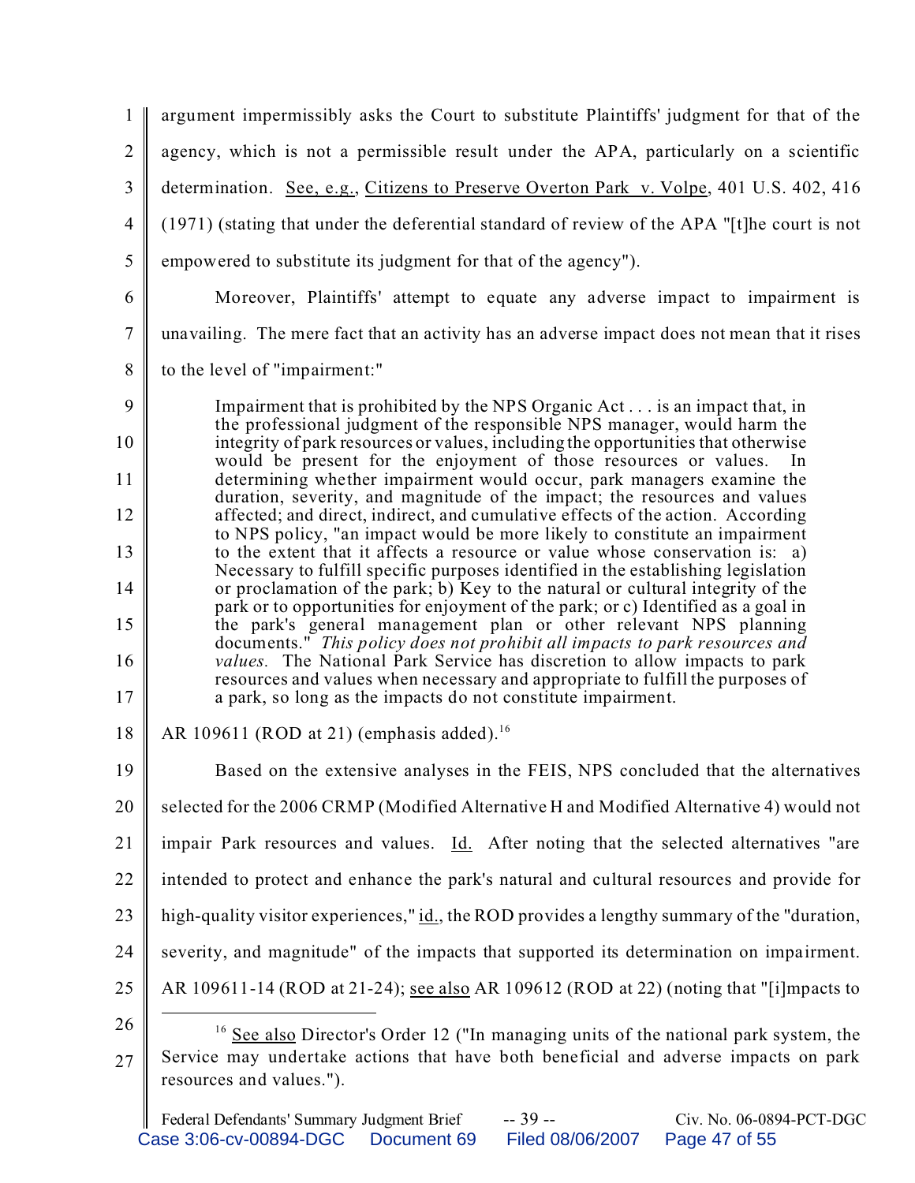argument impermissibly asks the Court to substitute Plaintiffs' judgment for that of the agency, which is not a permissible result under the APA, particularly on a scientific determination. See, e.g., Citizens to Preserve Overton Park v. Volpe, 401 U.S. 402, 416 (1971) (stating that under the deferential standard of review of the APA "[t]he court is not empowered to substitute its judgment for that of the agency").

Moreover, Plaintiffs' attempt to equate any adverse impact to impairment is unavailing. The mere fact that an activity has an adverse impact does not mean that it rises to the level of "impairment:"

> Impairment that is prohibited by the NPS Organic Act . . . is an impact that, in the professional judgment of the responsible NPS manager, would harm the integrity of park resources or values, including the opportunities that otherwise would be present for the enjoyment of those resources or values. In determining whether impairment would occur, park managers examine the duration, severity, and magnitude of the impact; the resources and values affected; and direct, indirect, and cumulative effects of the action. According to NPS policy, "an impact would be more likely to constitute an impairment to the extent that it affects a resource or value whose conservation is: a) Necessary to fulfill specific purposes identified in the establishing legislation or proclamation of the park; b) Key to the natural or cultural integrity of the park or to opportunities for enjoyment of the park; or c) Identified as a goal in the park's general management plan or other relevant NPS planning documents." *This policy does not prohibit all impacts to park resources and values.* The National Park Service has discretion to allow impacts to park resources and values when necessary and appropriate to fulfill the purposes of a park, so long as the impacts do not constitute impairment.

AR 109611 (ROD at 21) (emphasis added).[16]

Based on the extensive analyses in the FEIS, NPS concluded that the alternatives selected for the 2006 CRMP (Modified Alternative H and Modified Alternative 4) would not impair Park resources and values. Id. After noting that the selected alternatives "are intended to protect and enhance the park's natural and cultural resources and provide for high-quality visitor experiences," id., the ROD provides a lengthy summary of the "duration, severity, and magnitude" of the impacts that supported its determination on impairment. AR 109611-14 (ROD at 21-24); see also AR 109612 (ROD at 22) (noting that "[i]mpacts to

---

[16] See also Director's Order 12 ("In managing units of the national park system, the Service may undertake actions that have both beneficial and adverse impacts on park resources and values.").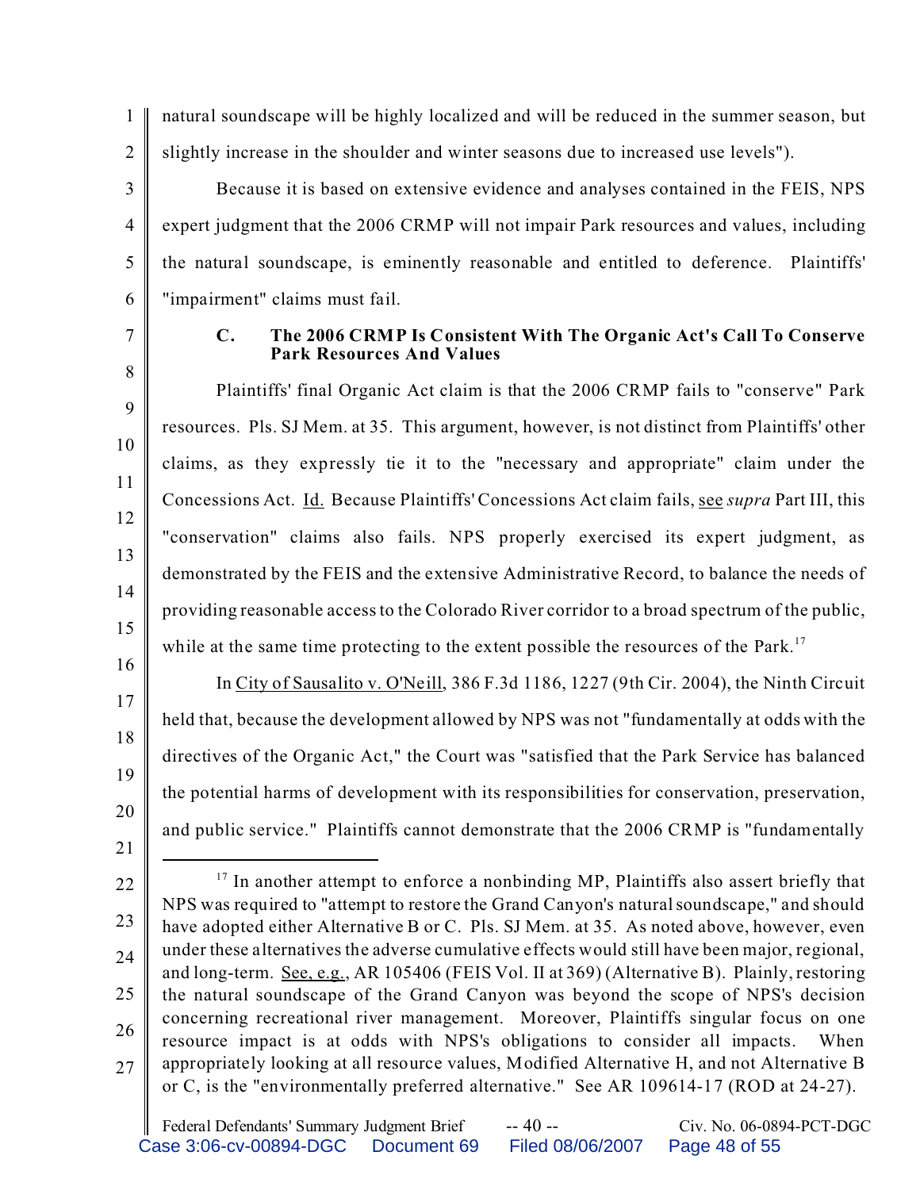natural soundscape will be highly localized and will be reduced in the summer season, but slightly increase in the shoulder and winter seasons due to increased use levels").

Because it is based on extensive evidence and analyses contained in the FEIS, NPS expert judgment that the 2006 CRMP will not impair Park resources and values, including the natural soundscape, is eminently reasonable and entitled to deference. Plaintiffs' "impairment" claims must fail.

### C. The 2006 CRMP Is Consistent With The Organic Act's Call To Conserve Park Resources And Values

Plaintiffs' final Organic Act claim is that the 2006 CRMP fails to "conserve" Park resources. Pls. SJ Mem. at 35. This argument, however, is not distinct from Plaintiffs' other claims, as they expressly tie it to the "necessary and appropriate" claim under the Concessions Act. Id. Because Plaintiffs' Concessions Act claim fails, see *supra* Part III, this "conservation" claims also fails. NPS properly exercised its expert judgment, as demonstrated by the FEIS and the extensive Administrative Record, to balance the needs of providing reasonable access to the Colorado River corridor to a broad spectrum of the public, while at the same time protecting to the extent possible the resources of the Park.[17]

In City of Sausalito v. O'Neill, 386 F.3d 1186, 1227 (9th Cir. 2004), the Ninth Circuit held that, because the development allowed by NPS was not "fundamentally at odds with the directives of the Organic Act," the Court was "satisfied that the Park Service has balanced the potential harms of development with its responsibilities for conservation, preservation, and public service." Plaintiffs cannot demonstrate that the 2006 CRMP is "fundamentally

---

[17] In another attempt to enforce a nonbinding MP, Plaintiffs also assert briefly that NPS was required to "attempt to restore the Grand Canyon's natural soundscape," and should have adopted either Alternative B or C. Pls. SJ Mem. at 35. As noted above, however, even under these alternatives the adverse cumulative effects would still have been major, regional, and long-term. See, e.g., AR 105406 (FEIS Vol. II at 369) (Alternative B). Plainly, restoring the natural soundscape of the Grand Canyon was beyond the scope of NPS's decision concerning recreational river management. Moreover, Plaintiffs singular focus on one resource impact is at odds with NPS's obligations to consider all impacts. When appropriately looking at all resource values, Modified Alternative H, and not Alternative B or C, is the "environmentally preferred alternative." See AR 109614-17 (ROD at 24-27).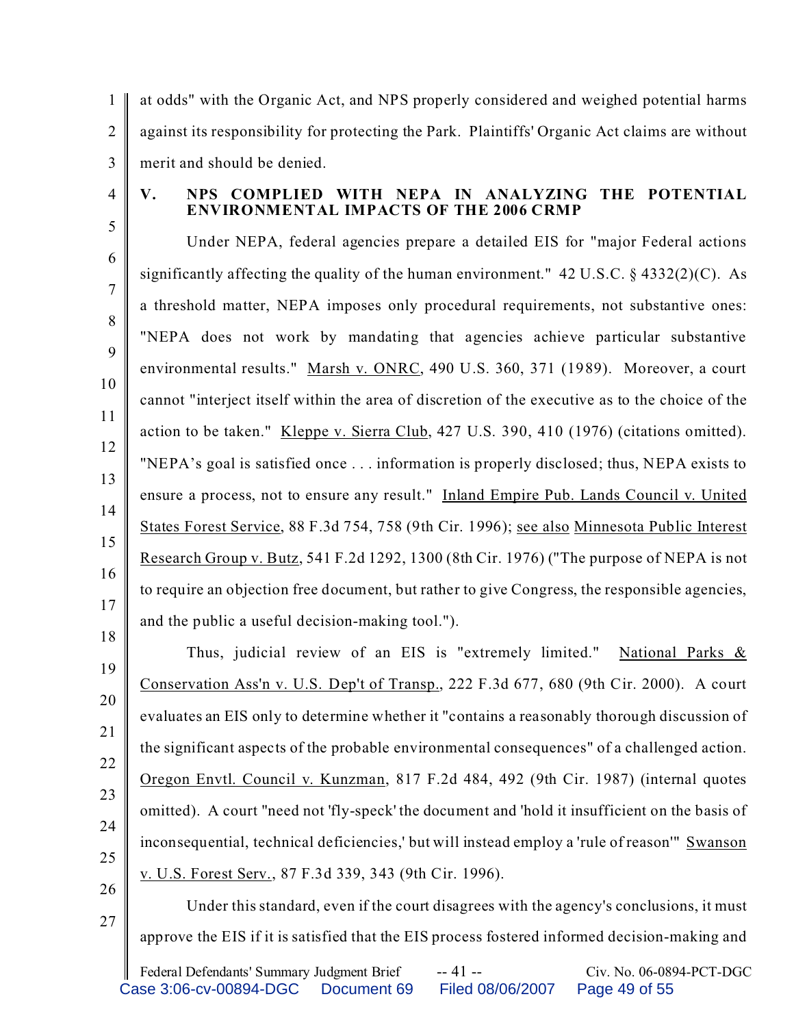at odds" with the Organic Act, and NPS properly considered and weighed potential harms against its responsibility for protecting the Park. Plaintiffs' Organic Act claims are without merit and should be denied.

## V. NPS COMPLIED WITH NEPA IN ANALYZING THE POTENTIAL ENVIRONMENTAL IMPACTS OF THE 2006 CRMP

Under NEPA, federal agencies prepare a detailed EIS for "major Federal actions significantly affecting the quality of the human environment." 42 U.S.C. § 4332(2)(C). As a threshold matter, NEPA imposes only procedural requirements, not substantive ones: "NEPA does not work by mandating that agencies achieve particular substantive environmental results." Marsh v. ONRC, 490 U.S. 360, 371 (1989). Moreover, a court cannot "interject itself within the area of discretion of the executive as to the choice of the action to be taken." Kleppe v. Sierra Club, 427 U.S. 390, 410 (1976) (citations omitted). "NEPA's goal is satisfied once . . . information is properly disclosed; thus, NEPA exists to ensure a process, not to ensure any result." Inland Empire Pub. Lands Council v. United States Forest Service, 88 F.3d 754, 758 (9th Cir. 1996); see also Minnesota Public Interest Research Group v. Butz, 541 F.2d 1292, 1300 (8th Cir. 1976) ("The purpose of NEPA is not to require an objection free document, but rather to give Congress, the responsible agencies, and the public a useful decision-making tool.").

Thus, judicial review of an EIS is "extremely limited." National Parks & Conservation Ass'n v. U.S. Dep't of Transp., 222 F.3d 677, 680 (9th Cir. 2000). A court evaluates an EIS only to determine whether it "contains a reasonably thorough discussion of the significant aspects of the probable environmental consequences" of a challenged action. Oregon Envtl. Council v. Kunzman, 817 F.2d 484, 492 (9th Cir. 1987) (internal quotes omitted). A court "need not 'fly-speck' the document and 'hold it insufficient on the basis of inconsequential, technical deficiencies,' but will instead employ a 'rule of reason'" Swanson v. U.S. Forest Serv., 87 F.3d 339, 343 (9th Cir. 1996).

Under this standard, even if the court disagrees with the agency's conclusions, it must approve the EIS if it is satisfied that the EIS process fostered informed decision-making and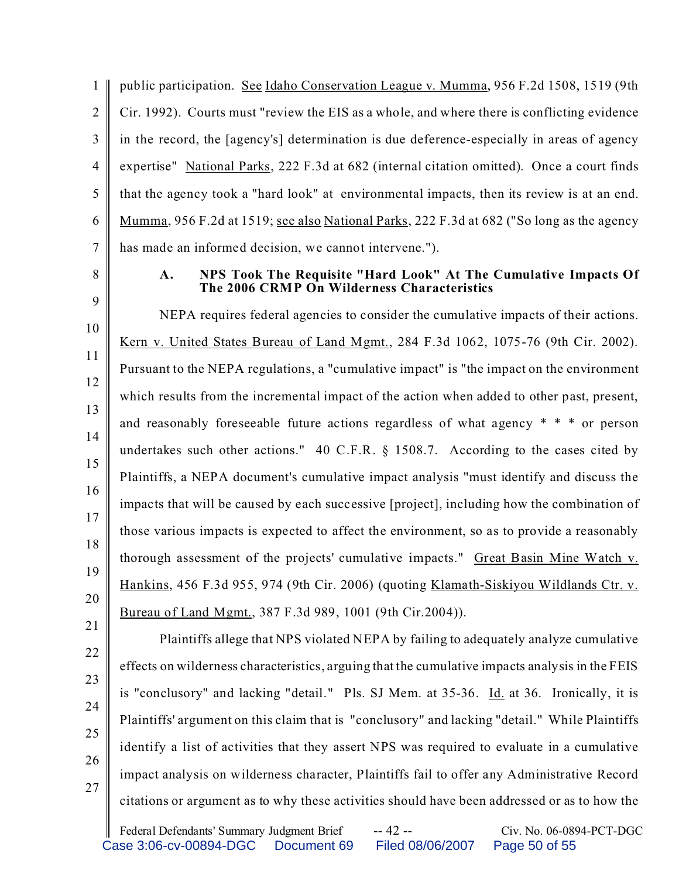public participation. See Idaho Conservation League v. Mumma, 956 F.2d 1508, 1519 (9th Cir. 1992). Courts must "review the EIS as a whole, and where there is conflicting evidence in the record, the [agency's] determination is due deference-especially in areas of agency expertise" National Parks, 222 F.3d at 682 (internal citation omitted). Once a court finds that the agency took a "hard look" at environmental impacts, then its review is at an end. Mumma, 956 F.2d at 1519; see also National Parks, 222 F.3d at 682 ("So long as the agency has made an informed decision, we cannot intervene.").

### A. NPS Took The Requisite "Hard Look" At The Cumulative Impacts Of The 2006 CRMP On Wilderness Characteristics

NEPA requires federal agencies to consider the cumulative impacts of their actions. Kern v. United States Bureau of Land Mgmt., 284 F.3d 1062, 1075-76 (9th Cir. 2002). Pursuant to the NEPA regulations, a "cumulative impact" is "the impact on the environment which results from the incremental impact of the action when added to other past, present, and reasonably foreseeable future actions regardless of what agency * * * or person undertakes such other actions." 40 C.F.R. § 1508.7. According to the cases cited by Plaintiffs, a NEPA document's cumulative impact analysis "must identify and discuss the impacts that will be caused by each successive [project], including how the combination of those various impacts is expected to affect the environment, so as to provide a reasonably thorough assessment of the projects' cumulative impacts." Great Basin Mine Watch v. Hankins, 456 F.3d 955, 974 (9th Cir. 2006) (quoting Klamath-Siskiyou Wildlands Ctr. v. Bureau of Land Mgmt., 387 F.3d 989, 1001 (9th Cir.2004)).

Plaintiffs allege that NPS violated NEPA by failing to adequately analyze cumulative effects on wilderness characteristics, arguing that the cumulative impacts analysis in the FEIS is "conclusory" and lacking "detail." Pls. SJ Mem. at 35-36. Id. at 36. Ironically, it is Plaintiffs' argument on this claim that is "conclusory" and lacking "detail." While Plaintiffs identify a list of activities that they assert NPS was required to evaluate in a cumulative impact analysis on wilderness character, Plaintiffs fail to offer any Administrative Record citations or argument as to why these activities should have been addressed or as to how the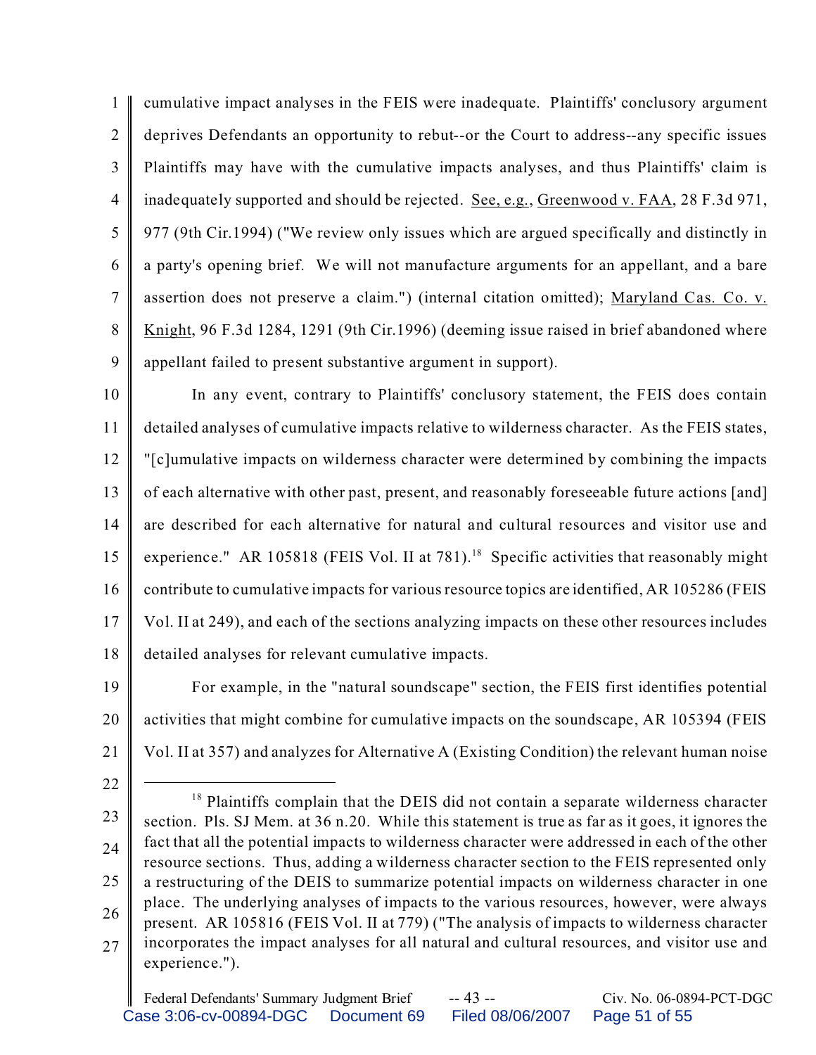cumulative impact analyses in the FEIS were inadequate. Plaintiffs' conclusory argument deprives Defendants an opportunity to rebut--or the Court to address--any specific issues Plaintiffs may have with the cumulative impacts analyses, and thus Plaintiffs' claim is inadequately supported and should be rejected. See, e.g., Greenwood v. FAA, 28 F.3d 971, 977 (9th Cir.1994) ("We review only issues which are argued specifically and distinctly in a party's opening brief. We will not manufacture arguments for an appellant, and a bare assertion does not preserve a claim.") (internal citation omitted); Maryland Cas. Co. v. Knight, 96 F.3d 1284, 1291 (9th Cir.1996) (deeming issue raised in brief abandoned where appellant failed to present substantive argument in support).

In any event, contrary to Plaintiffs' conclusory statement, the FEIS does contain detailed analyses of cumulative impacts relative to wilderness character. As the FEIS states, "[c]umulative impacts on wilderness character were determined by combining the impacts of each alternative with other past, present, and reasonably foreseeable future actions [and] are described for each alternative for natural and cultural resources and visitor use and experience." AR 105818 (FEIS Vol. II at 781).[18] Specific activities that reasonably might contribute to cumulative impacts for various resource topics are identified, AR 105286 (FEIS Vol. II at 249), and each of the sections analyzing impacts on these other resources includes detailed analyses for relevant cumulative impacts.

For example, in the "natural soundscape" section, the FEIS first identifies potential activities that might combine for cumulative impacts on the soundscape, AR 105394 (FEIS Vol. II at 357) and analyzes for Alternative A (Existing Condition) the relevant human noise

---

[18] Plaintiffs complain that the DEIS did not contain a separate wilderness character section. Pls. SJ Mem. at 36 n.20. While this statement is true as far as it goes, it ignores the fact that all the potential impacts to wilderness character were addressed in each of the other resource sections. Thus, adding a wilderness character section to the FEIS represented only a restructuring of the DEIS to summarize potential impacts on wilderness character in one place. The underlying analyses of impacts to the various resources, however, were always present. AR 105816 (FEIS Vol. II at 779) ("The analysis of impacts to wilderness character incorporates the impact analyses for all natural and cultural resources, and visitor use and experience.").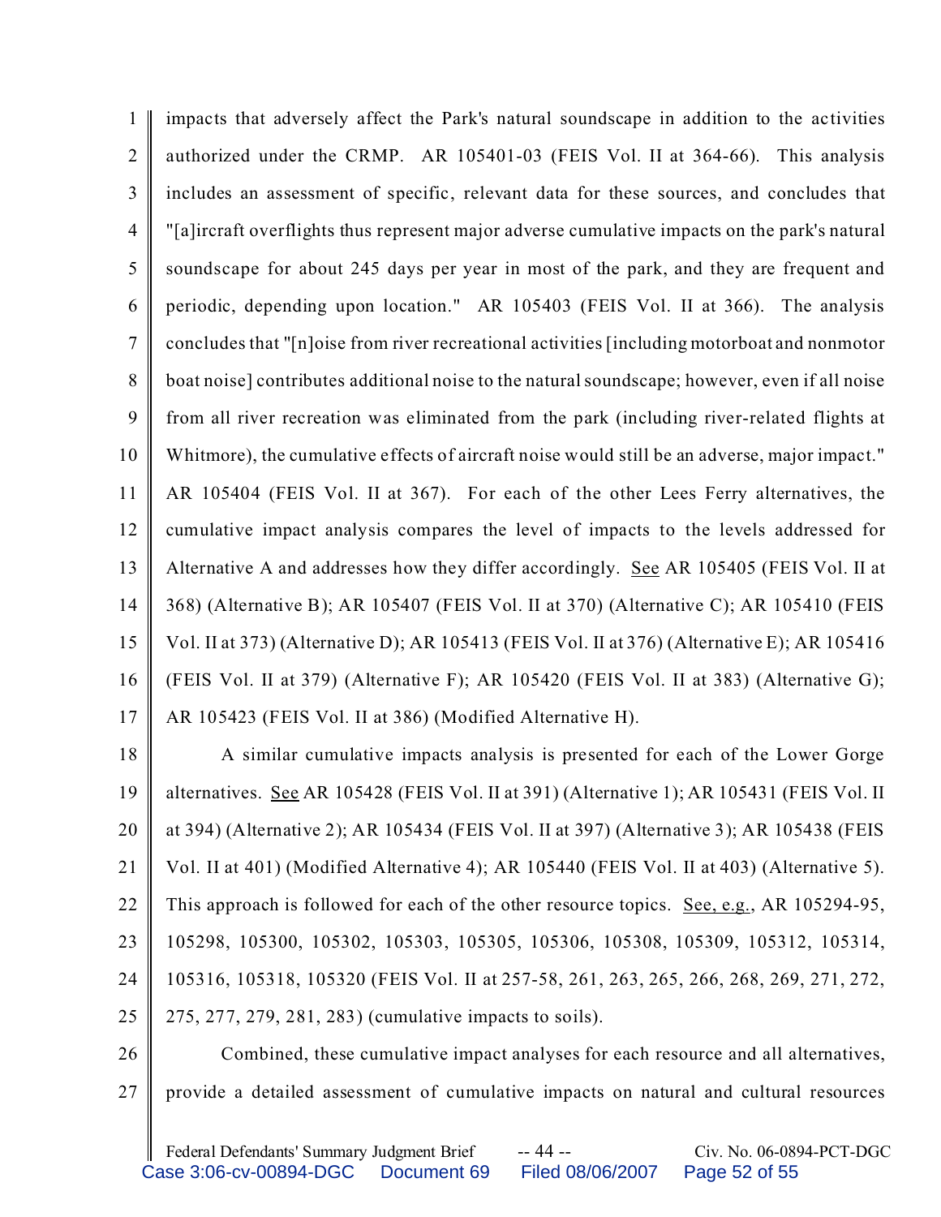impacts that adversely affect the Park's natural soundscape in addition to the activities authorized under the CRMP. AR 105401-03 (FEIS Vol. II at 364-66). This analysis includes an assessment of specific, relevant data for these sources, and concludes that "[a]ircraft overflights thus represent major adverse cumulative impacts on the park's natural soundscape for about 245 days per year in most of the park, and they are frequent and periodic, depending upon location." AR 105403 (FEIS Vol. II at 366). The analysis concludes that "[n]oise from river recreational activities [including motorboat and nonmotor boat noise] contributes additional noise to the natural soundscape; however, even if all noise from all river recreation was eliminated from the park (including river-related flights at Whitmore), the cumulative effects of aircraft noise would still be an adverse, major impact." AR 105404 (FEIS Vol. II at 367). For each of the other Lees Ferry alternatives, the cumulative impact analysis compares the level of impacts to the levels addressed for Alternative A and addresses how they differ accordingly. See AR 105405 (FEIS Vol. II at 368) (Alternative B); AR 105407 (FEIS Vol. II at 370) (Alternative C); AR 105410 (FEIS Vol. II at 373) (Alternative D); AR 105413 (FEIS Vol. II at 376) (Alternative E); AR 105416 (FEIS Vol. II at 379) (Alternative F); AR 105420 (FEIS Vol. II at 383) (Alternative G); AR 105423 (FEIS Vol. II at 386) (Modified Alternative H).

A similar cumulative impacts analysis is presented for each of the Lower Gorge alternatives. See AR 105428 (FEIS Vol. II at 391) (Alternative 1); AR 105431 (FEIS Vol. II at 394) (Alternative 2); AR 105434 (FEIS Vol. II at 397) (Alternative 3); AR 105438 (FEIS Vol. II at 401) (Modified Alternative 4); AR 105440 (FEIS Vol. II at 403) (Alternative 5). This approach is followed for each of the other resource topics. See, e.g., AR 105294-95, 105298, 105300, 105302, 105303, 105305, 105306, 105308, 105309, 105312, 105314, 105316, 105318, 105320 (FEIS Vol. II at 257-58, 261, 263, 265, 266, 268, 269, 271, 272, 275, 277, 279, 281, 283) (cumulative impacts to soils).

Combined, these cumulative impact analyses for each resource and all alternatives, provide a detailed assessment of cumulative impacts on natural and cultural resources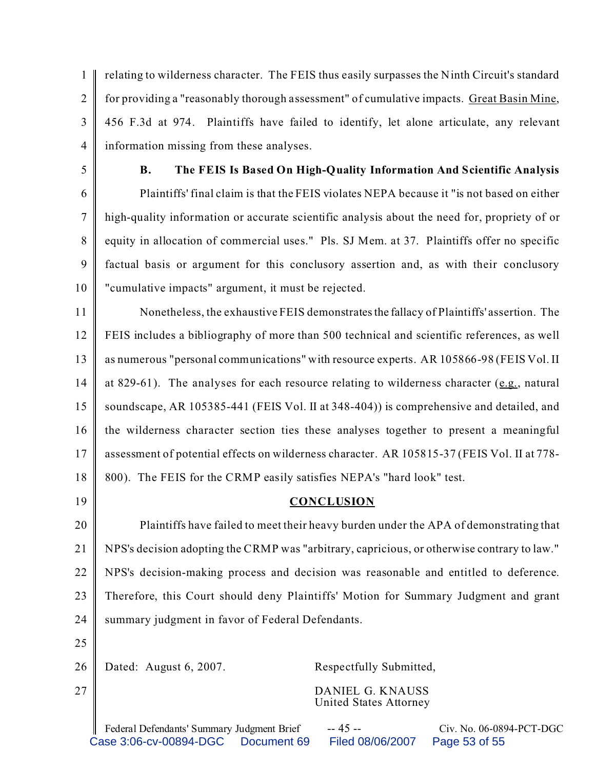relating to wilderness character. The FEIS thus easily surpasses the Ninth Circuit's standard for providing a "reasonably thorough assessment" of cumulative impacts. Great Basin Mine, 456 F.3d at 974. Plaintiffs have failed to identify, let alone articulate, any relevant information missing from these analyses.

### B. The FEIS Is Based On High-Quality Information And Scientific Analysis

Plaintiffs' final claim is that the FEIS violates NEPA because it "is not based on either high-quality information or accurate scientific analysis about the need for, propriety of or equity in allocation of commercial uses." Pls. SJ Mem. at 37. Plaintiffs offer no specific factual basis or argument for this conclusory assertion and, as with their conclusory "cumulative impacts" argument, it must be rejected.

Nonetheless, the exhaustive FEIS demonstrates the fallacy of Plaintiffs' assertion. The FEIS includes a bibliography of more than 500 technical and scientific references, as well as numerous "personal communications" with resource experts. AR 105866-98 (FEIS Vol. II at 829-61). The analyses for each resource relating to wilderness character (e.g., natural soundscape, AR 105385-441 (FEIS Vol. II at 348-404)) is comprehensive and detailed, and the wilderness character section ties these analyses together to present a meaningful assessment of potential effects on wilderness character. AR 105815-37 (FEIS Vol. II at 778-800). The FEIS for the CRMP easily satisfies NEPA's "hard look" test.

## CONCLUSION

Plaintiffs have failed to meet their heavy burden under the APA of demonstrating that NPS's decision adopting the CRMP was "arbitrary, capricious, or otherwise contrary to law." NPS's decision-making process and decision was reasonable and entitled to deference. Therefore, this Court should deny Plaintiffs' Motion for Summary Judgment and grant summary judgment in favor of Federal Defendants.

Dated: August 6, 2007.

Respectfully Submitted,

DANIEL G. KNAUSS
United States Attorney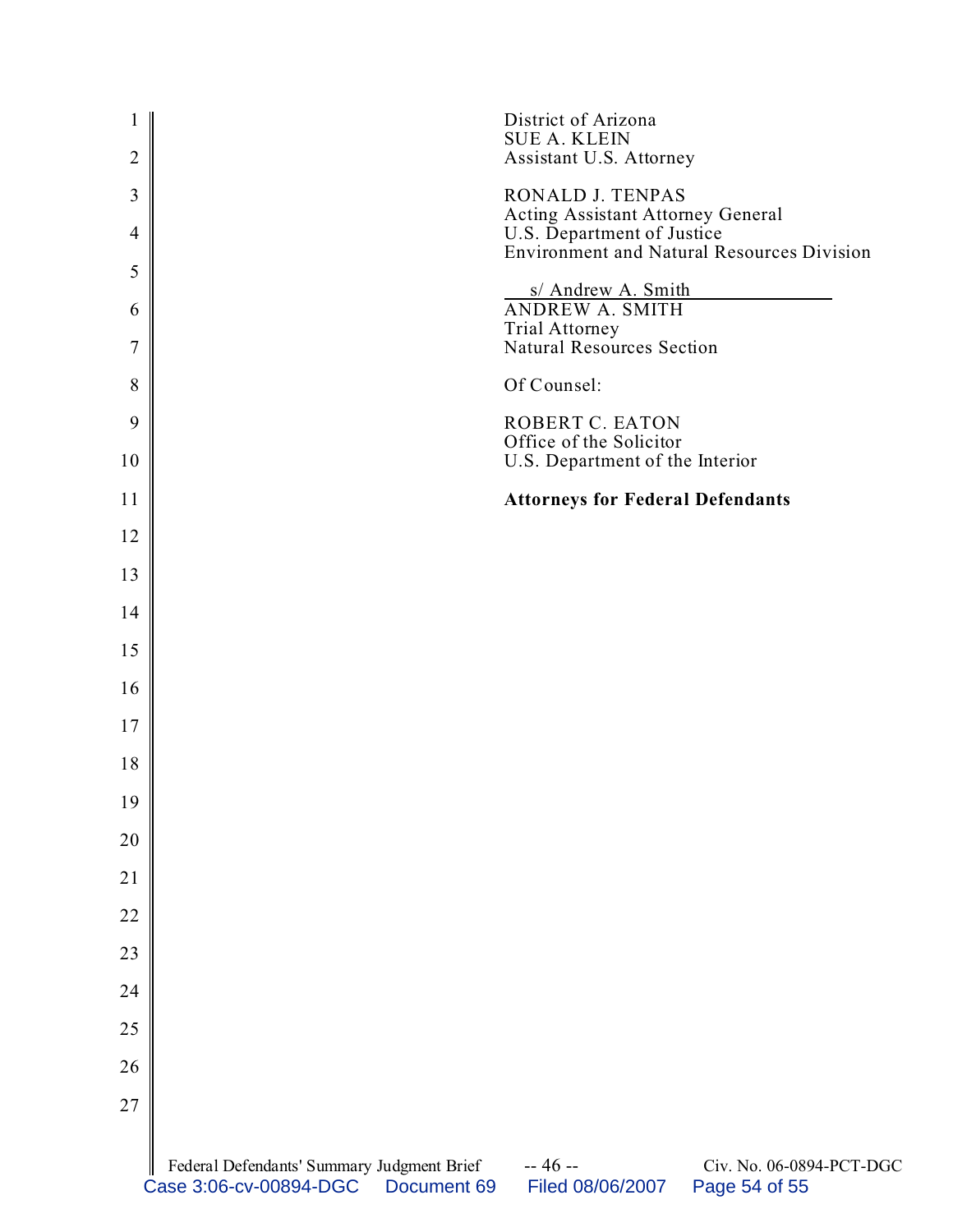District of Arizona
SUE A. KLEIN
Assistant U.S. Attorney

RONALD J. TENPAS
Acting Assistant Attorney General
U.S. Department of Justice
Environment and Natural Resources Division

s/ Andrew A. Smith
ANDREW A. SMITH
Trial Attorney
Natural Resources Section

Of Counsel:

ROBERT C. EATON
Office of the Solicitor
U.S. Department of the Interior

**Attorneys for Federal Defendants**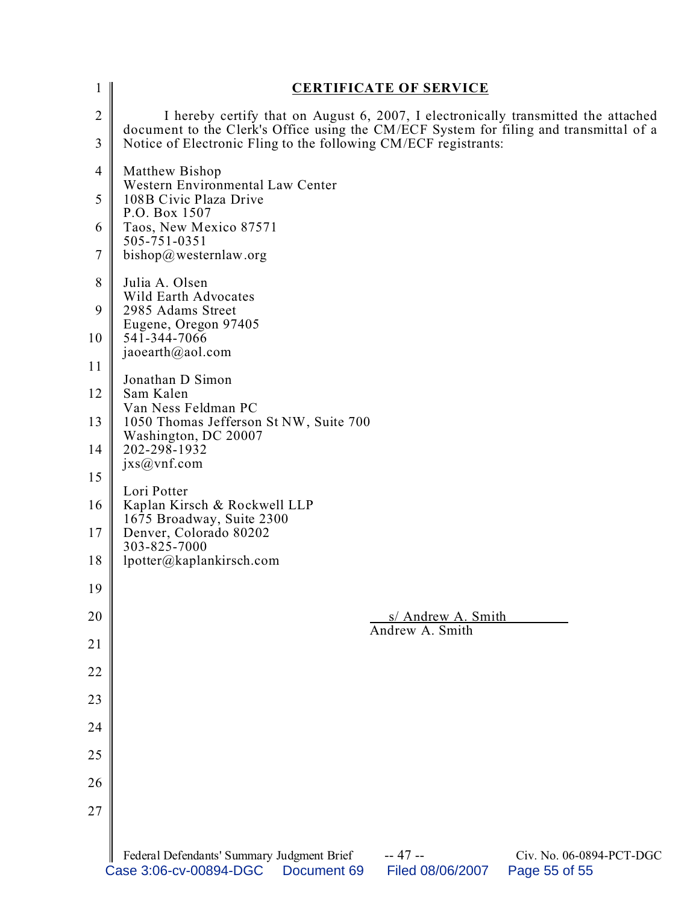## CERTIFICATE OF SERVICE

I hereby certify that on August 6, 2007, I electronically transmitted the attached document to the Clerk's Office using the CM/ECF System for filing and transmittal of a Notice of Electronic Fling to the following CM/ECF registrants:

Matthew Bishop
Western Environmental Law Center
108B Civic Plaza Drive
P.O. Box 1507
Taos, New Mexico 87571
505-751-0351
bishop@westernlaw.org

Julia A. Olsen
Wild Earth Advocates
2985 Adams Street
Eugene, Oregon 97405
541-344-7066
jaoearth@aol.com

Jonathan D Simon
Sam Kalen
Van Ness Feldman PC
1050 Thomas Jefferson St NW, Suite 700
Washington, DC 20007
202-298-1932
jxs@vnf.com

Lori Potter
Kaplan Kirsch & Rockwell LLP
1675 Broadway, Suite 2300
Denver, Colorado 80202
303-825-7000
lpotter@kaplankirsch.com

s/ Andrew A. Smith
Andrew A. Smith